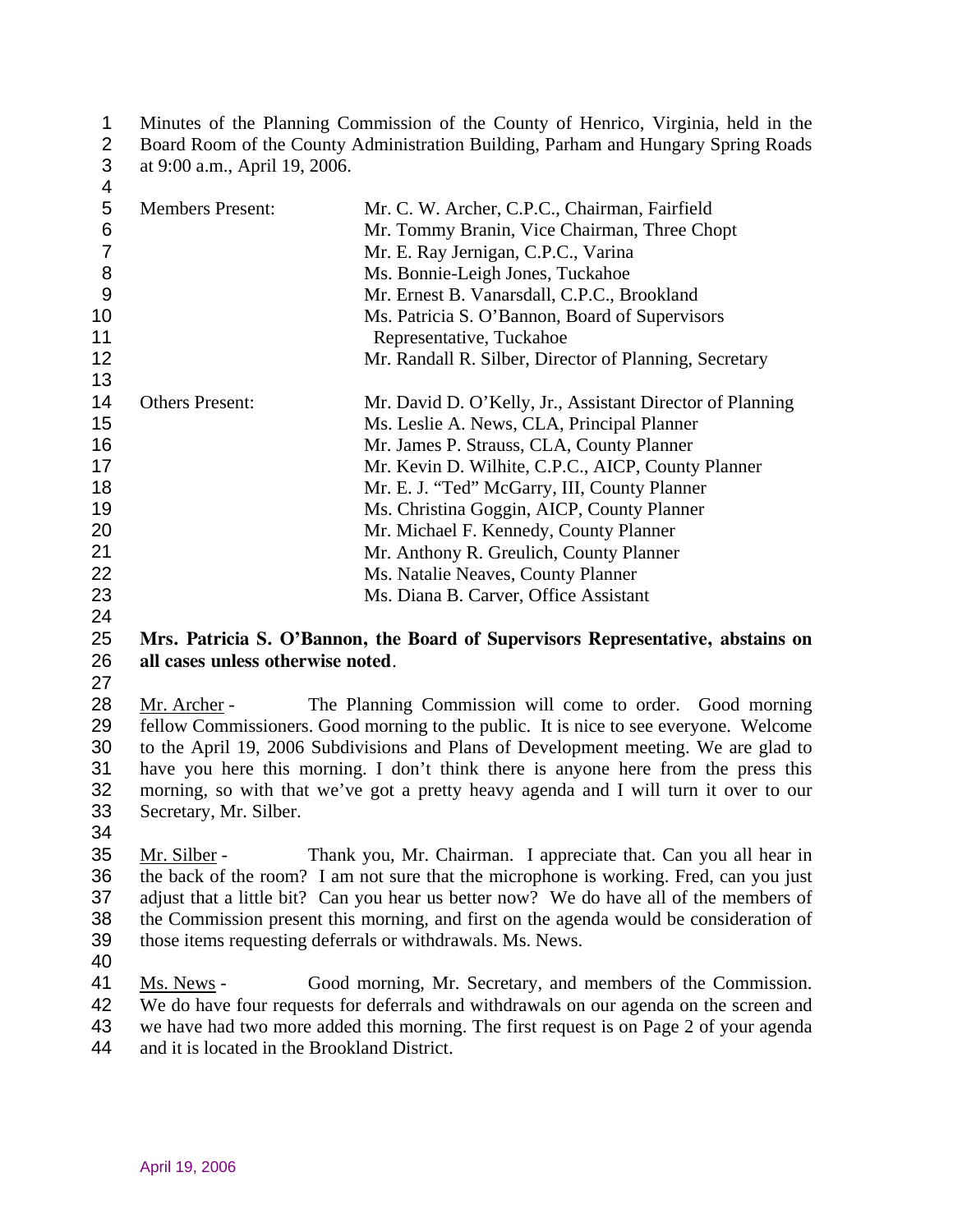Minutes of the Planning Commission of the County of Henrico, Virginia, held in the Board Room of the County Administration Building, Parham and Hungary Spring Roads at 9:00 a.m., April 19, 2006.

| | |
|---|---|
| Members Present: | Mr. C. W. Archer, C.P.C., Chairman, Fairfield |
| | Mr. Tommy Branin, Vice Chairman, Three Chopt |
| | Mr. E. Ray Jernigan, C.P.C., Varina |
| | Ms. Bonnie-Leigh Jones, Tuckahoe |
| | Mr. Ernest B. Vanarsdall, C.P.C., Brookland |
| | Ms. Patricia S. O'Bannon, Board of Supervisors Representative, Tuckahoe |
| | Mr. Randall R. Silber, Director of Planning, Secretary |
| Others Present: | Mr. David D. O'Kelly, Jr., Assistant Director of Planning |
| | Ms. Leslie A. News, CLA, Principal Planner |
| | Mr. James P. Strauss, CLA, County Planner |
| | Mr. Kevin D. Wilhite, C.P.C., AICP, County Planner |
| | Mr. E. J. "Ted" McGarry, III, County Planner |
| | Ms. Christina Goggin, AICP, County Planner |
| | Mr. Michael F. Kennedy, County Planner |
| | Mr. Anthony R. Greulich, County Planner |
| | Ms. Natalie Neaves, County Planner |
| | Ms. Diana B. Carver, Office Assistant |

**Mrs. Patricia S. O'Bannon, the Board of Supervisors Representative, abstains on all cases unless otherwise noted**.

Mr. Archer - The Planning Commission will come to order. Good morning fellow Commissioners. Good morning to the public. It is nice to see everyone. Welcome to the April 19, 2006 Subdivisions and Plans of Development meeting. We are glad to have you here this morning. I don't think there is anyone here from the press this morning, so with that we've got a pretty heavy agenda and I will turn it over to our Secretary, Mr. Silber.

Mr. Silber - Thank you, Mr. Chairman. I appreciate that. Can you all hear in the back of the room? I am not sure that the microphone is working. Fred, can you just adjust that a little bit? Can you hear us better now? We do have all of the members of the Commission present this morning, and first on the agenda would be consideration of those items requesting deferrals or withdrawals. Ms. News.

Ms. News - Good morning, Mr. Secretary, and members of the Commission. We do have four requests for deferrals and withdrawals on our agenda on the screen and we have had two more added this morning. The first request is on Page 2 of your agenda and it is located in the Brookland District.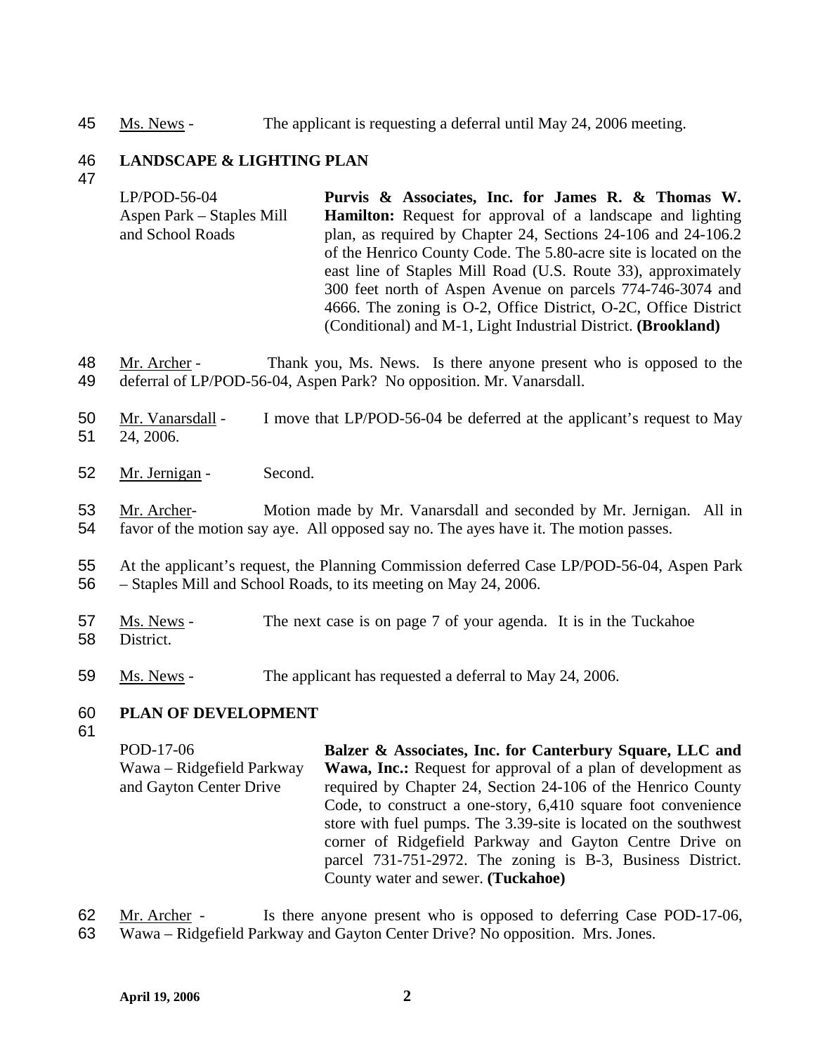Ms. News - The applicant is requesting a deferral until May 24, 2006 meeting.

**LANDSCAPE & LIGHTING PLAN**

| | |
|---|---|
| LP/POD-56-04<br>Aspen Park – Staples Mill and School Roads | **Purvis & Associates, Inc. for James R. & Thomas W. Hamilton:** Request for approval of a landscape and lighting plan, as required by Chapter 24, Sections 24-106 and 24-106.2 of the Henrico County Code. The 5.80-acre site is located on the east line of Staples Mill Road (U.S. Route 33), approximately 300 feet north of Aspen Avenue on parcels 774-746-3074 and 4666. The zoning is O-2, Office District, O-2C, Office District (Conditional) and M-1, Light Industrial District. **(Brookland)** |

Mr. Archer - Thank you, Ms. News. Is there anyone present who is opposed to the deferral of LP/POD-56-04, Aspen Park? No opposition. Mr. Vanarsdall.

Mr. Vanarsdall - I move that LP/POD-56-04 be deferred at the applicant's request to May 24, 2006.

Mr. Jernigan - Second.

Mr. Archer- Motion made by Mr. Vanarsdall and seconded by Mr. Jernigan. All in favor of the motion say aye. All opposed say no. The ayes have it. The motion passes.

At the applicant's request, the Planning Commission deferred Case LP/POD-56-04, Aspen Park – Staples Mill and School Roads, to its meeting on May 24, 2006.

Ms. News - The next case is on page 7 of your agenda. It is in the Tuckahoe District.

Ms. News - The applicant has requested a deferral to May 24, 2006.

**PLAN OF DEVELOPMENT**

| | |
|---|---|
| POD-17-06<br>Wawa – Ridgefield Parkway and Gayton Center Drive | **Balzer & Associates, Inc. for Canterbury Square, LLC and Wawa, Inc.:** Request for approval of a plan of development as required by Chapter 24, Section 24-106 of the Henrico County Code, to construct a one-story, 6,410 square foot convenience store with fuel pumps. The 3.39-site is located on the southwest corner of Ridgefield Parkway and Gayton Centre Drive on parcel 731-751-2972. The zoning is B-3, Business District. County water and sewer. **(Tuckahoe)** |

Mr. Archer - Is there anyone present who is opposed to deferring Case POD-17-06, Wawa – Ridgefield Parkway and Gayton Center Drive? No opposition. Mrs. Jones.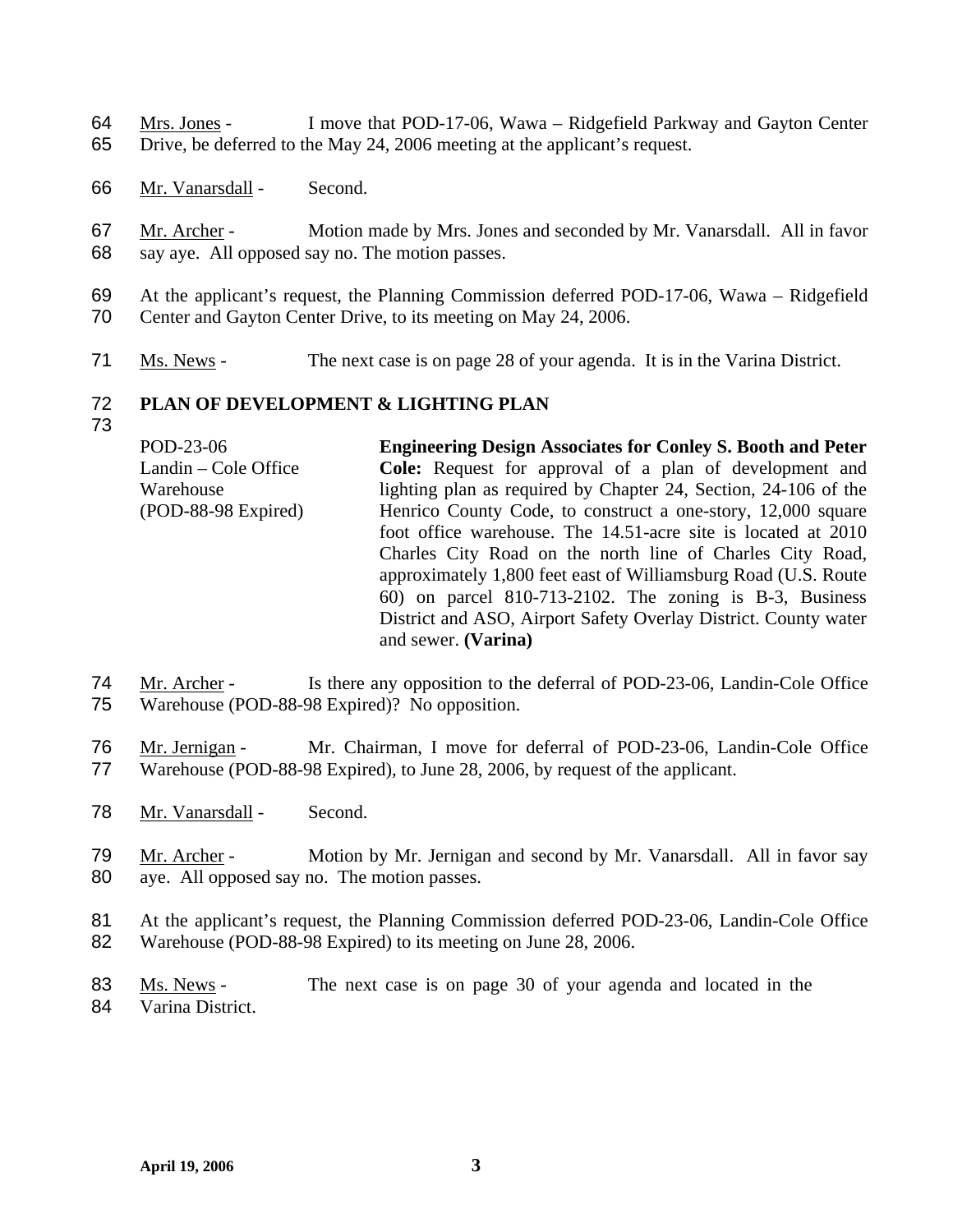64 Mrs. Jones - I move that POD-17-06, Wawa – Ridgefield Parkway and Gayton Center
65 Drive, be deferred to the May 24, 2006 meeting at the applicant's request.

66 Mr. Vanarsdall - Second.

67 Mr. Archer - Motion made by Mrs. Jones and seconded by Mr. Vanarsdall. All in favor
68 say aye. All opposed say no. The motion passes.

69 At the applicant's request, the Planning Commission deferred POD-17-06, Wawa – Ridgefield
70 Center and Gayton Center Drive, to its meeting on May 24, 2006.

71 Ms. News - The next case is on page 28 of your agenda. It is in the Varina District.

72 **PLAN OF DEVELOPMENT & LIGHTING PLAN**
73

| | |
|---|---|
| POD-23-06<br>Landin – Cole Office Warehouse<br>(POD-88-98 Expired) | **Engineering Design Associates for Conley S. Booth and Peter Cole:** Request for approval of a plan of development and lighting plan as required by Chapter 24, Section, 24-106 of the Henrico County Code, to construct a one-story, 12,000 square foot office warehouse. The 14.51-acre site is located at 2010 Charles City Road on the north line of Charles City Road, approximately 1,800 feet east of Williamsburg Road (U.S. Route 60) on parcel 810-713-2102. The zoning is B-3, Business District and ASO, Airport Safety Overlay District. County water and sewer. **(Varina)** |

74 Mr. Archer - Is there any opposition to the deferral of POD-23-06, Landin-Cole Office
75 Warehouse (POD-88-98 Expired)? No opposition.

76 Mr. Jernigan - Mr. Chairman, I move for deferral of POD-23-06, Landin-Cole Office
77 Warehouse (POD-88-98 Expired), to June 28, 2006, by request of the applicant.

78 Mr. Vanarsdall - Second.

79 Mr. Archer - Motion by Mr. Jernigan and second by Mr. Vanarsdall. All in favor say
80 aye. All opposed say no. The motion passes.

81 At the applicant's request, the Planning Commission deferred POD-23-06, Landin-Cole Office
82 Warehouse (POD-88-98 Expired) to its meeting on June 28, 2006.

83 Ms. News - The next case is on page 30 of your agenda and located in the
84 Varina District.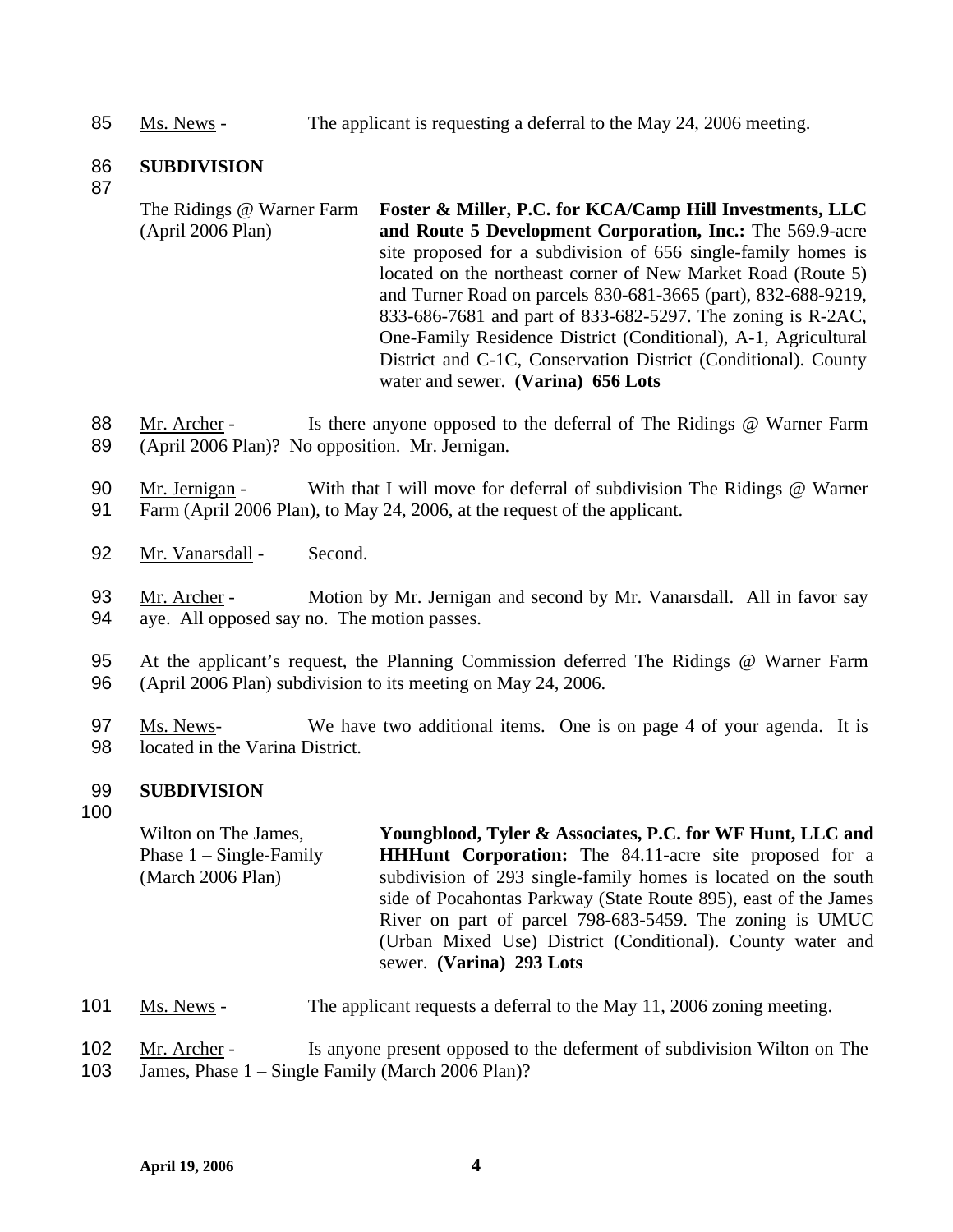85 Ms. News - The applicant is requesting a deferral to the May 24, 2006 meeting.

86 **SUBDIVISION**

87

The Ridings @ Warner Farm (April 2006 Plan)

**Foster & Miller, P.C. for KCA/Camp Hill Investments, LLC and Route 5 Development Corporation, Inc.:** The 569.9-acre site proposed for a subdivision of 656 single-family homes is located on the northeast corner of New Market Road (Route 5) and Turner Road on parcels 830-681-3665 (part), 832-688-9219, 833-686-7681 and part of 833-682-5297. The zoning is R-2AC, One-Family Residence District (Conditional), A-1, Agricultural District and C-1C, Conservation District (Conditional). County water and sewer. **(Varina) 656 Lots**

88 Mr. Archer - Is there anyone opposed to the deferral of The Ridings @ Warner Farm
89 (April 2006 Plan)? No opposition. Mr. Jernigan.

90 Mr. Jernigan - With that I will move for deferral of subdivision The Ridings @ Warner
91 Farm (April 2006 Plan), to May 24, 2006, at the request of the applicant.

92 Mr. Vanarsdall - Second.

93 Mr. Archer - Motion by Mr. Jernigan and second by Mr. Vanarsdall. All in favor say
94 aye. All opposed say no. The motion passes.

95 At the applicant's request, the Planning Commission deferred The Ridings @ Warner Farm
96 (April 2006 Plan) subdivision to its meeting on May 24, 2006.

97 Ms. News- We have two additional items. One is on page 4 of your agenda. It is
98 located in the Varina District.

99 **SUBDIVISION**

100

Wilton on The James, Phase 1 – Single-Family (March 2006 Plan)

**Youngblood, Tyler & Associates, P.C. for WF Hunt, LLC and HHHunt Corporation:** The 84.11-acre site proposed for a subdivision of 293 single-family homes is located on the south side of Pocahontas Parkway (State Route 895), east of the James River on part of parcel 798-683-5459. The zoning is UMUC (Urban Mixed Use) District (Conditional). County water and sewer. **(Varina) 293 Lots**

101 Ms. News - The applicant requests a deferral to the May 11, 2006 zoning meeting.

102 Mr. Archer - Is anyone present opposed to the deferment of subdivision Wilton on The
103 James, Phase 1 – Single Family (March 2006 Plan)?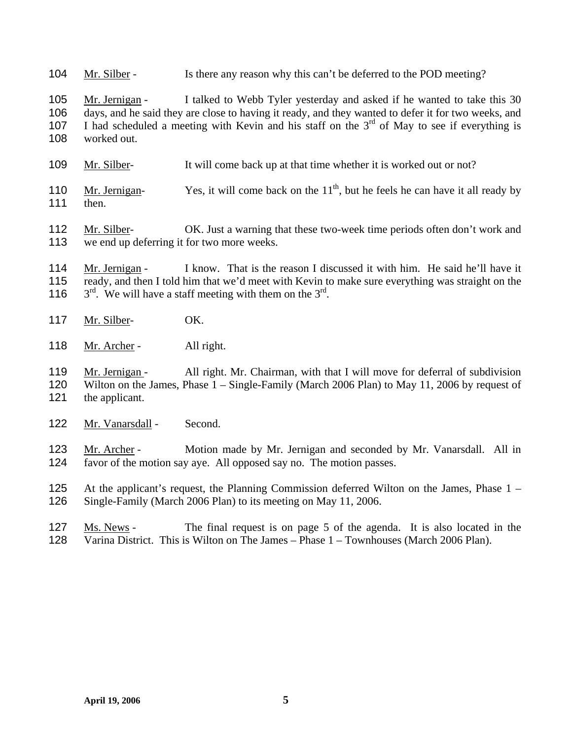104 Mr. Silber - Is there any reason why this can't be deferred to the POD meeting?

105 Mr. Jernigan - I talked to Webb Tyler yesterday and asked if he wanted to take this 30
106 days, and he said they are close to having it ready, and they wanted to defer it for two weeks, and
107 I had scheduled a meeting with Kevin and his staff on the 3rd of May to see if everything is
108 worked out.

109 Mr. Silber- It will come back up at that time whether it is worked out or not?

110 Mr. Jernigan- Yes, it will come back on the 11th, but he feels he can have it all ready by
111 then.

112 Mr. Silber- OK. Just a warning that these two-week time periods often don't work and
113 we end up deferring it for two more weeks.

114 Mr. Jernigan - I know. That is the reason I discussed it with him. He said he'll have it
115 ready, and then I told him that we'd meet with Kevin to make sure everything was straight on the
116 3rd. We will have a staff meeting with them on the 3rd.

117 Mr. Silber- OK.

118 Mr. Archer - All right.

119 Mr. Jernigan - All right. Mr. Chairman, with that I will move for deferral of subdivision
120 Wilton on the James, Phase 1 – Single-Family (March 2006 Plan) to May 11, 2006 by request of
121 the applicant.

122 Mr. Vanarsdall - Second.

123 Mr. Archer - Motion made by Mr. Jernigan and seconded by Mr. Vanarsdall. All in
124 favor of the motion say aye. All opposed say no. The motion passes.

125 At the applicant's request, the Planning Commission deferred Wilton on the James, Phase 1 –
126 Single-Family (March 2006 Plan) to its meeting on May 11, 2006.

127 Ms. News - The final request is on page 5 of the agenda. It is also located in the
128 Varina District. This is Wilton on The James – Phase 1 – Townhouses (March 2006 Plan).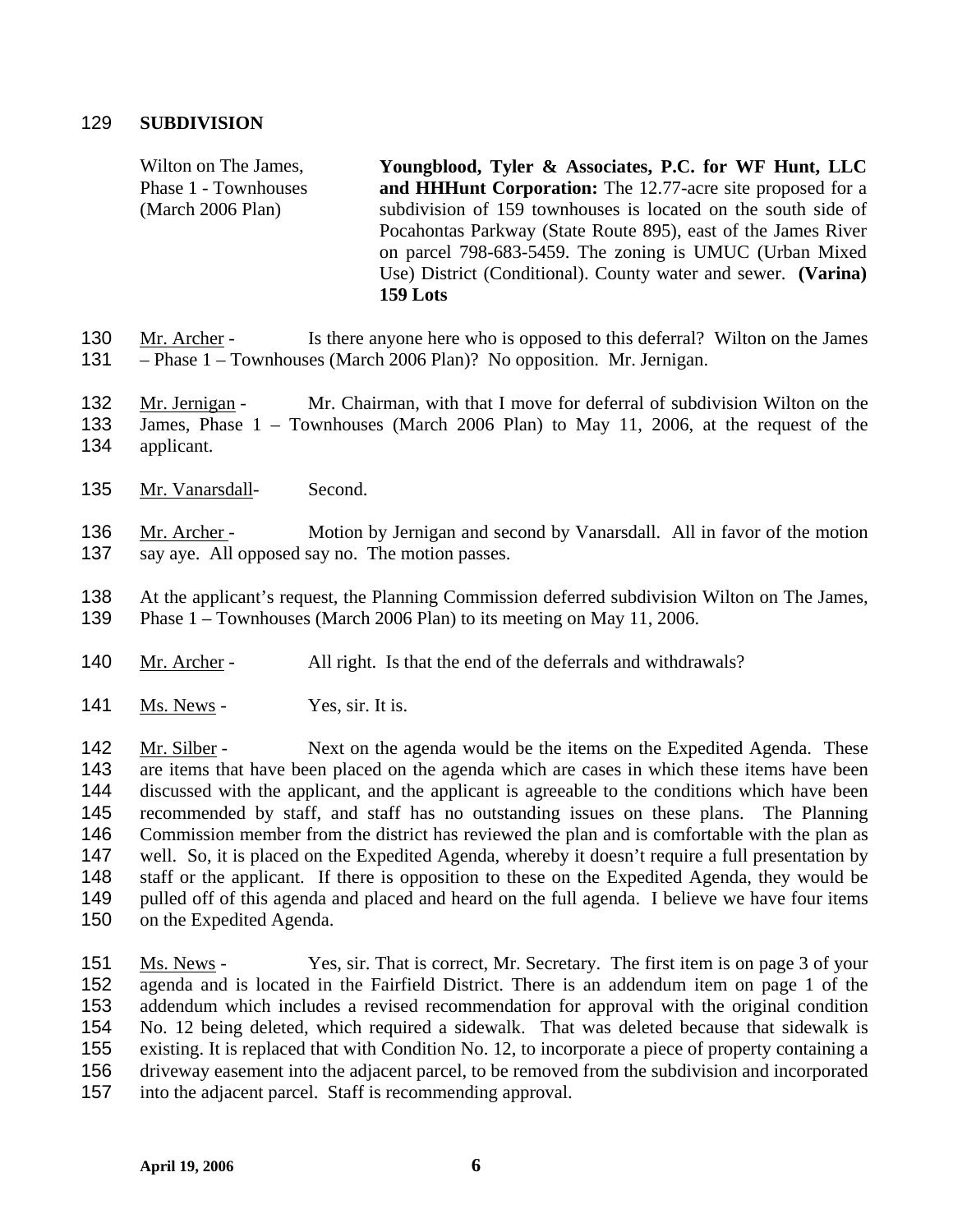**SUBDIVISION**

| | |
|---|---|
| Wilton on The James, Phase 1 - Townhouses (March 2006 Plan) | **Youngblood, Tyler & Associates, P.C. for WF Hunt, LLC and HHHunt Corporation:** The 12.77-acre site proposed for a subdivision of 159 townhouses is located on the south side of Pocahontas Parkway (State Route 895), east of the James River on parcel 798-683-5459. The zoning is UMUC (Urban Mixed Use) District (Conditional). County water and sewer. **(Varina) 159 Lots** |

Mr. Archer - Is there anyone here who is opposed to this deferral? Wilton on the James – Phase 1 – Townhouses (March 2006 Plan)? No opposition. Mr. Jernigan.

Mr. Jernigan - Mr. Chairman, with that I move for deferral of subdivision Wilton on the James, Phase 1 – Townhouses (March 2006 Plan) to May 11, 2006, at the request of the applicant.

Mr. Vanarsdall- Second.

Mr. Archer - Motion by Jernigan and second by Vanarsdall. All in favor of the motion say aye. All opposed say no. The motion passes.

At the applicant's request, the Planning Commission deferred subdivision Wilton on The James, Phase 1 – Townhouses (March 2006 Plan) to its meeting on May 11, 2006.

Mr. Archer - All right. Is that the end of the deferrals and withdrawals?

Ms. News - Yes, sir. It is.

Mr. Silber - Next on the agenda would be the items on the Expedited Agenda. These are items that have been placed on the agenda which are cases in which these items have been discussed with the applicant, and the applicant is agreeable to the conditions which have been recommended by staff, and staff has no outstanding issues on these plans. The Planning Commission member from the district has reviewed the plan and is comfortable with the plan as well. So, it is placed on the Expedited Agenda, whereby it doesn't require a full presentation by staff or the applicant. If there is opposition to these on the Expedited Agenda, they would be pulled off of this agenda and placed and heard on the full agenda. I believe we have four items on the Expedited Agenda.

Ms. News - Yes, sir. That is correct, Mr. Secretary. The first item is on page 3 of your agenda and is located in the Fairfield District. There is an addendum item on page 1 of the addendum which includes a revised recommendation for approval with the original condition No. 12 being deleted, which required a sidewalk. That was deleted because that sidewalk is existing. It is replaced that with Condition No. 12, to incorporate a piece of property containing a driveway easement into the adjacent parcel, to be removed from the subdivision and incorporated into the adjacent parcel. Staff is recommending approval.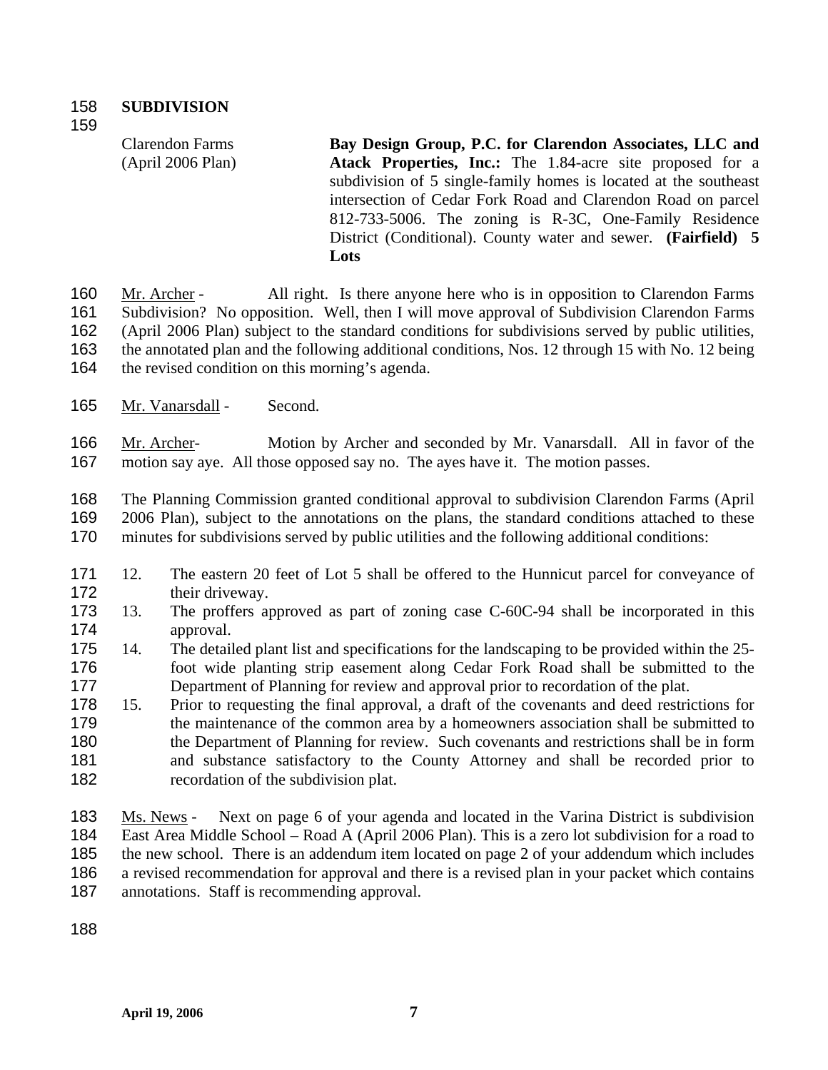**SUBDIVISION**

Clarendon Farms (April 2006 Plan)

**Bay Design Group, P.C. for Clarendon Associates, LLC and Atack Properties, Inc.:** The 1.84-acre site proposed for a subdivision of 5 single-family homes is located at the southeast intersection of Cedar Fork Road and Clarendon Road on parcel 812-733-5006. The zoning is R-3C, One-Family Residence District (Conditional). County water and sewer. **(Fairfield) 5 Lots**

Mr. Archer - All right. Is there anyone here who is in opposition to Clarendon Farms Subdivision? No opposition. Well, then I will move approval of Subdivision Clarendon Farms (April 2006 Plan) subject to the standard conditions for subdivisions served by public utilities, the annotated plan and the following additional conditions, Nos. 12 through 15 with No. 12 being the revised condition on this morning's agenda.

Mr. Vanarsdall - Second.

Mr. Archer- Motion by Archer and seconded by Mr. Vanarsdall. All in favor of the motion say aye. All those opposed say no. The ayes have it. The motion passes.

The Planning Commission granted conditional approval to subdivision Clarendon Farms (April 2006 Plan), subject to the annotations on the plans, the standard conditions attached to these minutes for subdivisions served by public utilities and the following additional conditions:

12. The eastern 20 feet of Lot 5 shall be offered to the Hunnicut parcel for conveyance of their driveway.
13. The proffers approved as part of zoning case C-60C-94 shall be incorporated in this approval.
14. The detailed plant list and specifications for the landscaping to be provided within the 25-foot wide planting strip easement along Cedar Fork Road shall be submitted to the Department of Planning for review and approval prior to recordation of the plat.
15. Prior to requesting the final approval, a draft of the covenants and deed restrictions for the maintenance of the common area by a homeowners association shall be submitted to the Department of Planning for review. Such covenants and restrictions shall be in form and substance satisfactory to the County Attorney and shall be recorded prior to recordation of the subdivision plat.

Ms. News - Next on page 6 of your agenda and located in the Varina District is subdivision East Area Middle School – Road A (April 2006 Plan). This is a zero lot subdivision for a road to the new school. There is an addendum item located on page 2 of your addendum which includes a revised recommendation for approval and there is a revised plan in your packet which contains annotations. Staff is recommending approval.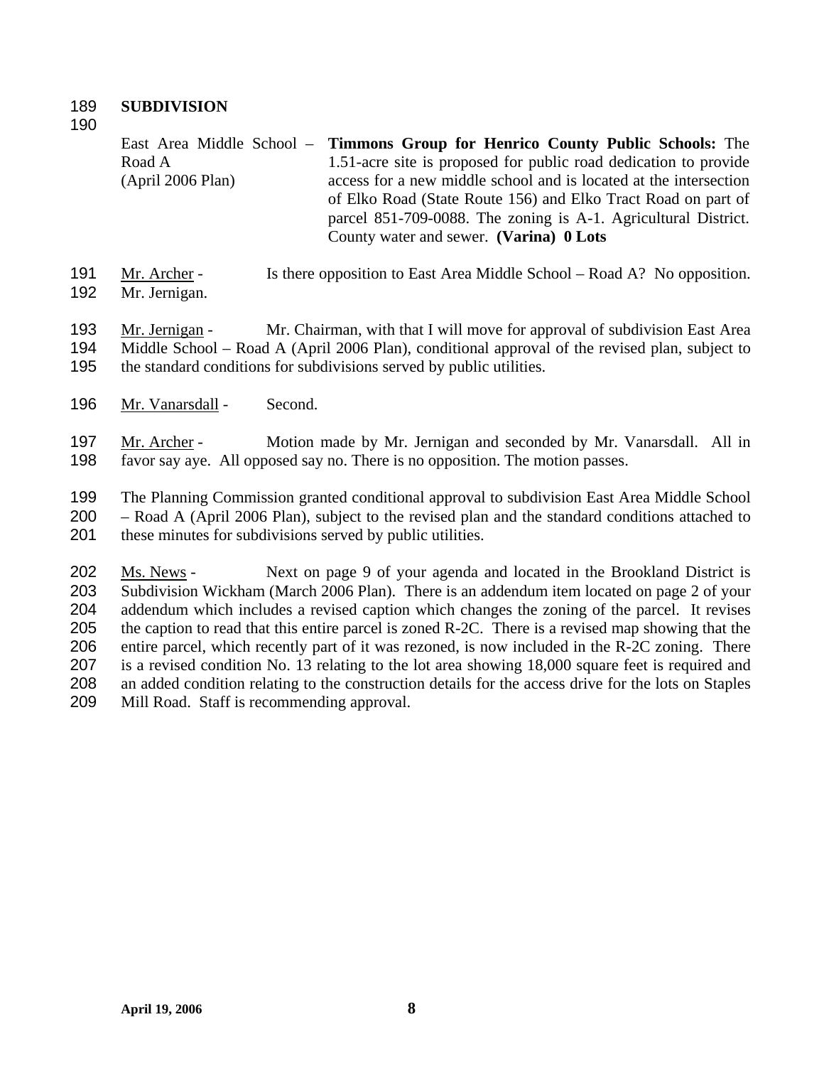189 **SUBDIVISION**

190

| | |
|---|---|
| East Area Middle School – Road A (April 2006 Plan) | **Timmons Group for Henrico County Public Schools:** The 1.51-acre site is proposed for public road dedication to provide access for a new middle school and is located at the intersection of Elko Road (State Route 156) and Elko Tract Road on part of parcel 851-709-0088. The zoning is A-1. Agricultural District. County water and sewer. **(Varina) 0 Lots** |

191 Mr. Archer - Is there opposition to East Area Middle School – Road A? No opposition.
192 Mr. Jernigan.

193 Mr. Jernigan - Mr. Chairman, with that I will move for approval of subdivision East Area
194 Middle School – Road A (April 2006 Plan), conditional approval of the revised plan, subject to
195 the standard conditions for subdivisions served by public utilities.

196 Mr. Vanarsdall - Second.

197 Mr. Archer - Motion made by Mr. Jernigan and seconded by Mr. Vanarsdall. All in
198 favor say aye. All opposed say no. There is no opposition. The motion passes.

199 The Planning Commission granted conditional approval to subdivision East Area Middle School
200 – Road A (April 2006 Plan), subject to the revised plan and the standard conditions attached to
201 these minutes for subdivisions served by public utilities.

202 Ms. News - Next on page 9 of your agenda and located in the Brookland District is
203 Subdivision Wickham (March 2006 Plan). There is an addendum item located on page 2 of your
204 addendum which includes a revised caption which changes the zoning of the parcel. It revises
205 the caption to read that this entire parcel is zoned R-2C. There is a revised map showing that the
206 entire parcel, which recently part of it was rezoned, is now included in the R-2C zoning. There
207 is a revised condition No. 13 relating to the lot area showing 18,000 square feet is required and
208 an added condition relating to the construction details for the access drive for the lots on Staples
209 Mill Road. Staff is recommending approval.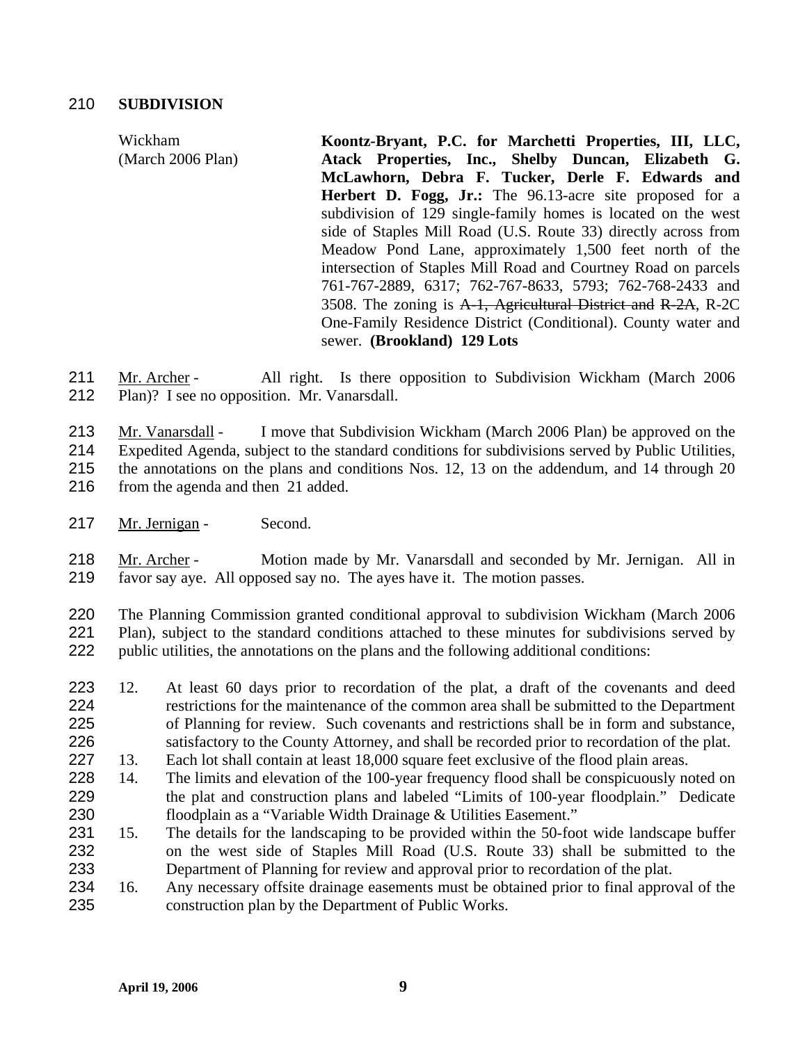210 **SUBDIVISION**

| | |
|---|---|
| Wickham (March 2006 Plan) | **Koontz-Bryant, P.C. for Marchetti Properties, III, LLC, Atack Properties, Inc., Shelby Duncan, Elizabeth G. McLawhorn, Debra F. Tucker, Derle F. Edwards and Herbert D. Fogg, Jr.:** The 96.13-acre site proposed for a subdivision of 129 single-family homes is located on the west side of Staples Mill Road (U.S. Route 33) directly across from Meadow Pond Lane, approximately 1,500 feet north of the intersection of Staples Mill Road and Courtney Road on parcels 761-767-2889, 6317; 762-767-8633, 5793; 762-768-2433 and 3508. The zoning is ~~A-1, Agricultural District and~~ ~~R-2A~~, R-2C One-Family Residence District (Conditional). County water and sewer. **(Brookland) 129 Lots** |

211 Mr. Archer - All right. Is there opposition to Subdivision Wickham (March 2006
212 Plan)? I see no opposition. Mr. Vanarsdall.

213 Mr. Vanarsdall - I move that Subdivision Wickham (March 2006 Plan) be approved on the
214 Expedited Agenda, subject to the standard conditions for subdivisions served by Public Utilities,
215 the annotations on the plans and conditions Nos. 12, 13 on the addendum, and 14 through 20
216 from the agenda and then 21 added.

217 Mr. Jernigan - Second.

218 Mr. Archer - Motion made by Mr. Vanarsdall and seconded by Mr. Jernigan. All in
219 favor say aye. All opposed say no. The ayes have it. The motion passes.

220 The Planning Commission granted conditional approval to subdivision Wickham (March 2006
221 Plan), subject to the standard conditions attached to these minutes for subdivisions served by
222 public utilities, the annotations on the plans and the following additional conditions:

223 12. At least 60 days prior to recordation of the plat, a draft of the covenants and deed
224 restrictions for the maintenance of the common area shall be submitted to the Department
225 of Planning for review. Such covenants and restrictions shall be in form and substance,
226 satisfactory to the County Attorney, and shall be recorded prior to recordation of the plat.
227 13. Each lot shall contain at least 18,000 square feet exclusive of the flood plain areas.
228 14. The limits and elevation of the 100-year frequency flood shall be conspicuously noted on
229 the plat and construction plans and labeled "Limits of 100-year floodplain." Dedicate
230 floodplain as a "Variable Width Drainage & Utilities Easement."
231 15. The details for the landscaping to be provided within the 50-foot wide landscape buffer
232 on the west side of Staples Mill Road (U.S. Route 33) shall be submitted to the
233 Department of Planning for review and approval prior to recordation of the plat.
234 16. Any necessary offsite drainage easements must be obtained prior to final approval of the
235 construction plan by the Department of Public Works.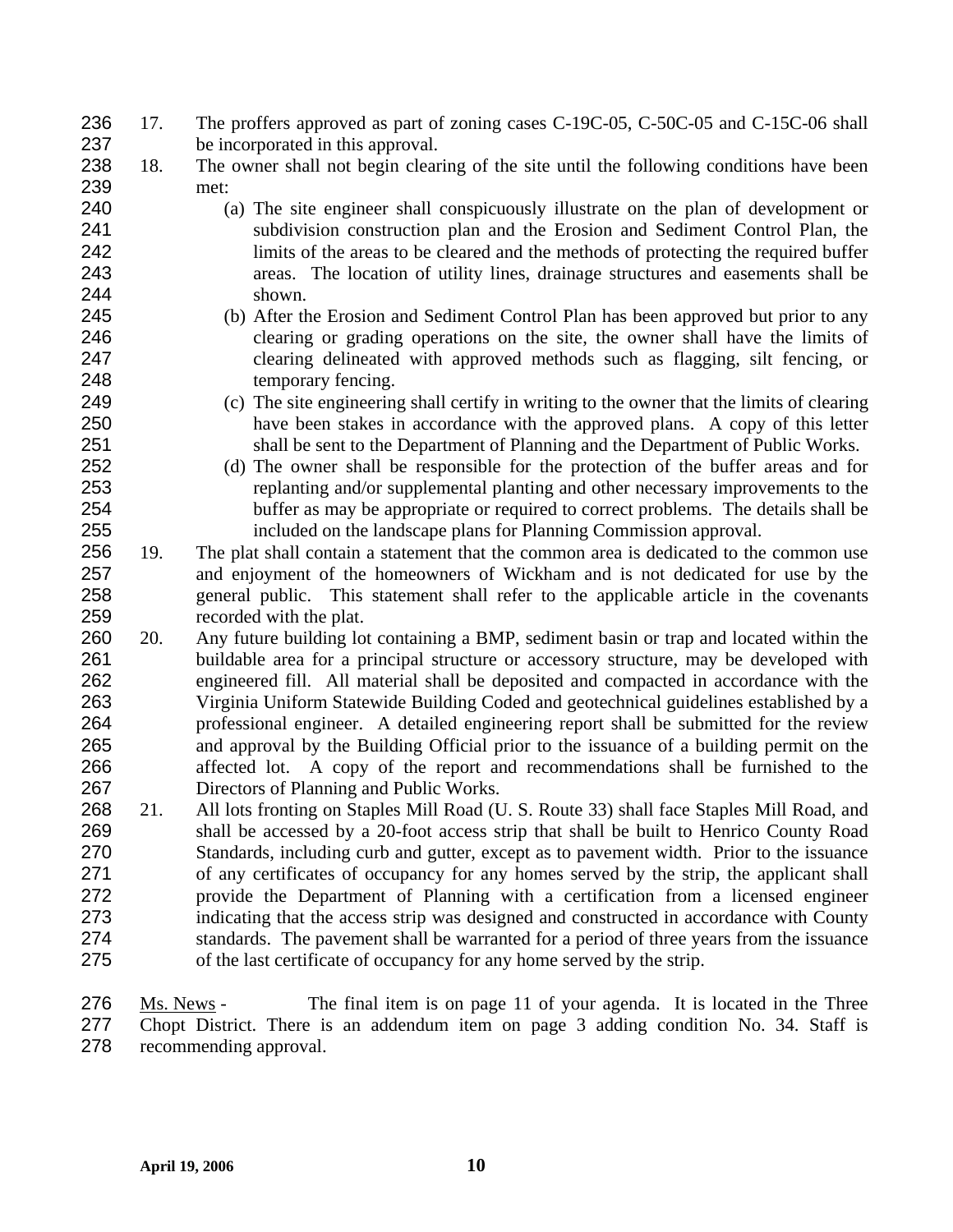17. The proffers approved as part of zoning cases C-19C-05, C-50C-05 and C-15C-06 shall be incorporated in this approval.
18. The owner shall not begin clearing of the site until the following conditions have been met:
    (a) The site engineer shall conspicuously illustrate on the plan of development or subdivision construction plan and the Erosion and Sediment Control Plan, the limits of the areas to be cleared and the methods of protecting the required buffer areas. The location of utility lines, drainage structures and easements shall be shown.
    (b) After the Erosion and Sediment Control Plan has been approved but prior to any clearing or grading operations on the site, the owner shall have the limits of clearing delineated with approved methods such as flagging, silt fencing, or temporary fencing.
    (c) The site engineering shall certify in writing to the owner that the limits of clearing have been stakes in accordance with the approved plans. A copy of this letter shall be sent to the Department of Planning and the Department of Public Works.
    (d) The owner shall be responsible for the protection of the buffer areas and for replanting and/or supplemental planting and other necessary improvements to the buffer as may be appropriate or required to correct problems. The details shall be included on the landscape plans for Planning Commission approval.
19. The plat shall contain a statement that the common area is dedicated to the common use and enjoyment of the homeowners of Wickham and is not dedicated for use by the general public. This statement shall refer to the applicable article in the covenants recorded with the plat.
20. Any future building lot containing a BMP, sediment basin or trap and located within the buildable area for a principal structure or accessory structure, may be developed with engineered fill. All material shall be deposited and compacted in accordance with the Virginia Uniform Statewide Building Coded and geotechnical guidelines established by a professional engineer. A detailed engineering report shall be submitted for the review and approval by the Building Official prior to the issuance of a building permit on the affected lot. A copy of the report and recommendations shall be furnished to the Directors of Planning and Public Works.
21. All lots fronting on Staples Mill Road (U. S. Route 33) shall face Staples Mill Road, and shall be accessed by a 20-foot access strip that shall be built to Henrico County Road Standards, including curb and gutter, except as to pavement width. Prior to the issuance of any certificates of occupancy for any homes served by the strip, the applicant shall provide the Department of Planning with a certification from a licensed engineer indicating that the access strip was designed and constructed in accordance with County standards. The pavement shall be warranted for a period of three years from the issuance of the last certificate of occupancy for any home served by the strip.

Ms. News - The final item is on page 11 of your agenda. It is located in the Three Chopt District. There is an addendum item on page 3 adding condition No. 34. Staff is recommending approval.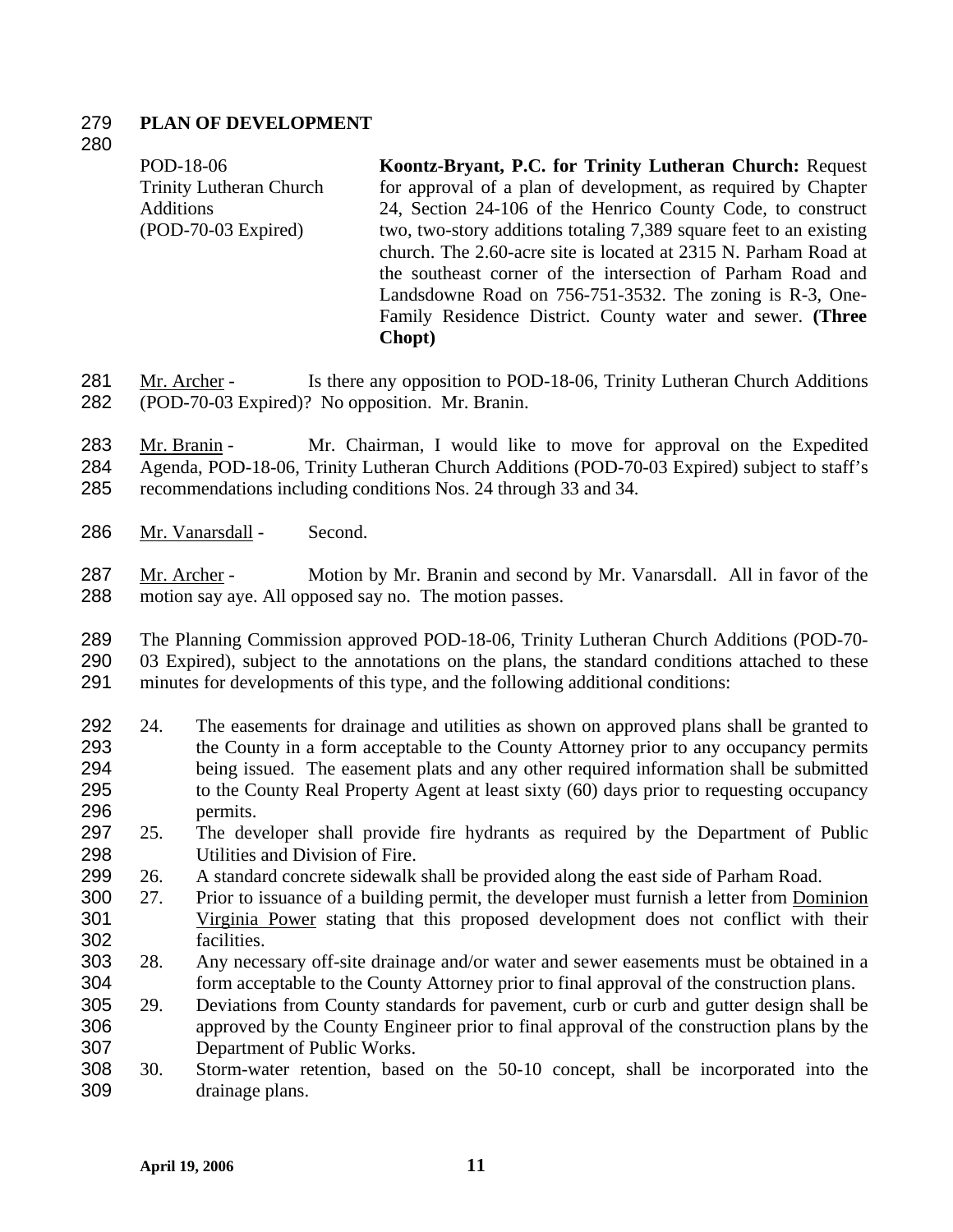**PLAN OF DEVELOPMENT**

| | |
|---|---|
| POD-18-06<br>Trinity Lutheran Church Additions<br>(POD-70-03 Expired) | **Koontz-Bryant, P.C. for Trinity Lutheran Church:** Request for approval of a plan of development, as required by Chapter 24, Section 24-106 of the Henrico County Code, to construct two, two-story additions totaling 7,389 square feet to an existing church. The 2.60-acre site is located at 2315 N. Parham Road at the southeast corner of the intersection of Parham Road and Landsdowne Road on 756-751-3532. The zoning is R-3, One-Family Residence District. County water and sewer. **(Three Chopt)** |

Mr. Archer - Is there any opposition to POD-18-06, Trinity Lutheran Church Additions (POD-70-03 Expired)? No opposition. Mr. Branin.

Mr. Branin - Mr. Chairman, I would like to move for approval on the Expedited Agenda, POD-18-06, Trinity Lutheran Church Additions (POD-70-03 Expired) subject to staff's recommendations including conditions Nos. 24 through 33 and 34.

Mr. Vanarsdall - Second.

Mr. Archer - Motion by Mr. Branin and second by Mr. Vanarsdall. All in favor of the motion say aye. All opposed say no. The motion passes.

The Planning Commission approved POD-18-06, Trinity Lutheran Church Additions (POD-70-03 Expired), subject to the annotations on the plans, the standard conditions attached to these minutes for developments of this type, and the following additional conditions:

24. The easements for drainage and utilities as shown on approved plans shall be granted to the County in a form acceptable to the County Attorney prior to any occupancy permits being issued. The easement plats and any other required information shall be submitted to the County Real Property Agent at least sixty (60) days prior to requesting occupancy permits.
25. The developer shall provide fire hydrants as required by the Department of Public Utilities and Division of Fire.
26. A standard concrete sidewalk shall be provided along the east side of Parham Road.
27. Prior to issuance of a building permit, the developer must furnish a letter from Dominion Virginia Power stating that this proposed development does not conflict with their facilities.
28. Any necessary off-site drainage and/or water and sewer easements must be obtained in a form acceptable to the County Attorney prior to final approval of the construction plans.
29. Deviations from County standards for pavement, curb or curb and gutter design shall be approved by the County Engineer prior to final approval of the construction plans by the Department of Public Works.
30. Storm-water retention, based on the 50-10 concept, shall be incorporated into the drainage plans.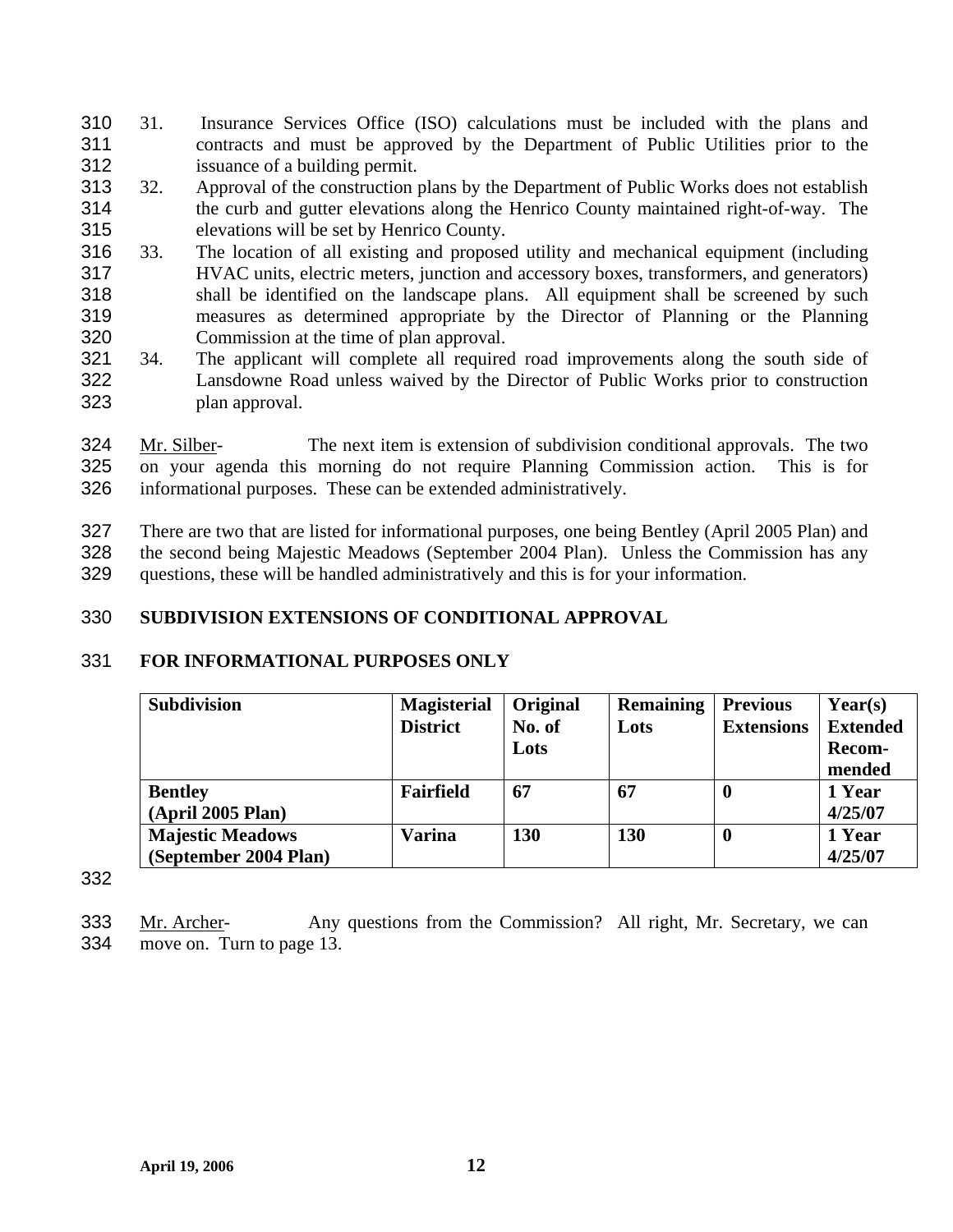31. Insurance Services Office (ISO) calculations must be included with the plans and contracts and must be approved by the Department of Public Utilities prior to the issuance of a building permit.
32. Approval of the construction plans by the Department of Public Works does not establish the curb and gutter elevations along the Henrico County maintained right-of-way. The elevations will be set by Henrico County.
33. The location of all existing and proposed utility and mechanical equipment (including HVAC units, electric meters, junction and accessory boxes, transformers, and generators) shall be identified on the landscape plans. All equipment shall be screened by such measures as determined appropriate by the Director of Planning or the Planning Commission at the time of plan approval.
34. The applicant will complete all required road improvements along the south side of Lansdowne Road unless waived by the Director of Public Works prior to construction plan approval.

Mr. Silber- The next item is extension of subdivision conditional approvals. The two on your agenda this morning do not require Planning Commission action. This is for informational purposes. These can be extended administratively.

There are two that are listed for informational purposes, one being Bentley (April 2005 Plan) and the second being Majestic Meadows (September 2004 Plan). Unless the Commission has any questions, these will be handled administratively and this is for your information.

**SUBDIVISION EXTENSIONS OF CONDITIONAL APPROVAL**

**FOR INFORMATIONAL PURPOSES ONLY**

| Subdivision | Magisterial District | Original No. of Lots | Remaining Lots | Previous Extensions | Year(s) Extended Recom-mended |
|---|---|---|---|---|---|
| **Bentley (April 2005 Plan)** | **Fairfield** | **67** | **67** | **0** | **1 Year 4/25/07** |
| **Majestic Meadows (September 2004 Plan)** | **Varina** | **130** | **130** | **0** | **1 Year 4/25/07** |

Mr. Archer- Any questions from the Commission? All right, Mr. Secretary, we can move on. Turn to page 13.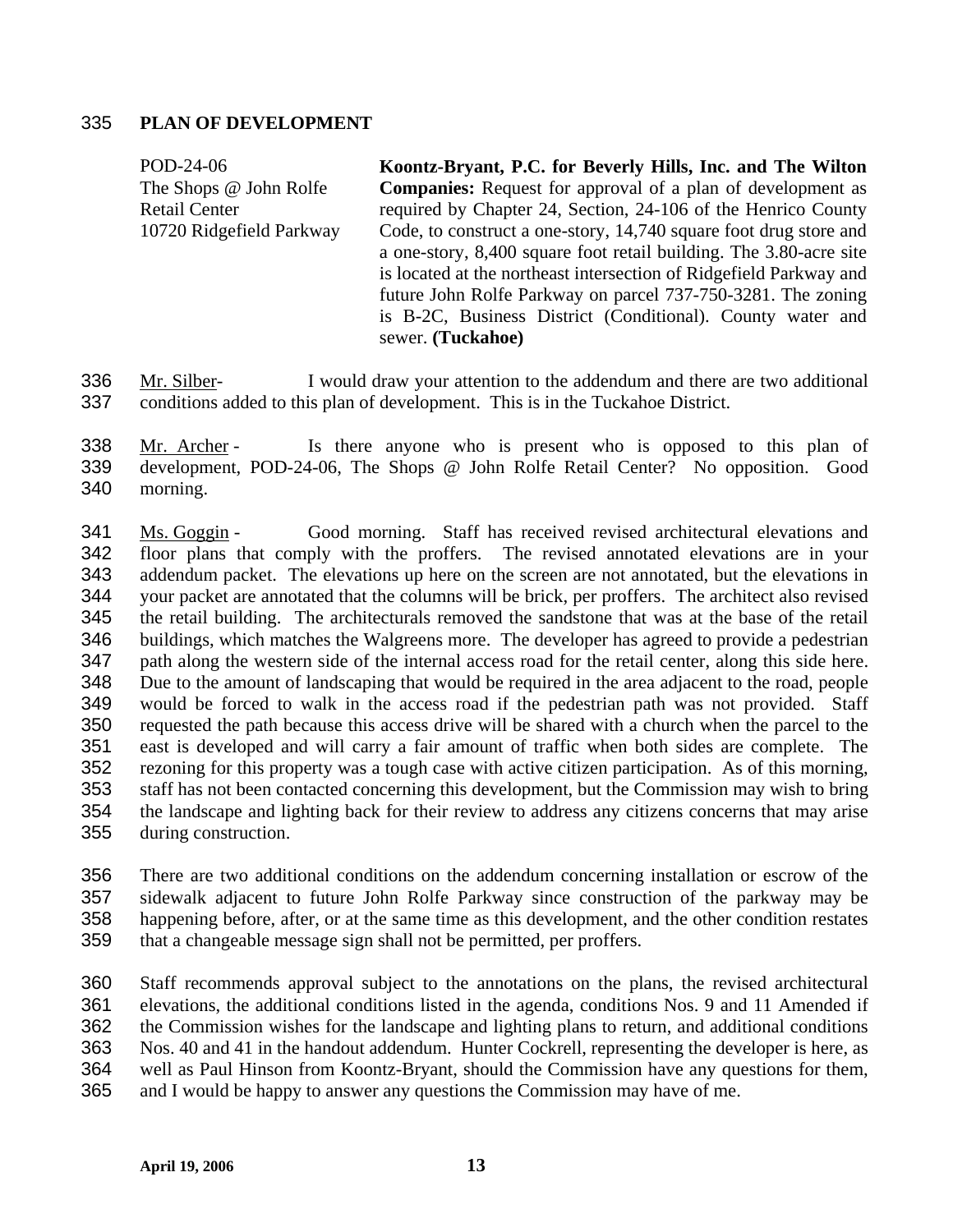335 **PLAN OF DEVELOPMENT**

| | |
|---|---|
| POD-24-06<br>The Shops @ John Rolfe Retail Center<br>10720 Ridgefield Parkway | **Koontz-Bryant, P.C. for Beverly Hills, Inc. and The Wilton Companies:** Request for approval of a plan of development as required by Chapter 24, Section, 24-106 of the Henrico County Code, to construct a one-story, 14,740 square foot drug store and a one-story, 8,400 square foot retail building. The 3.80-acre site is located at the northeast intersection of Ridgefield Parkway and future John Rolfe Parkway on parcel 737-750-3281. The zoning is B-2C, Business District (Conditional). County water and sewer. **(Tuckahoe)** |

336 Mr. Silber- I would draw your attention to the addendum and there are two additional
337 conditions added to this plan of development. This is in the Tuckahoe District.

338 Mr. Archer - Is there anyone who is present who is opposed to this plan of
339 development, POD-24-06, The Shops @ John Rolfe Retail Center? No opposition. Good
340 morning.

341 Ms. Goggin - Good morning. Staff has received revised architectural elevations and
342 floor plans that comply with the proffers. The revised annotated elevations are in your
343 addendum packet. The elevations up here on the screen are not annotated, but the elevations in
344 your packet are annotated that the columns will be brick, per proffers. The architect also revised
345 the retail building. The architecturals removed the sandstone that was at the base of the retail
346 buildings, which matches the Walgreens more. The developer has agreed to provide a pedestrian
347 path along the western side of the internal access road for the retail center, along this side here.
348 Due to the amount of landscaping that would be required in the area adjacent to the road, people
349 would be forced to walk in the access road if the pedestrian path was not provided. Staff
350 requested the path because this access drive will be shared with a church when the parcel to the
351 east is developed and will carry a fair amount of traffic when both sides are complete. The
352 rezoning for this property was a tough case with active citizen participation. As of this morning,
353 staff has not been contacted concerning this development, but the Commission may wish to bring
354 the landscape and lighting back for their review to address any citizens concerns that may arise
355 during construction.

356 There are two additional conditions on the addendum concerning installation or escrow of the
357 sidewalk adjacent to future John Rolfe Parkway since construction of the parkway may be
358 happening before, after, or at the same time as this development, and the other condition restates
359 that a changeable message sign shall not be permitted, per proffers.

360 Staff recommends approval subject to the annotations on the plans, the revised architectural
361 elevations, the additional conditions listed in the agenda, conditions Nos. 9 and 11 Amended if
362 the Commission wishes for the landscape and lighting plans to return, and additional conditions
363 Nos. 40 and 41 in the handout addendum. Hunter Cockrell, representing the developer is here, as
364 well as Paul Hinson from Koontz-Bryant, should the Commission have any questions for them,
365 and I would be happy to answer any questions the Commission may have of me.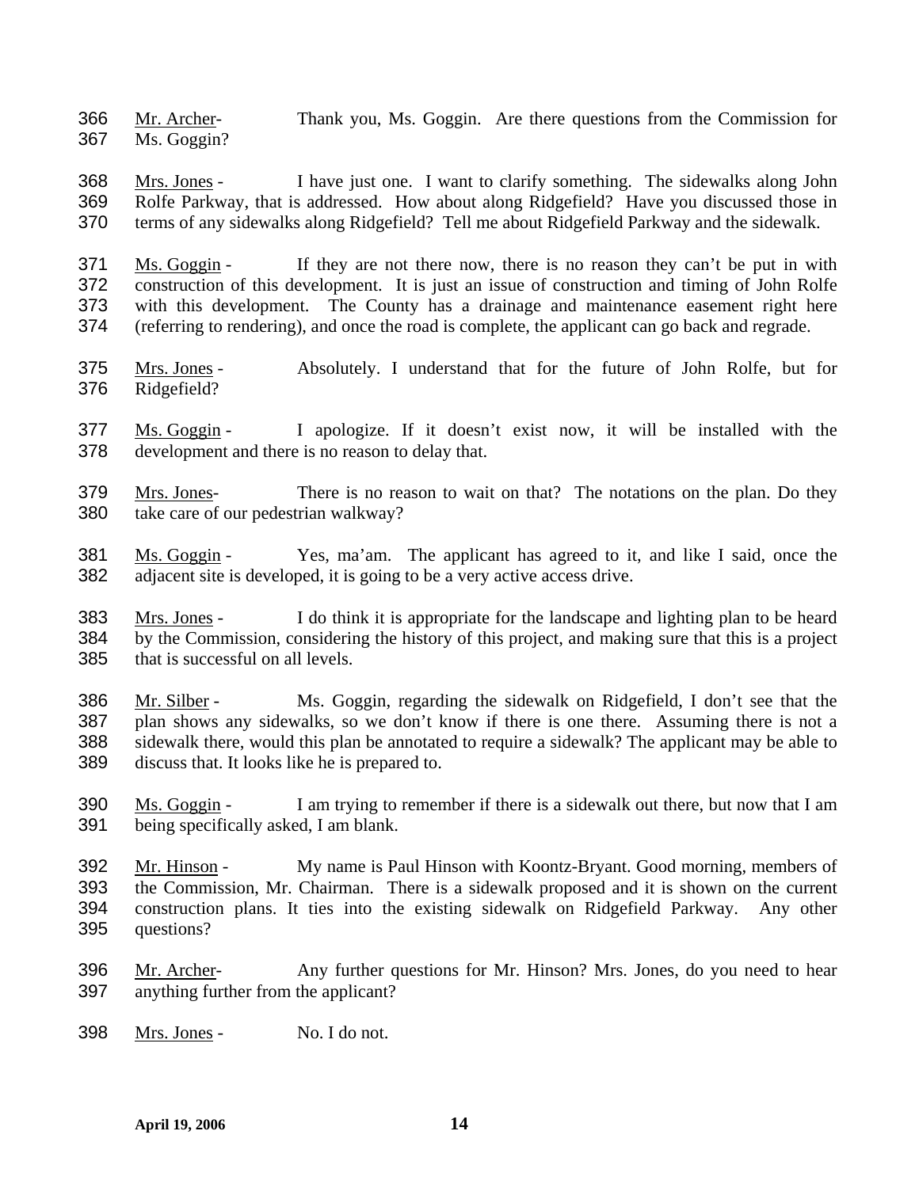366 Mr. Archer- Thank you, Ms. Goggin. Are there questions from the Commission for
367 Ms. Goggin?

368 Mrs. Jones - I have just one. I want to clarify something. The sidewalks along John
369 Rolfe Parkway, that is addressed. How about along Ridgefield? Have you discussed those in
370 terms of any sidewalks along Ridgefield? Tell me about Ridgefield Parkway and the sidewalk.

371 Ms. Goggin - If they are not there now, there is no reason they can't be put in with
372 construction of this development. It is just an issue of construction and timing of John Rolfe
373 with this development. The County has a drainage and maintenance easement right here
374 (referring to rendering), and once the road is complete, the applicant can go back and regrade.

375 Mrs. Jones - Absolutely. I understand that for the future of John Rolfe, but for
376 Ridgefield?

377 Ms. Goggin - I apologize. If it doesn't exist now, it will be installed with the
378 development and there is no reason to delay that.

379 Mrs. Jones- There is no reason to wait on that? The notations on the plan. Do they
380 take care of our pedestrian walkway?

381 Ms. Goggin - Yes, ma'am. The applicant has agreed to it, and like I said, once the
382 adjacent site is developed, it is going to be a very active access drive.

383 Mrs. Jones - I do think it is appropriate for the landscape and lighting plan to be heard
384 by the Commission, considering the history of this project, and making sure that this is a project
385 that is successful on all levels.

386 Mr. Silber - Ms. Goggin, regarding the sidewalk on Ridgefield, I don't see that the
387 plan shows any sidewalks, so we don't know if there is one there. Assuming there is not a
388 sidewalk there, would this plan be annotated to require a sidewalk? The applicant may be able to
389 discuss that. It looks like he is prepared to.

390 Ms. Goggin - I am trying to remember if there is a sidewalk out there, but now that I am
391 being specifically asked, I am blank.

392 Mr. Hinson - My name is Paul Hinson with Koontz-Bryant. Good morning, members of
393 the Commission, Mr. Chairman. There is a sidewalk proposed and it is shown on the current
394 construction plans. It ties into the existing sidewalk on Ridgefield Parkway. Any other
395 questions?

396 Mr. Archer- Any further questions for Mr. Hinson? Mrs. Jones, do you need to hear
397 anything further from the applicant?

398 Mrs. Jones - No. I do not.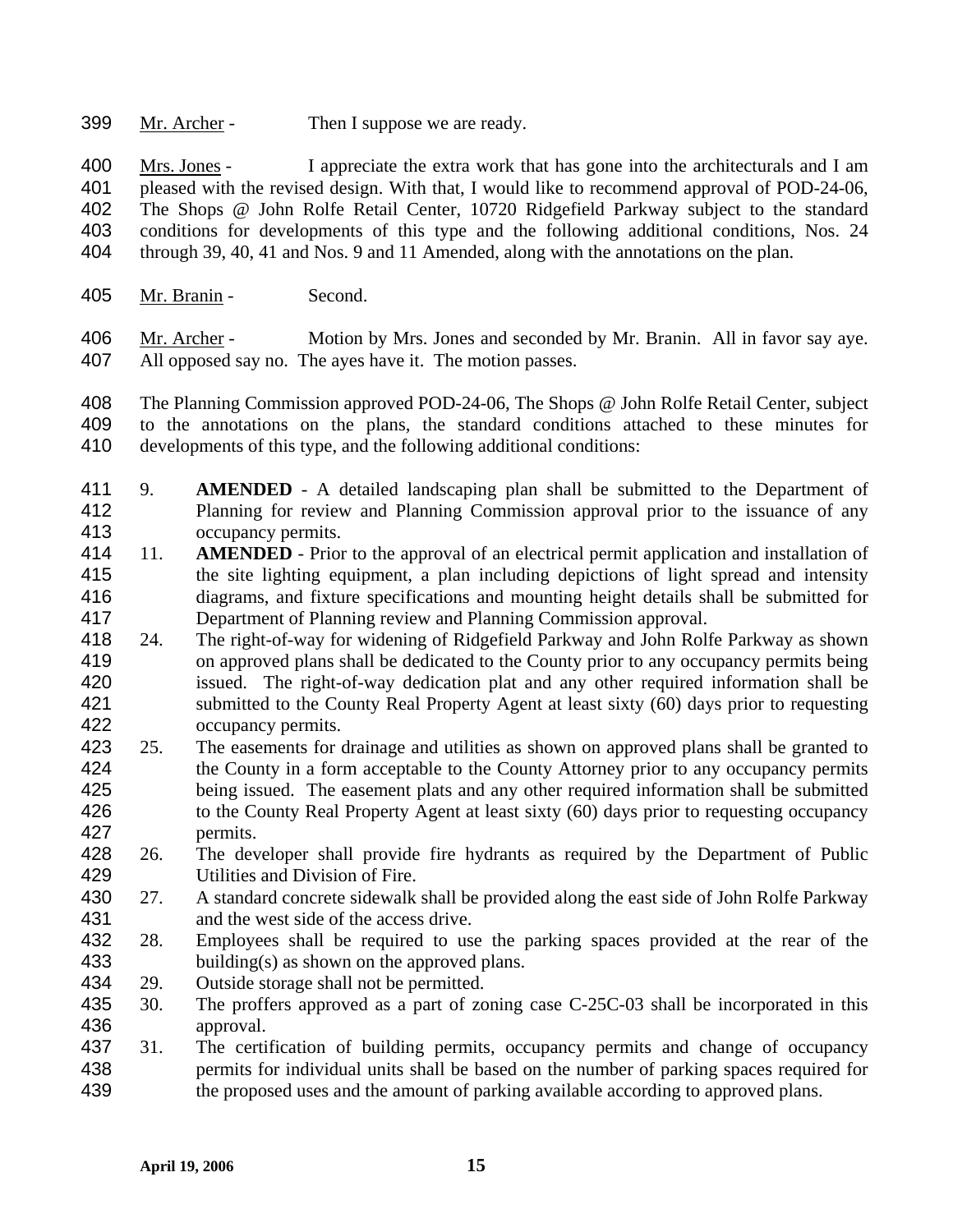Mr. Archer - Then I suppose we are ready.

Mrs. Jones - I appreciate the extra work that has gone into the architecturals and I am pleased with the revised design. With that, I would like to recommend approval of POD-24-06, The Shops @ John Rolfe Retail Center, 10720 Ridgefield Parkway subject to the standard conditions for developments of this type and the following additional conditions, Nos. 24 through 39, 40, 41 and Nos. 9 and 11 Amended, along with the annotations on the plan.

Mr. Branin - Second.

Mr. Archer - Motion by Mrs. Jones and seconded by Mr. Branin. All in favor say aye. All opposed say no. The ayes have it. The motion passes.

The Planning Commission approved POD-24-06, The Shops @ John Rolfe Retail Center, subject to the annotations on the plans, the standard conditions attached to these minutes for developments of this type, and the following additional conditions:

9. **AMENDED** - A detailed landscaping plan shall be submitted to the Department of Planning for review and Planning Commission approval prior to the issuance of any occupancy permits.
11. **AMENDED** - Prior to the approval of an electrical permit application and installation of the site lighting equipment, a plan including depictions of light spread and intensity diagrams, and fixture specifications and mounting height details shall be submitted for Department of Planning review and Planning Commission approval.
24. The right-of-way for widening of Ridgefield Parkway and John Rolfe Parkway as shown on approved plans shall be dedicated to the County prior to any occupancy permits being issued. The right-of-way dedication plat and any other required information shall be submitted to the County Real Property Agent at least sixty (60) days prior to requesting occupancy permits.
25. The easements for drainage and utilities as shown on approved plans shall be granted to the County in a form acceptable to the County Attorney prior to any occupancy permits being issued. The easement plats and any other required information shall be submitted to the County Real Property Agent at least sixty (60) days prior to requesting occupancy permits.
26. The developer shall provide fire hydrants as required by the Department of Public Utilities and Division of Fire.
27. A standard concrete sidewalk shall be provided along the east side of John Rolfe Parkway and the west side of the access drive.
28. Employees shall be required to use the parking spaces provided at the rear of the building(s) as shown on the approved plans.
29. Outside storage shall not be permitted.
30. The proffers approved as a part of zoning case C-25C-03 shall be incorporated in this approval.
31. The certification of building permits, occupancy permits and change of occupancy permits for individual units shall be based on the number of parking spaces required for the proposed uses and the amount of parking available according to approved plans.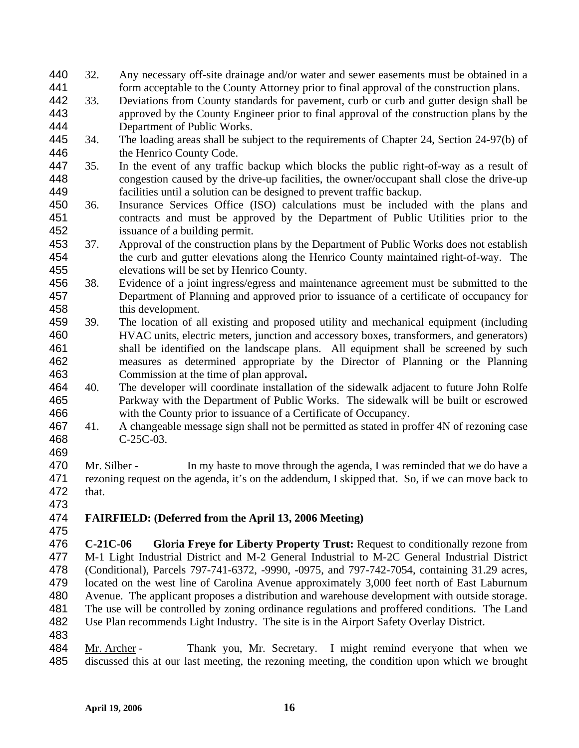32. Any necessary off-site drainage and/or water and sewer easements must be obtained in a form acceptable to the County Attorney prior to final approval of the construction plans.
33. Deviations from County standards for pavement, curb or curb and gutter design shall be approved by the County Engineer prior to final approval of the construction plans by the Department of Public Works.
34. The loading areas shall be subject to the requirements of Chapter 24, Section 24-97(b) of the Henrico County Code.
35. In the event of any traffic backup which blocks the public right-of-way as a result of congestion caused by the drive-up facilities, the owner/occupant shall close the drive-up facilities until a solution can be designed to prevent traffic backup.
36. Insurance Services Office (ISO) calculations must be included with the plans and contracts and must be approved by the Department of Public Utilities prior to the issuance of a building permit.
37. Approval of the construction plans by the Department of Public Works does not establish the curb and gutter elevations along the Henrico County maintained right-of-way. The elevations will be set by Henrico County.
38. Evidence of a joint ingress/egress and maintenance agreement must be submitted to the Department of Planning and approved prior to issuance of a certificate of occupancy for this development.
39. The location of all existing and proposed utility and mechanical equipment (including HVAC units, electric meters, junction and accessory boxes, transformers, and generators) shall be identified on the landscape plans. All equipment shall be screened by such measures as determined appropriate by the Director of Planning or the Planning Commission at the time of plan approval**.**
40. The developer will coordinate installation of the sidewalk adjacent to future John Rolfe Parkway with the Department of Public Works. The sidewalk will be built or escrowed with the County prior to issuance of a Certificate of Occupancy.
41. A changeable message sign shall not be permitted as stated in proffer 4N of rezoning case C-25C-03.

Mr. Silber - In my haste to move through the agenda, I was reminded that we do have a rezoning request on the agenda, it's on the addendum, I skipped that. So, if we can move back to that.

**FAIRFIELD: (Deferred from the April 13, 2006 Meeting)**

**C-21C-06 Gloria Freye for Liberty Property Trust:** Request to conditionally rezone from M-1 Light Industrial District and M-2 General Industrial to M-2C General Industrial District (Conditional), Parcels 797-741-6372, -9990, -0975, and 797-742-7054, containing 31.29 acres, located on the west line of Carolina Avenue approximately 3,000 feet north of East Laburnum Avenue. The applicant proposes a distribution and warehouse development with outside storage. The use will be controlled by zoning ordinance regulations and proffered conditions. The Land Use Plan recommends Light Industry. The site is in the Airport Safety Overlay District.

Mr. Archer - Thank you, Mr. Secretary. I might remind everyone that when we discussed this at our last meeting, the rezoning meeting, the condition upon which we brought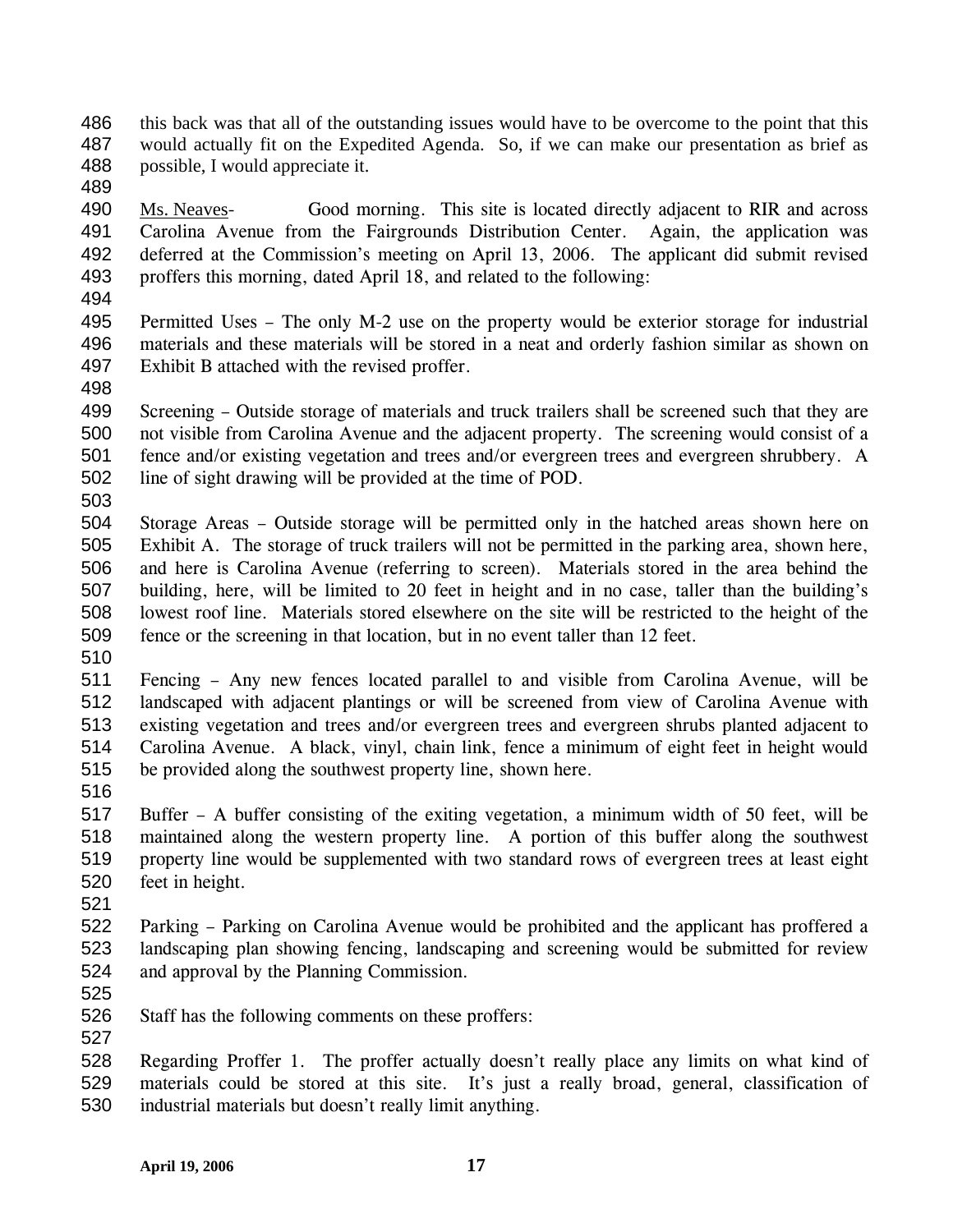this back was that all of the outstanding issues would have to be overcome to the point that this would actually fit on the Expedited Agenda. So, if we can make our presentation as brief as possible, I would appreciate it.

Ms. Neaves- Good morning. This site is located directly adjacent to RIR and across Carolina Avenue from the Fairgrounds Distribution Center. Again, the application was deferred at the Commission's meeting on April 13, 2006. The applicant did submit revised proffers this morning, dated April 18, and related to the following:

Permitted Uses – The only M-2 use on the property would be exterior storage for industrial materials and these materials will be stored in a neat and orderly fashion similar as shown on Exhibit B attached with the revised proffer.

Screening – Outside storage of materials and truck trailers shall be screened such that they are not visible from Carolina Avenue and the adjacent property. The screening would consist of a fence and/or existing vegetation and trees and/or evergreen trees and evergreen shrubbery. A line of sight drawing will be provided at the time of POD.

Storage Areas – Outside storage will be permitted only in the hatched areas shown here on Exhibit A. The storage of truck trailers will not be permitted in the parking area, shown here, and here is Carolina Avenue (referring to screen). Materials stored in the area behind the building, here, will be limited to 20 feet in height and in no case, taller than the building's lowest roof line. Materials stored elsewhere on the site will be restricted to the height of the fence or the screening in that location, but in no event taller than 12 feet.

Fencing – Any new fences located parallel to and visible from Carolina Avenue, will be landscaped with adjacent plantings or will be screened from view of Carolina Avenue with existing vegetation and trees and/or evergreen trees and evergreen shrubs planted adjacent to Carolina Avenue. A black, vinyl, chain link, fence a minimum of eight feet in height would be provided along the southwest property line, shown here.

Buffer – A buffer consisting of the exiting vegetation, a minimum width of 50 feet, will be maintained along the western property line. A portion of this buffer along the southwest property line would be supplemented with two standard rows of evergreen trees at least eight feet in height.

Parking – Parking on Carolina Avenue would be prohibited and the applicant has proffered a landscaping plan showing fencing, landscaping and screening would be submitted for review and approval by the Planning Commission.

Staff has the following comments on these proffers:

Regarding Proffer 1. The proffer actually doesn't really place any limits on what kind of materials could be stored at this site. It's just a really broad, general, classification of industrial materials but doesn't really limit anything.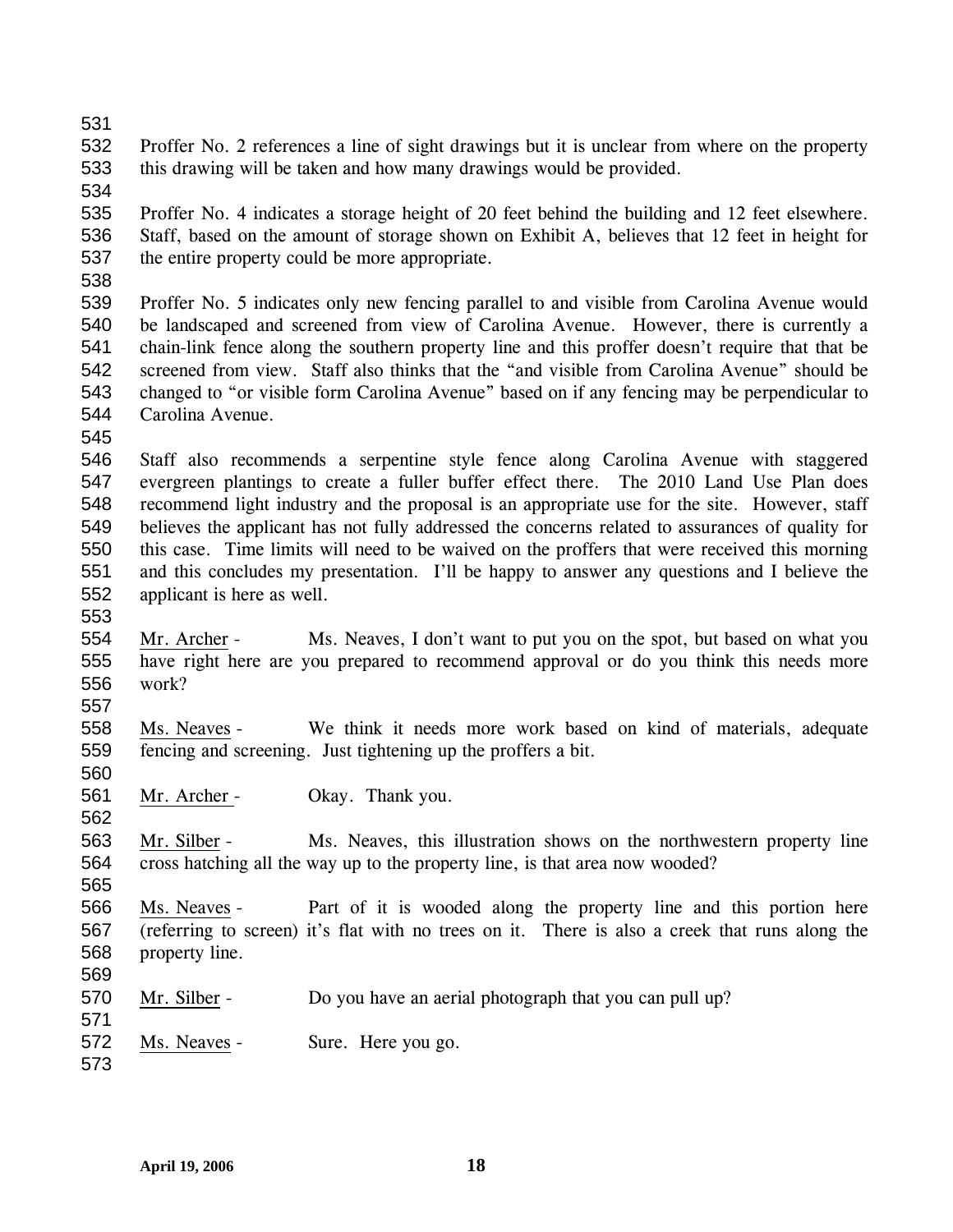Proffer No. 2 references a line of sight drawings but it is unclear from where on the property this drawing will be taken and how many drawings would be provided.

Proffer No. 4 indicates a storage height of 20 feet behind the building and 12 feet elsewhere. Staff, based on the amount of storage shown on Exhibit A, believes that 12 feet in height for the entire property could be more appropriate.

Proffer No. 5 indicates only new fencing parallel to and visible from Carolina Avenue would be landscaped and screened from view of Carolina Avenue. However, there is currently a chain-link fence along the southern property line and this proffer doesn't require that that be screened from view. Staff also thinks that the "and visible from Carolina Avenue" should be changed to "or visible form Carolina Avenue" based on if any fencing may be perpendicular to Carolina Avenue.

Staff also recommends a serpentine style fence along Carolina Avenue with staggered evergreen plantings to create a fuller buffer effect there. The 2010 Land Use Plan does recommend light industry and the proposal is an appropriate use for the site. However, staff believes the applicant has not fully addressed the concerns related to assurances of quality for this case. Time limits will need to be waived on the proffers that were received this morning and this concludes my presentation. I'll be happy to answer any questions and I believe the applicant is here as well.

Mr. Archer - Ms. Neaves, I don't want to put you on the spot, but based on what you have right here are you prepared to recommend approval or do you think this needs more work?

Ms. Neaves - We think it needs more work based on kind of materials, adequate fencing and screening. Just tightening up the proffers a bit.

Mr. Archer - Okay. Thank you.

Mr. Silber - Ms. Neaves, this illustration shows on the northwestern property line cross hatching all the way up to the property line, is that area now wooded?

Ms. Neaves - Part of it is wooded along the property line and this portion here (referring to screen) it's flat with no trees on it. There is also a creek that runs along the property line.

Mr. Silber - Do you have an aerial photograph that you can pull up?

Ms. Neaves - Sure. Here you go.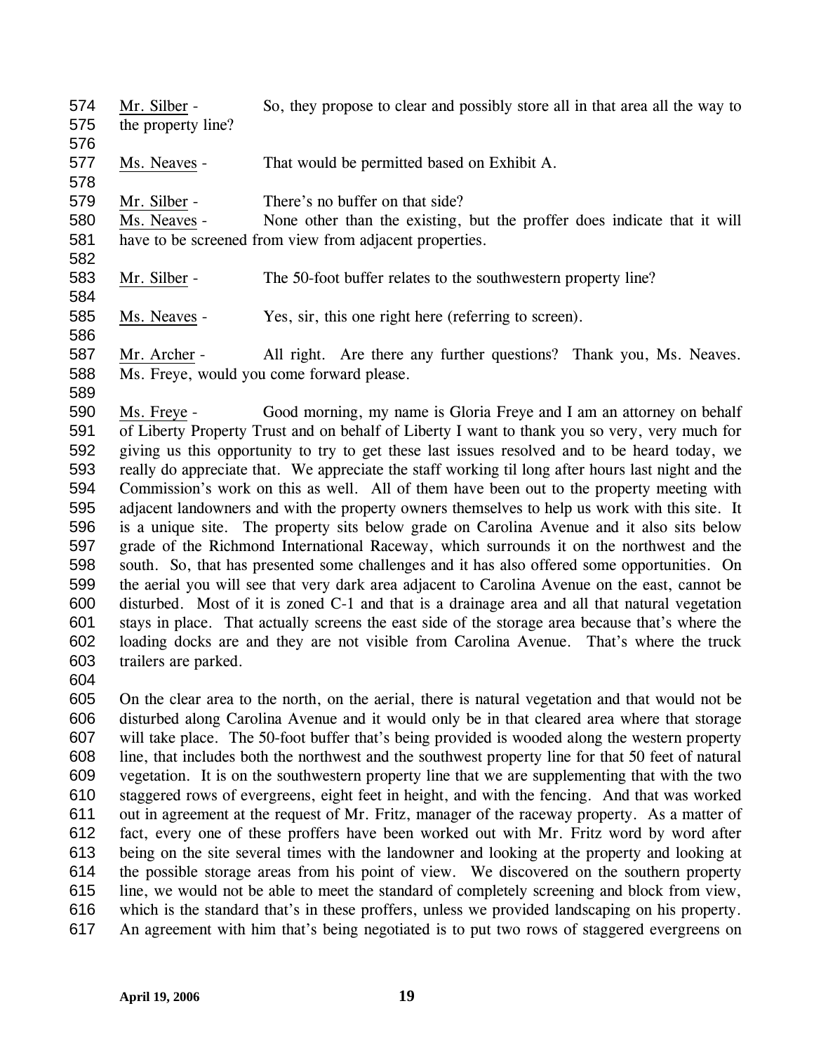Mr. Silber - So, they propose to clear and possibly store all in that area all the way to the property line?

Ms. Neaves - That would be permitted based on Exhibit A.

Mr. Silber - There's no buffer on that side?

Ms. Neaves - None other than the existing, but the proffer does indicate that it will have to be screened from view from adjacent properties.

Mr. Silber - The 50-foot buffer relates to the southwestern property line?

Ms. Neaves - Yes, sir, this one right here (referring to screen).

Mr. Archer - All right. Are there any further questions? Thank you, Ms. Neaves. Ms. Freye, would you come forward please.

Ms. Freye - Good morning, my name is Gloria Freye and I am an attorney on behalf of Liberty Property Trust and on behalf of Liberty I want to thank you so very, very much for giving us this opportunity to try to get these last issues resolved and to be heard today, we really do appreciate that. We appreciate the staff working til long after hours last night and the Commission's work on this as well. All of them have been out to the property meeting with adjacent landowners and with the property owners themselves to help us work with this site. It is a unique site. The property sits below grade on Carolina Avenue and it also sits below grade of the Richmond International Raceway, which surrounds it on the northwest and the south. So, that has presented some challenges and it has also offered some opportunities. On the aerial you will see that very dark area adjacent to Carolina Avenue on the east, cannot be disturbed. Most of it is zoned C-1 and that is a drainage area and all that natural vegetation stays in place. That actually screens the east side of the storage area because that's where the loading docks are and they are not visible from Carolina Avenue. That's where the truck trailers are parked.

On the clear area to the north, on the aerial, there is natural vegetation and that would not be disturbed along Carolina Avenue and it would only be in that cleared area where that storage will take place. The 50-foot buffer that's being provided is wooded along the western property line, that includes both the northwest and the southwest property line for that 50 feet of natural vegetation. It is on the southwestern property line that we are supplementing that with the two staggered rows of evergreens, eight feet in height, and with the fencing. And that was worked out in agreement at the request of Mr. Fritz, manager of the raceway property. As a matter of fact, every one of these proffers have been worked out with Mr. Fritz word by word after being on the site several times with the landowner and looking at the property and looking at the possible storage areas from his point of view. We discovered on the southern property line, we would not be able to meet the standard of completely screening and block from view, which is the standard that's in these proffers, unless we provided landscaping on his property. An agreement with him that's being negotiated is to put two rows of staggered evergreens on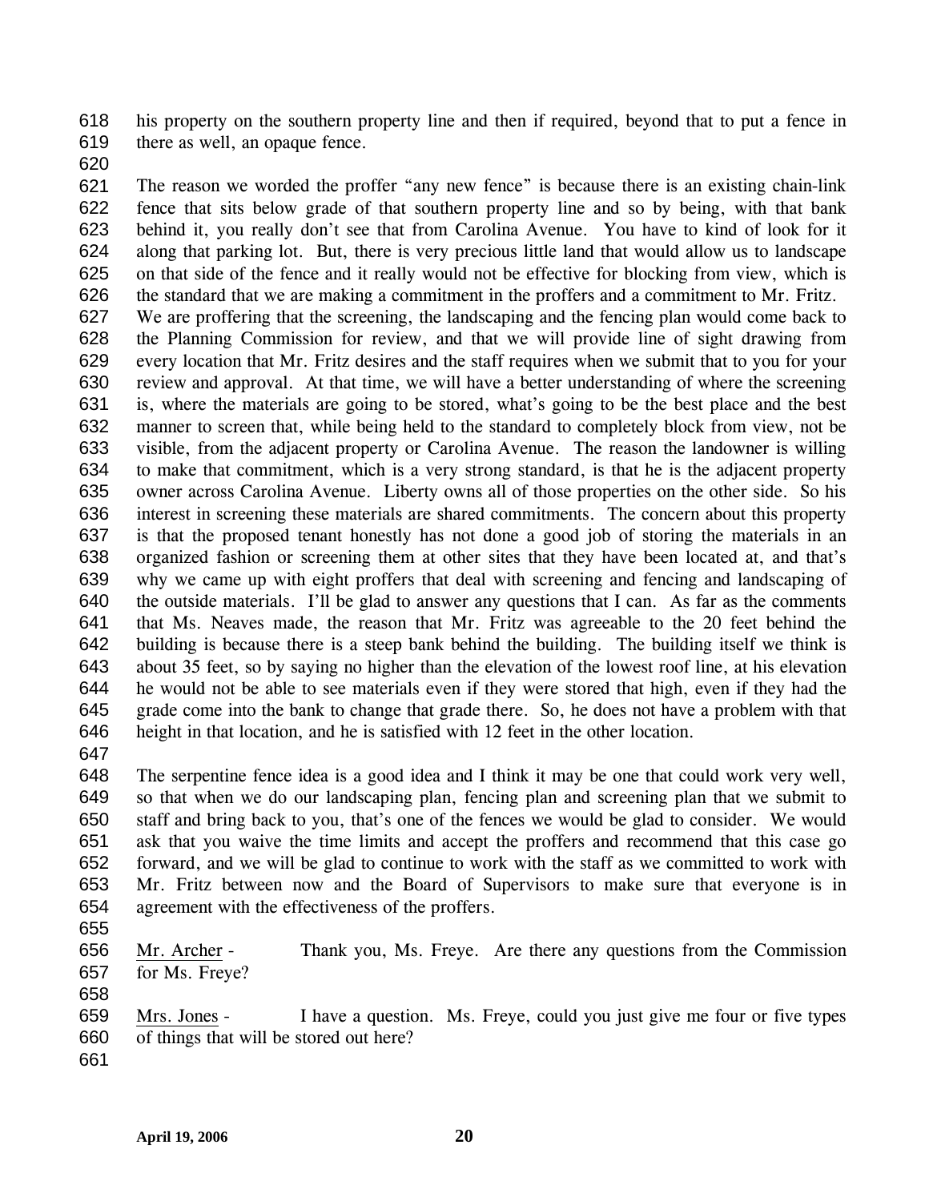his property on the southern property line and then if required, beyond that to put a fence in there as well, an opaque fence.

The reason we worded the proffer "any new fence" is because there is an existing chain-link fence that sits below grade of that southern property line and so by being, with that bank behind it, you really don't see that from Carolina Avenue. You have to kind of look for it along that parking lot. But, there is very precious little land that would allow us to landscape on that side of the fence and it really would not be effective for blocking from view, which is the standard that we are making a commitment in the proffers and a commitment to Mr. Fritz. We are proffering that the screening, the landscaping and the fencing plan would come back to the Planning Commission for review, and that we will provide line of sight drawing from every location that Mr. Fritz desires and the staff requires when we submit that to you for your review and approval. At that time, we will have a better understanding of where the screening is, where the materials are going to be stored, what's going to be the best place and the best manner to screen that, while being held to the standard to completely block from view, not be visible, from the adjacent property or Carolina Avenue. The reason the landowner is willing to make that commitment, which is a very strong standard, is that he is the adjacent property owner across Carolina Avenue. Liberty owns all of those properties on the other side. So his interest in screening these materials are shared commitments. The concern about this property is that the proposed tenant honestly has not done a good job of storing the materials in an organized fashion or screening them at other sites that they have been located at, and that's why we came up with eight proffers that deal with screening and fencing and landscaping of the outside materials. I'll be glad to answer any questions that I can. As far as the comments that Ms. Neaves made, the reason that Mr. Fritz was agreeable to the 20 feet behind the building is because there is a steep bank behind the building. The building itself we think is about 35 feet, so by saying no higher than the elevation of the lowest roof line, at his elevation he would not be able to see materials even if they were stored that high, even if they had the grade come into the bank to change that grade there. So, he does not have a problem with that height in that location, and he is satisfied with 12 feet in the other location.

The serpentine fence idea is a good idea and I think it may be one that could work very well, so that when we do our landscaping plan, fencing plan and screening plan that we submit to staff and bring back to you, that's one of the fences we would be glad to consider. We would ask that you waive the time limits and accept the proffers and recommend that this case go forward, and we will be glad to continue to work with the staff as we committed to work with Mr. Fritz between now and the Board of Supervisors to make sure that everyone is in agreement with the effectiveness of the proffers.

Mr. Archer - Thank you, Ms. Freye. Are there any questions from the Commission for Ms. Freye?

Mrs. Jones - I have a question. Ms. Freye, could you just give me four or five types of things that will be stored out here?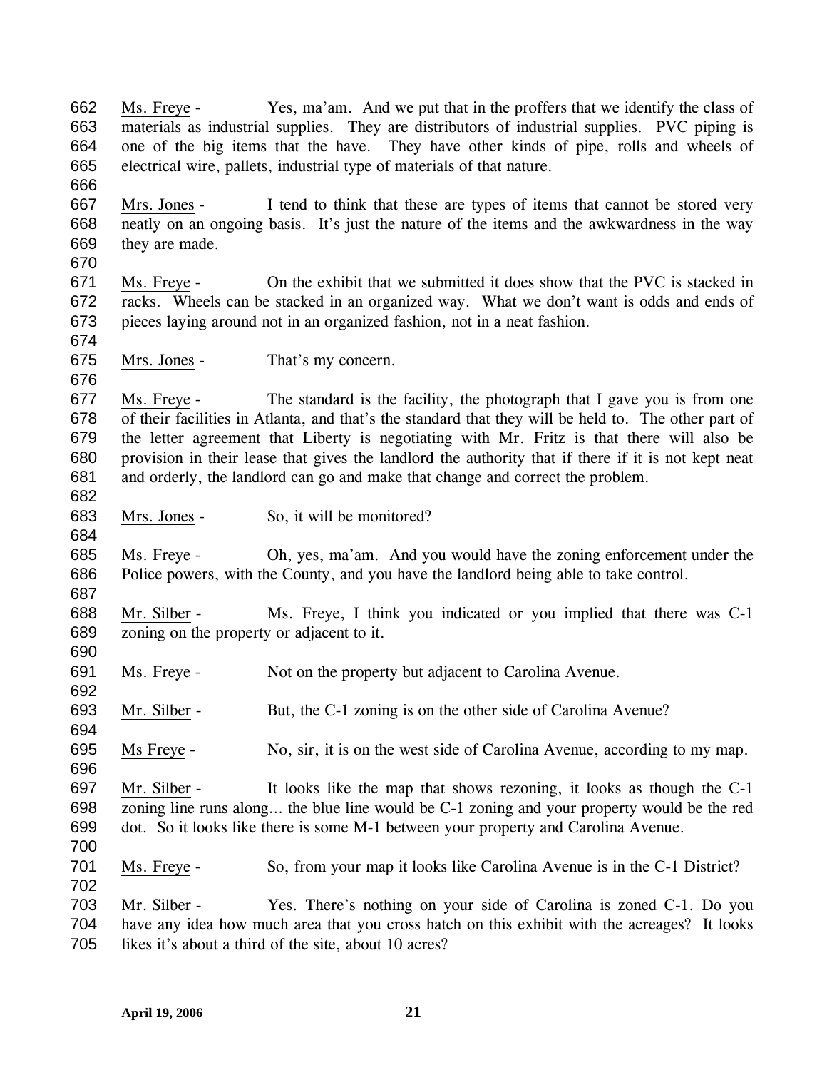Ms. Freye - Yes, ma'am. And we put that in the proffers that we identify the class of materials as industrial supplies. They are distributors of industrial supplies. PVC piping is one of the big items that the have. They have other kinds of pipe, rolls and wheels of electrical wire, pallets, industrial type of materials of that nature.

Mrs. Jones - I tend to think that these are types of items that cannot be stored very neatly on an ongoing basis. It's just the nature of the items and the awkwardness in the way they are made.

Ms. Freye - On the exhibit that we submitted it does show that the PVC is stacked in racks. Wheels can be stacked in an organized way. What we don't want is odds and ends of pieces laying around not in an organized fashion, not in a neat fashion.

Mrs. Jones - That's my concern.

Ms. Freye - The standard is the facility, the photograph that I gave you is from one of their facilities in Atlanta, and that's the standard that they will be held to. The other part of the letter agreement that Liberty is negotiating with Mr. Fritz is that there will also be provision in their lease that gives the landlord the authority that if there if it is not kept neat and orderly, the landlord can go and make that change and correct the problem.

Mrs. Jones - So, it will be monitored?

Ms. Freye - Oh, yes, ma'am. And you would have the zoning enforcement under the Police powers, with the County, and you have the landlord being able to take control.

Mr. Silber - Ms. Freye, I think you indicated or you implied that there was C-1 zoning on the property or adjacent to it.

Ms. Freye - Not on the property but adjacent to Carolina Avenue.

Mr. Silber - But, the C-1 zoning is on the other side of Carolina Avenue?

Ms Freye - No, sir, it is on the west side of Carolina Avenue, according to my map.

Mr. Silber - It looks like the map that shows rezoning, it looks as though the C-1 zoning line runs along… the blue line would be C-1 zoning and your property would be the red dot. So it looks like there is some M-1 between your property and Carolina Avenue.

Ms. Freye - So, from your map it looks like Carolina Avenue is in the C-1 District?

Mr. Silber - Yes. There's nothing on your side of Carolina is zoned C-1. Do you have any idea how much area that you cross hatch on this exhibit with the acreages? It looks likes it's about a third of the site, about 10 acres?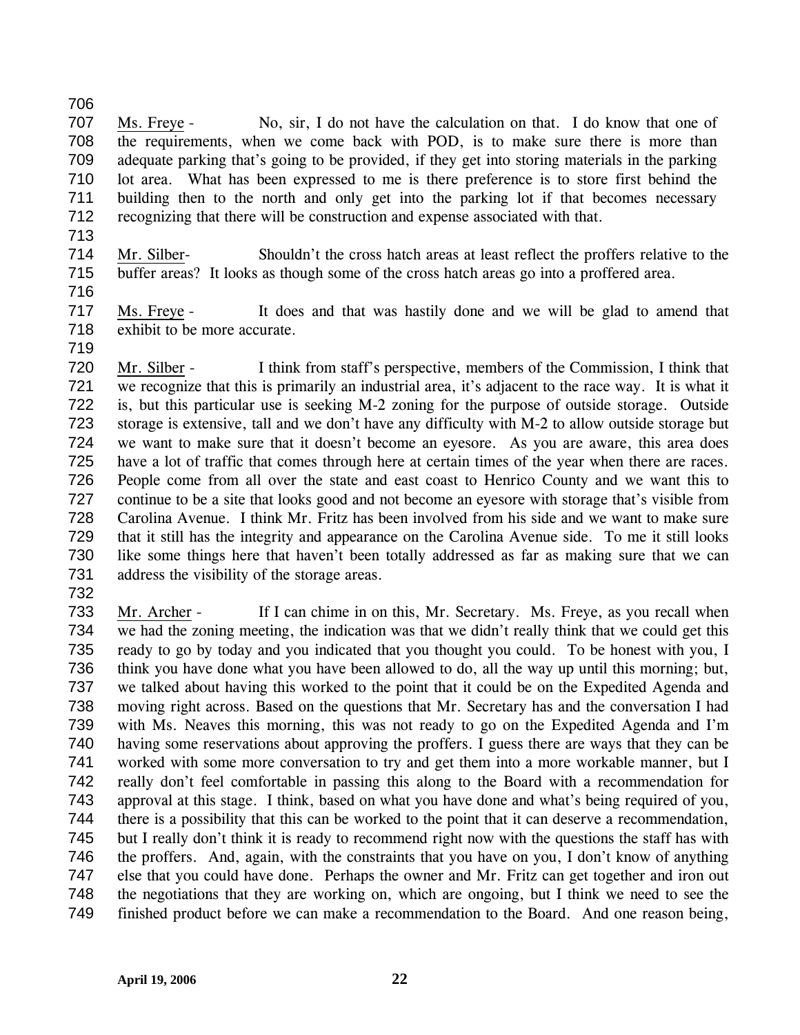Ms. Freye - No, sir, I do not have the calculation on that. I do know that one of the requirements, when we come back with POD, is to make sure there is more than adequate parking that's going to be provided, if they get into storing materials in the parking lot area. What has been expressed to me is there preference is to store first behind the building then to the north and only get into the parking lot if that becomes necessary recognizing that there will be construction and expense associated with that.

Mr. Silber- Shouldn't the cross hatch areas at least reflect the proffers relative to the buffer areas? It looks as though some of the cross hatch areas go into a proffered area.

Ms. Freye - It does and that was hastily done and we will be glad to amend that exhibit to be more accurate.

Mr. Silber - I think from staff's perspective, members of the Commission, I think that we recognize that this is primarily an industrial area, it's adjacent to the race way. It is what it is, but this particular use is seeking M-2 zoning for the purpose of outside storage. Outside storage is extensive, tall and we don't have any difficulty with M-2 to allow outside storage but we want to make sure that it doesn't become an eyesore. As you are aware, this area does have a lot of traffic that comes through here at certain times of the year when there are races. People come from all over the state and east coast to Henrico County and we want this to continue to be a site that looks good and not become an eyesore with storage that's visible from Carolina Avenue. I think Mr. Fritz has been involved from his side and we want to make sure that it still has the integrity and appearance on the Carolina Avenue side. To me it still looks like some things here that haven't been totally addressed as far as making sure that we can address the visibility of the storage areas.

Mr. Archer - If I can chime in on this, Mr. Secretary. Ms. Freye, as you recall when we had the zoning meeting, the indication was that we didn't really think that we could get this ready to go by today and you indicated that you thought you could. To be honest with you, I think you have done what you have been allowed to do, all the way up until this morning; but, we talked about having this worked to the point that it could be on the Expedited Agenda and moving right across. Based on the questions that Mr. Secretary has and the conversation I had with Ms. Neaves this morning, this was not ready to go on the Expedited Agenda and I'm having some reservations about approving the proffers. I guess there are ways that they can be worked with some more conversation to try and get them into a more workable manner, but I really don't feel comfortable in passing this along to the Board with a recommendation for approval at this stage. I think, based on what you have done and what's being required of you, there is a possibility that this can be worked to the point that it can deserve a recommendation, but I really don't think it is ready to recommend right now with the questions the staff has with the proffers. And, again, with the constraints that you have on you, I don't know of anything else that you could have done. Perhaps the owner and Mr. Fritz can get together and iron out the negotiations that they are working on, which are ongoing, but I think we need to see the finished product before we can make a recommendation to the Board. And one reason being,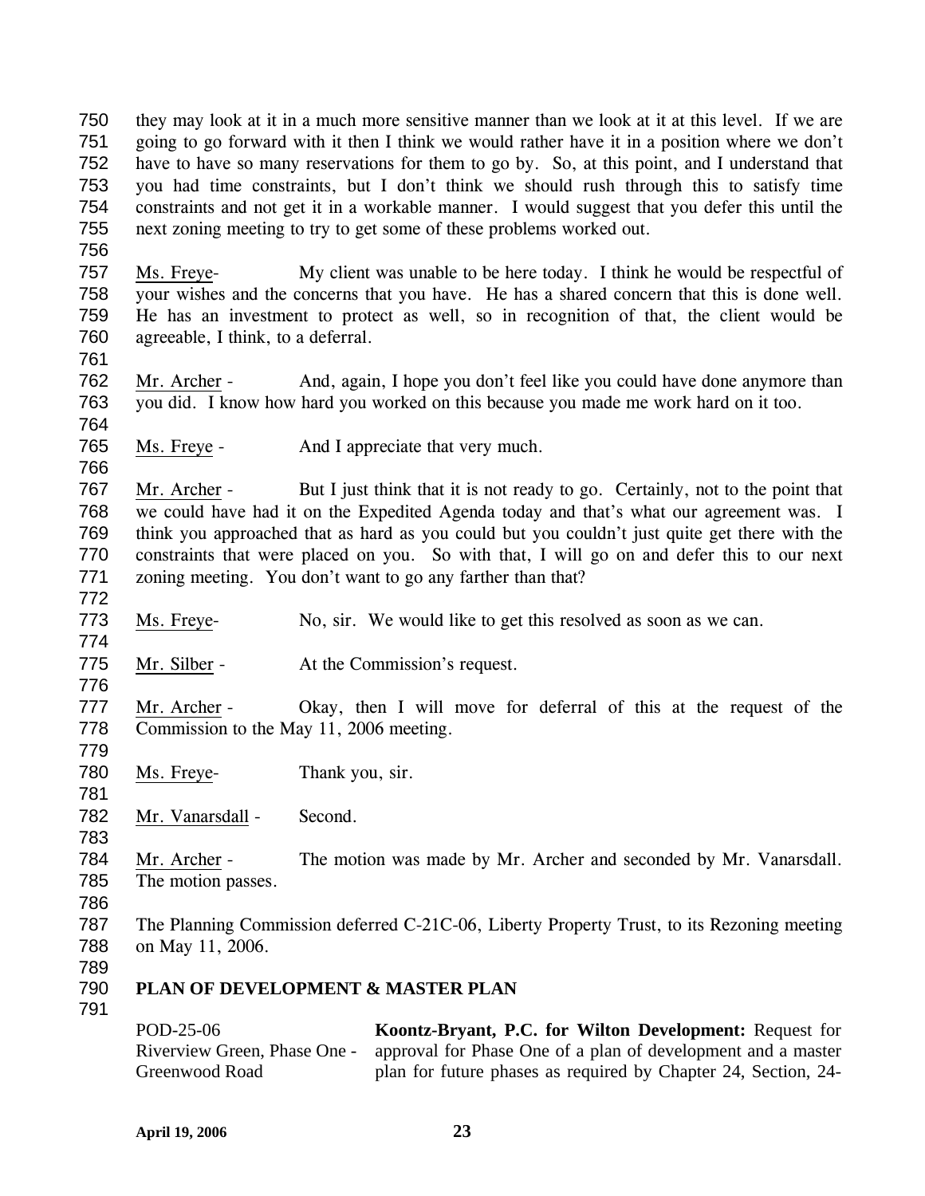they may look at it in a much more sensitive manner than we look at it at this level. If we are going to go forward with it then I think we would rather have it in a position where we don't have to have so many reservations for them to go by. So, at this point, and I understand that you had time constraints, but I don't think we should rush through this to satisfy time constraints and not get it in a workable manner. I would suggest that you defer this until the next zoning meeting to try to get some of these problems worked out.

Ms. Freye- My client was unable to be here today. I think he would be respectful of your wishes and the concerns that you have. He has a shared concern that this is done well. He has an investment to protect as well, so in recognition of that, the client would be agreeable, I think, to a deferral.

Mr. Archer - And, again, I hope you don't feel like you could have done anymore than you did. I know how hard you worked on this because you made me work hard on it too.

Ms. Freye - And I appreciate that very much.

Mr. Archer - But I just think that it is not ready to go. Certainly, not to the point that we could have had it on the Expedited Agenda today and that's what our agreement was. I think you approached that as hard as you could but you couldn't just quite get there with the constraints that were placed on you. So with that, I will go on and defer this to our next zoning meeting. You don't want to go any farther than that?

Ms. Freye- No, sir. We would like to get this resolved as soon as we can.

Mr. Silber - At the Commission's request.

Mr. Archer - Okay, then I will move for deferral of this at the request of the Commission to the May 11, 2006 meeting.

Ms. Freye- Thank you, sir.

Mr. Vanarsdall - Second.

Mr. Archer - The motion was made by Mr. Archer and seconded by Mr. Vanarsdall. The motion passes.

The Planning Commission deferred C-21C-06, Liberty Property Trust, to its Rezoning meeting on May 11, 2006.

**PLAN OF DEVELOPMENT & MASTER PLAN**

POD-25-06
Riverview Green, Phase One - Greenwood Road

**Koontz-Bryant, P.C. for Wilton Development:** Request for approval for Phase One of a plan of development and a master plan for future phases as required by Chapter 24, Section, 24-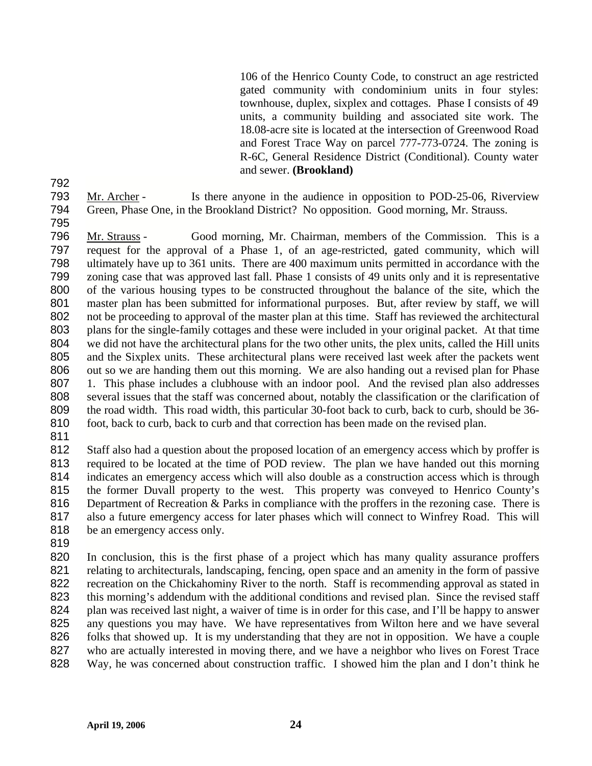106 of the Henrico County Code, to construct an age restricted gated community with condominium units in four styles: townhouse, duplex, sixplex and cottages. Phase I consists of 49 units, a community building and associated site work. The 18.08-acre site is located at the intersection of Greenwood Road and Forest Trace Way on parcel 777-773-0724. The zoning is R-6C, General Residence District (Conditional). County water and sewer. **(Brookland)**

Mr. Archer - Is there anyone in the audience in opposition to POD-25-06, Riverview Green, Phase One, in the Brookland District? No opposition. Good morning, Mr. Strauss.

Mr. Strauss - Good morning, Mr. Chairman, members of the Commission. This is a request for the approval of a Phase 1, of an age-restricted, gated community, which will ultimately have up to 361 units. There are 400 maximum units permitted in accordance with the zoning case that was approved last fall. Phase 1 consists of 49 units only and it is representative of the various housing types to be constructed throughout the balance of the site, which the master plan has been submitted for informational purposes. But, after review by staff, we will not be proceeding to approval of the master plan at this time. Staff has reviewed the architectural plans for the single-family cottages and these were included in your original packet. At that time we did not have the architectural plans for the two other units, the plex units, called the Hill units and the Sixplex units. These architectural plans were received last week after the packets went out so we are handing them out this morning. We are also handing out a revised plan for Phase 1. This phase includes a clubhouse with an indoor pool. And the revised plan also addresses several issues that the staff was concerned about, notably the classification or the clarification of the road width. This road width, this particular 30-foot back to curb, back to curb, should be 36-foot, back to curb, back to curb and that correction has been made on the revised plan.

Staff also had a question about the proposed location of an emergency access which by proffer is required to be located at the time of POD review. The plan we have handed out this morning indicates an emergency access which will also double as a construction access which is through the former Duvall property to the west. This property was conveyed to Henrico County's Department of Recreation & Parks in compliance with the proffers in the rezoning case. There is also a future emergency access for later phases which will connect to Winfrey Road. This will be an emergency access only.

In conclusion, this is the first phase of a project which has many quality assurance proffers relating to architecturals, landscaping, fencing, open space and an amenity in the form of passive recreation on the Chickahominy River to the north. Staff is recommending approval as stated in this morning's addendum with the additional conditions and revised plan. Since the revised staff plan was received last night, a waiver of time is in order for this case, and I'll be happy to answer any questions you may have. We have representatives from Wilton here and we have several folks that showed up. It is my understanding that they are not in opposition. We have a couple who are actually interested in moving there, and we have a neighbor who lives on Forest Trace Way, he was concerned about construction traffic. I showed him the plan and I don't think he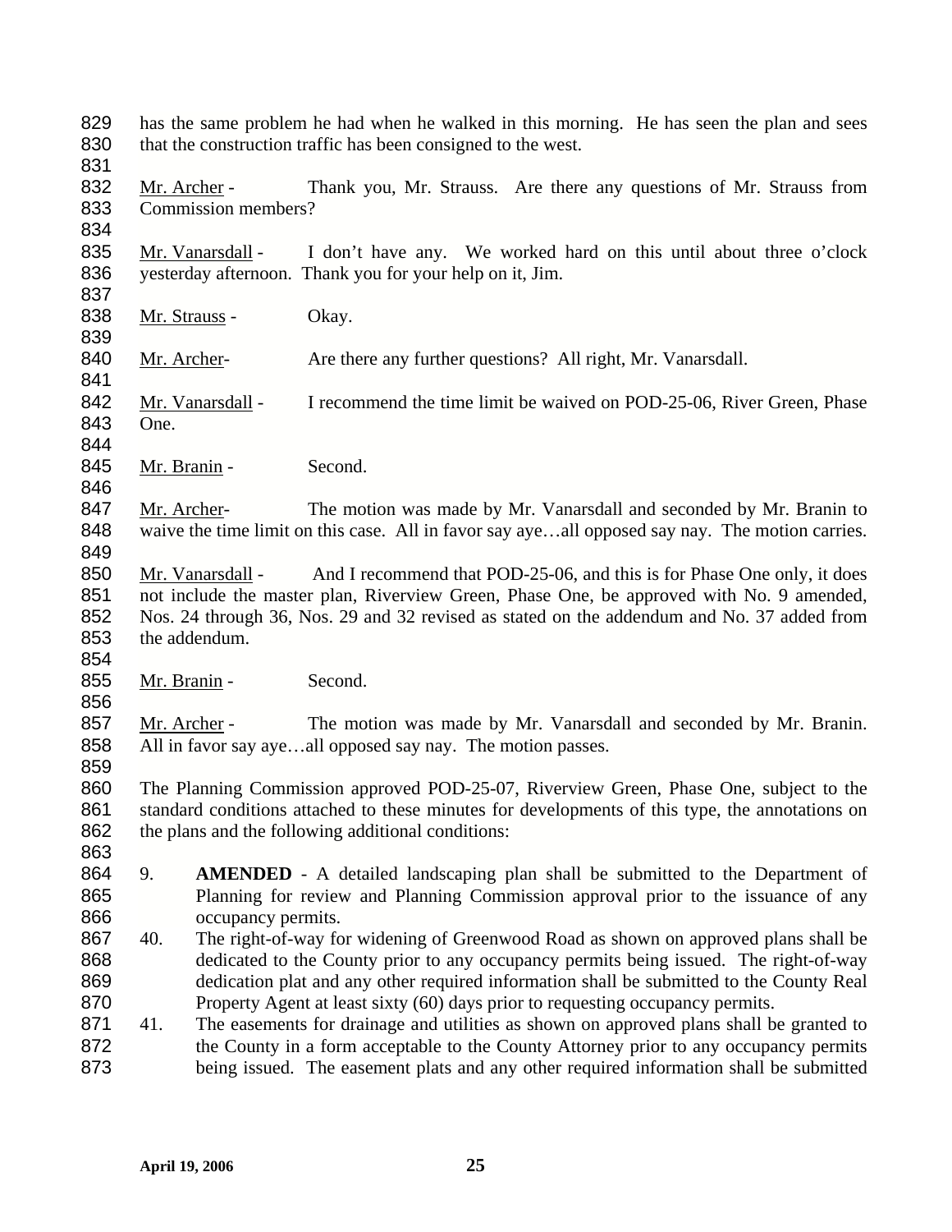has the same problem he had when he walked in this morning. He has seen the plan and sees that the construction traffic has been consigned to the west.

Mr. Archer - Thank you, Mr. Strauss. Are there any questions of Mr. Strauss from Commission members?

Mr. Vanarsdall - I don't have any. We worked hard on this until about three o'clock yesterday afternoon. Thank you for your help on it, Jim.

Mr. Strauss - Okay.

Mr. Archer- Are there any further questions? All right, Mr. Vanarsdall.

Mr. Vanarsdall - I recommend the time limit be waived on POD-25-06, River Green, Phase One.

Mr. Branin - Second.

Mr. Archer- The motion was made by Mr. Vanarsdall and seconded by Mr. Branin to waive the time limit on this case. All in favor say aye…all opposed say nay. The motion carries.

Mr. Vanarsdall - And I recommend that POD-25-06, and this is for Phase One only, it does not include the master plan, Riverview Green, Phase One, be approved with No. 9 amended, Nos. 24 through 36, Nos. 29 and 32 revised as stated on the addendum and No. 37 added from the addendum.

Mr. Branin - Second.

Mr. Archer - The motion was made by Mr. Vanarsdall and seconded by Mr. Branin. All in favor say aye…all opposed say nay. The motion passes.

The Planning Commission approved POD-25-07, Riverview Green, Phase One, subject to the standard conditions attached to these minutes for developments of this type, the annotations on the plans and the following additional conditions:

9. **AMENDED** - A detailed landscaping plan shall be submitted to the Department of Planning for review and Planning Commission approval prior to the issuance of any occupancy permits.
40. The right-of-way for widening of Greenwood Road as shown on approved plans shall be dedicated to the County prior to any occupancy permits being issued. The right-of-way dedication plat and any other required information shall be submitted to the County Real Property Agent at least sixty (60) days prior to requesting occupancy permits.
41. The easements for drainage and utilities as shown on approved plans shall be granted to the County in a form acceptable to the County Attorney prior to any occupancy permits being issued. The easement plats and any other required information shall be submitted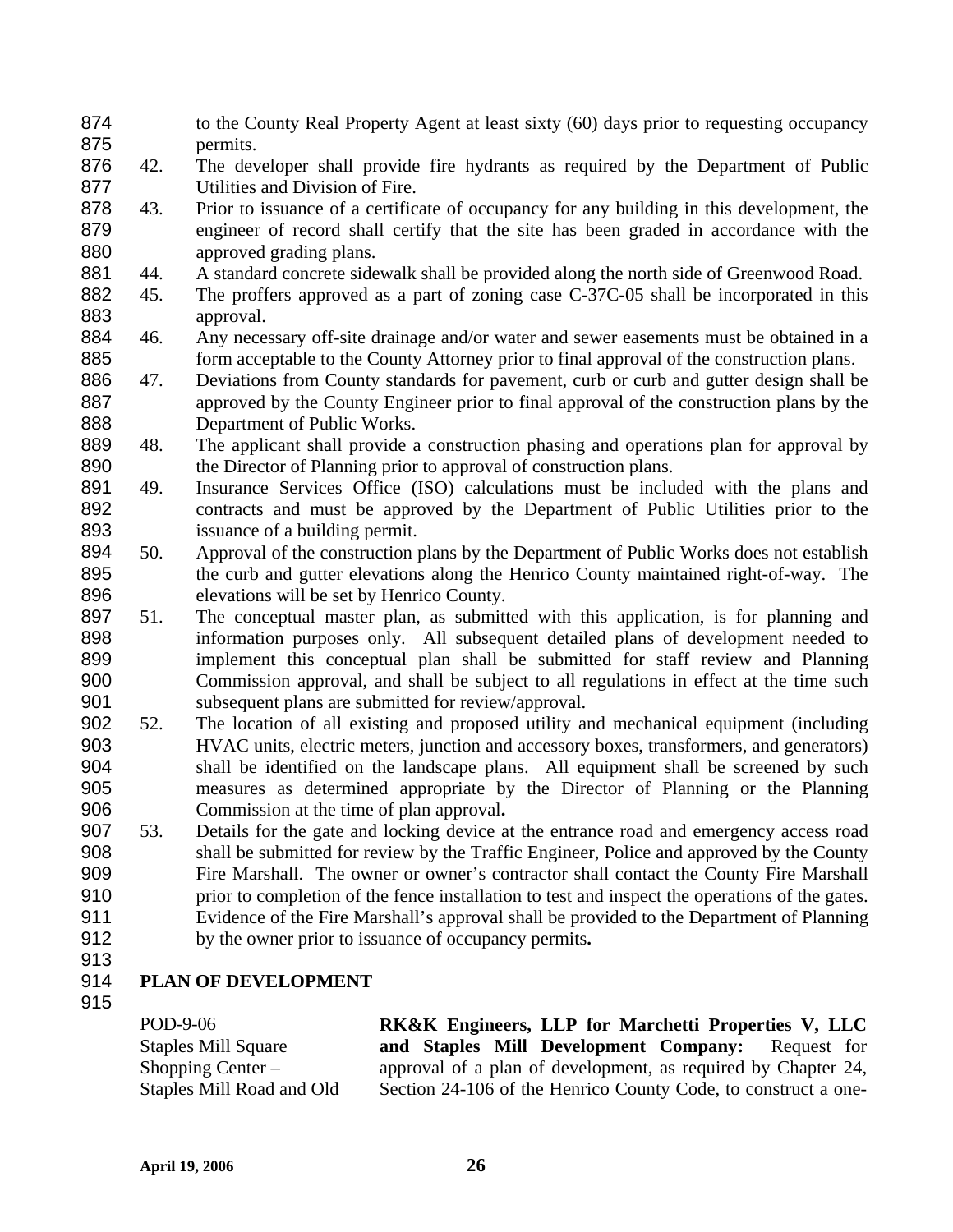to the County Real Property Agent at least sixty (60) days prior to requesting occupancy permits.

42. The developer shall provide fire hydrants as required by the Department of Public Utilities and Division of Fire.
43. Prior to issuance of a certificate of occupancy for any building in this development, the engineer of record shall certify that the site has been graded in accordance with the approved grading plans.
44. A standard concrete sidewalk shall be provided along the north side of Greenwood Road.
45. The proffers approved as a part of zoning case C-37C-05 shall be incorporated in this approval.
46. Any necessary off-site drainage and/or water and sewer easements must be obtained in a form acceptable to the County Attorney prior to final approval of the construction plans.
47. Deviations from County standards for pavement, curb or curb and gutter design shall be approved by the County Engineer prior to final approval of the construction plans by the Department of Public Works.
48. The applicant shall provide a construction phasing and operations plan for approval by the Director of Planning prior to approval of construction plans.
49. Insurance Services Office (ISO) calculations must be included with the plans and contracts and must be approved by the Department of Public Utilities prior to the issuance of a building permit.
50. Approval of the construction plans by the Department of Public Works does not establish the curb and gutter elevations along the Henrico County maintained right-of-way. The elevations will be set by Henrico County.
51. The conceptual master plan, as submitted with this application, is for planning and information purposes only. All subsequent detailed plans of development needed to implement this conceptual plan shall be submitted for staff review and Planning Commission approval, and shall be subject to all regulations in effect at the time such subsequent plans are submitted for review/approval.
52. The location of all existing and proposed utility and mechanical equipment (including HVAC units, electric meters, junction and accessory boxes, transformers, and generators) shall be identified on the landscape plans. All equipment shall be screened by such measures as determined appropriate by the Director of Planning or the Planning Commission at the time of plan approval**.**
53. Details for the gate and locking device at the entrance road and emergency access road shall be submitted for review by the Traffic Engineer, Police and approved by the County Fire Marshall. The owner or owner's contractor shall contact the County Fire Marshall prior to completion of the fence installation to test and inspect the operations of the gates. Evidence of the Fire Marshall's approval shall be provided to the Department of Planning by the owner prior to issuance of occupancy permits**.**

## PLAN OF DEVELOPMENT

POD-9-06
Staples Mill Square Shopping Center – Staples Mill Road and Old

**RK&K Engineers, LLP for Marchetti Properties V, LLC and Staples Mill Development Company:** Request for approval of a plan of development, as required by Chapter 24, Section 24-106 of the Henrico County Code, to construct a one-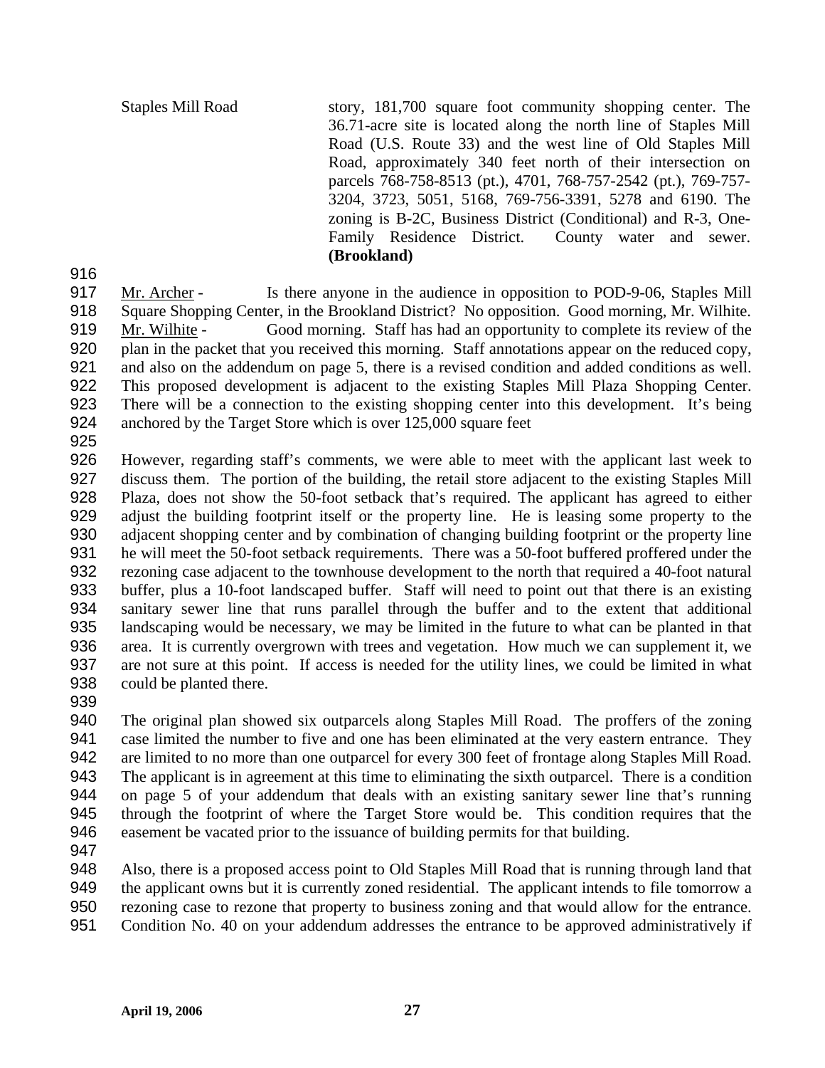Staples Mill Road — story, 181,700 square foot community shopping center. The 36.71-acre site is located along the north line of Staples Mill Road (U.S. Route 33) and the west line of Old Staples Mill Road, approximately 340 feet north of their intersection on parcels 768-758-8513 (pt.), 4701, 768-757-2542 (pt.), 769-757-3204, 3723, 5051, 5168, 769-756-3391, 5278 and 6190. The zoning is B-2C, Business District (Conditional) and R-3, One-Family Residence District. County water and sewer. **(Brookland)**

916

917 Mr. Archer - Is there anyone in the audience in opposition to POD-9-06, Staples Mill
918 Square Shopping Center, in the Brookland District? No opposition. Good morning, Mr. Wilhite.
919 Mr. Wilhite - Good morning. Staff has had an opportunity to complete its review of the
920 plan in the packet that you received this morning. Staff annotations appear on the reduced copy,
921 and also on the addendum on page 5, there is a revised condition and added conditions as well.
922 This proposed development is adjacent to the existing Staples Mill Plaza Shopping Center.
923 There will be a connection to the existing shopping center into this development. It's being
924 anchored by the Target Store which is over 125,000 square feet

925

926 However, regarding staff's comments, we were able to meet with the applicant last week to
927 discuss them. The portion of the building, the retail store adjacent to the existing Staples Mill
928 Plaza, does not show the 50-foot setback that's required. The applicant has agreed to either
929 adjust the building footprint itself or the property line. He is leasing some property to the
930 adjacent shopping center and by combination of changing building footprint or the property line
931 he will meet the 50-foot setback requirements. There was a 50-foot buffered proffered under the
932 rezoning case adjacent to the townhouse development to the north that required a 40-foot natural
933 buffer, plus a 10-foot landscaped buffer. Staff will need to point out that there is an existing
934 sanitary sewer line that runs parallel through the buffer and to the extent that additional
935 landscaping would be necessary, we may be limited in the future to what can be planted in that
936 area. It is currently overgrown with trees and vegetation. How much we can supplement it, we
937 are not sure at this point. If access is needed for the utility lines, we could be limited in what
938 could be planted there.

939

940 The original plan showed six outparcels along Staples Mill Road. The proffers of the zoning
941 case limited the number to five and one has been eliminated at the very eastern entrance. They
942 are limited to no more than one outparcel for every 300 feet of frontage along Staples Mill Road.
943 The applicant is in agreement at this time to eliminating the sixth outparcel. There is a condition
944 on page 5 of your addendum that deals with an existing sanitary sewer line that's running
945 through the footprint of where the Target Store would be. This condition requires that the
946 easement be vacated prior to the issuance of building permits for that building.

947

948 Also, there is a proposed access point to Old Staples Mill Road that is running through land that
949 the applicant owns but it is currently zoned residential. The applicant intends to file tomorrow a
950 rezoning case to rezone that property to business zoning and that would allow for the entrance.
951 Condition No. 40 on your addendum addresses the entrance to be approved administratively if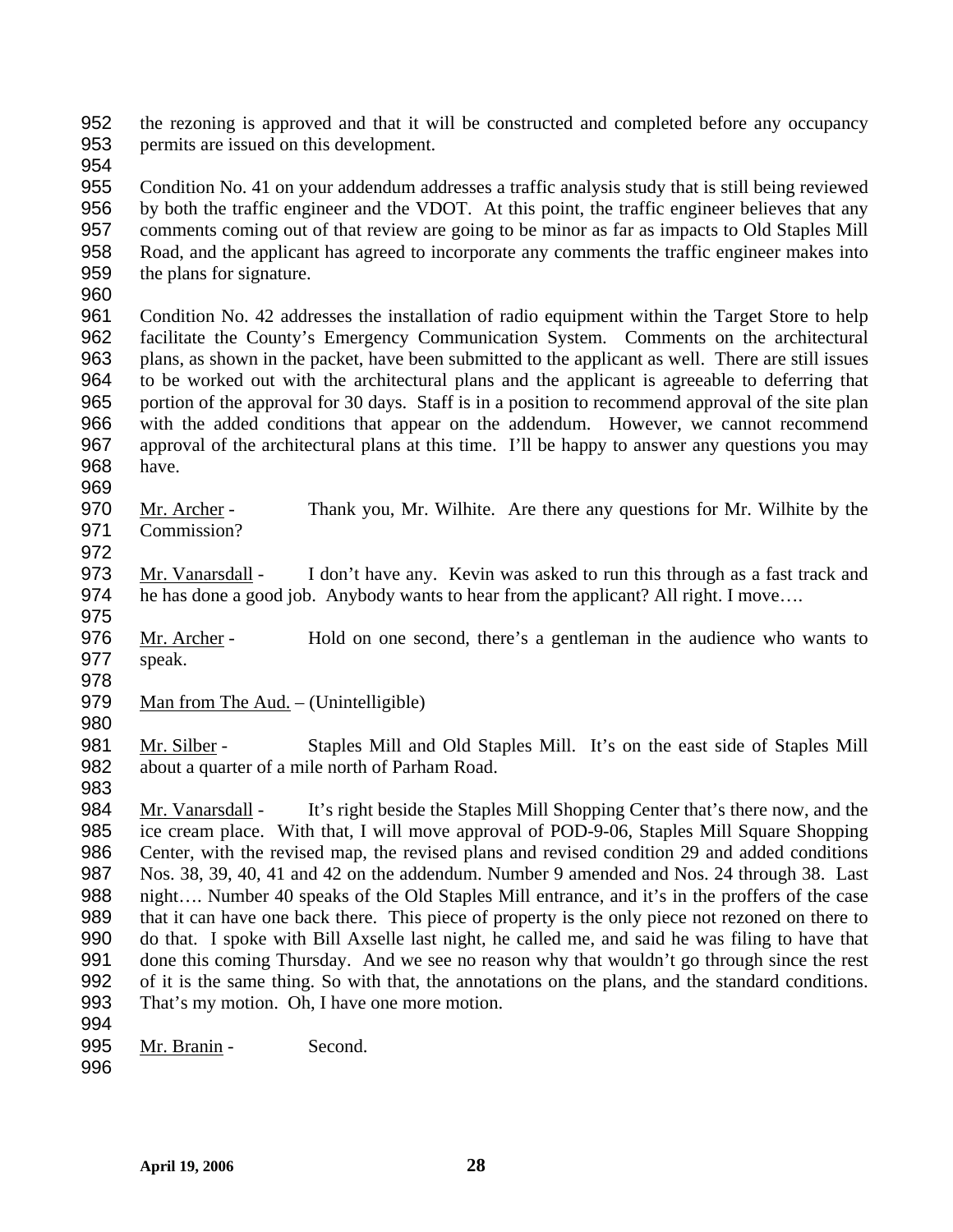the rezoning is approved and that it will be constructed and completed before any occupancy permits are issued on this development.

Condition No. 41 on your addendum addresses a traffic analysis study that is still being reviewed by both the traffic engineer and the VDOT. At this point, the traffic engineer believes that any comments coming out of that review are going to be minor as far as impacts to Old Staples Mill Road, and the applicant has agreed to incorporate any comments the traffic engineer makes into the plans for signature.

Condition No. 42 addresses the installation of radio equipment within the Target Store to help facilitate the County's Emergency Communication System. Comments on the architectural plans, as shown in the packet, have been submitted to the applicant as well. There are still issues to be worked out with the architectural plans and the applicant is agreeable to deferring that portion of the approval for 30 days. Staff is in a position to recommend approval of the site plan with the added conditions that appear on the addendum. However, we cannot recommend approval of the architectural plans at this time. I'll be happy to answer any questions you may have.

Mr. Archer - Thank you, Mr. Wilhite. Are there any questions for Mr. Wilhite by the Commission?

Mr. Vanarsdall - I don't have any. Kevin was asked to run this through as a fast track and he has done a good job. Anybody wants to hear from the applicant? All right. I move….

Mr. Archer - Hold on one second, there's a gentleman in the audience who wants to speak.

Man from The Aud. – (Unintelligible)

Mr. Silber - Staples Mill and Old Staples Mill. It's on the east side of Staples Mill about a quarter of a mile north of Parham Road.

Mr. Vanarsdall - It's right beside the Staples Mill Shopping Center that's there now, and the ice cream place. With that, I will move approval of POD-9-06, Staples Mill Square Shopping Center, with the revised map, the revised plans and revised condition 29 and added conditions Nos. 38, 39, 40, 41 and 42 on the addendum. Number 9 amended and Nos. 24 through 38. Last night…. Number 40 speaks of the Old Staples Mill entrance, and it's in the proffers of the case that it can have one back there. This piece of property is the only piece not rezoned on there to do that. I spoke with Bill Axselle last night, he called me, and said he was filing to have that done this coming Thursday. And we see no reason why that wouldn't go through since the rest of it is the same thing. So with that, the annotations on the plans, and the standard conditions. That's my motion. Oh, I have one more motion.

Mr. Branin - Second.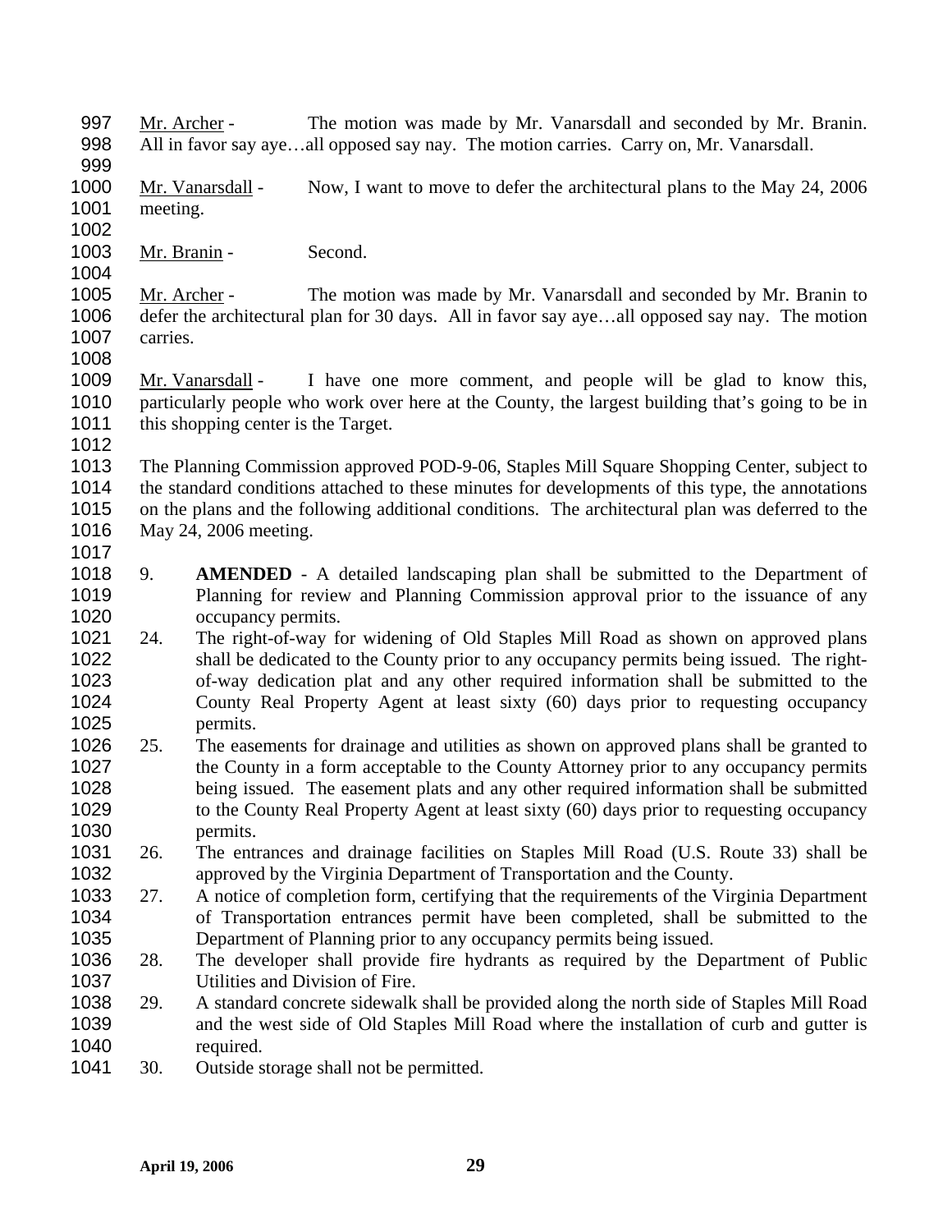Mr. Archer - The motion was made by Mr. Vanarsdall and seconded by Mr. Branin. All in favor say aye…all opposed say nay. The motion carries. Carry on, Mr. Vanarsdall.

Mr. Vanarsdall - Now, I want to move to defer the architectural plans to the May 24, 2006 meeting.

Mr. Branin - Second.

Mr. Archer - The motion was made by Mr. Vanarsdall and seconded by Mr. Branin to defer the architectural plan for 30 days. All in favor say aye…all opposed say nay. The motion carries.

Mr. Vanarsdall - I have one more comment, and people will be glad to know this, particularly people who work over here at the County, the largest building that's going to be in this shopping center is the Target.

The Planning Commission approved POD-9-06, Staples Mill Square Shopping Center, subject to the standard conditions attached to these minutes for developments of this type, the annotations on the plans and the following additional conditions. The architectural plan was deferred to the May 24, 2006 meeting.

9. **AMENDED** - A detailed landscaping plan shall be submitted to the Department of Planning for review and Planning Commission approval prior to the issuance of any occupancy permits.
24. The right-of-way for widening of Old Staples Mill Road as shown on approved plans shall be dedicated to the County prior to any occupancy permits being issued. The right-of-way dedication plat and any other required information shall be submitted to the County Real Property Agent at least sixty (60) days prior to requesting occupancy permits.
25. The easements for drainage and utilities as shown on approved plans shall be granted to the County in a form acceptable to the County Attorney prior to any occupancy permits being issued. The easement plats and any other required information shall be submitted to the County Real Property Agent at least sixty (60) days prior to requesting occupancy permits.
26. The entrances and drainage facilities on Staples Mill Road (U.S. Route 33) shall be approved by the Virginia Department of Transportation and the County.
27. A notice of completion form, certifying that the requirements of the Virginia Department of Transportation entrances permit have been completed, shall be submitted to the Department of Planning prior to any occupancy permits being issued.
28. The developer shall provide fire hydrants as required by the Department of Public Utilities and Division of Fire.
29. A standard concrete sidewalk shall be provided along the north side of Staples Mill Road and the west side of Old Staples Mill Road where the installation of curb and gutter is required.
30. Outside storage shall not be permitted.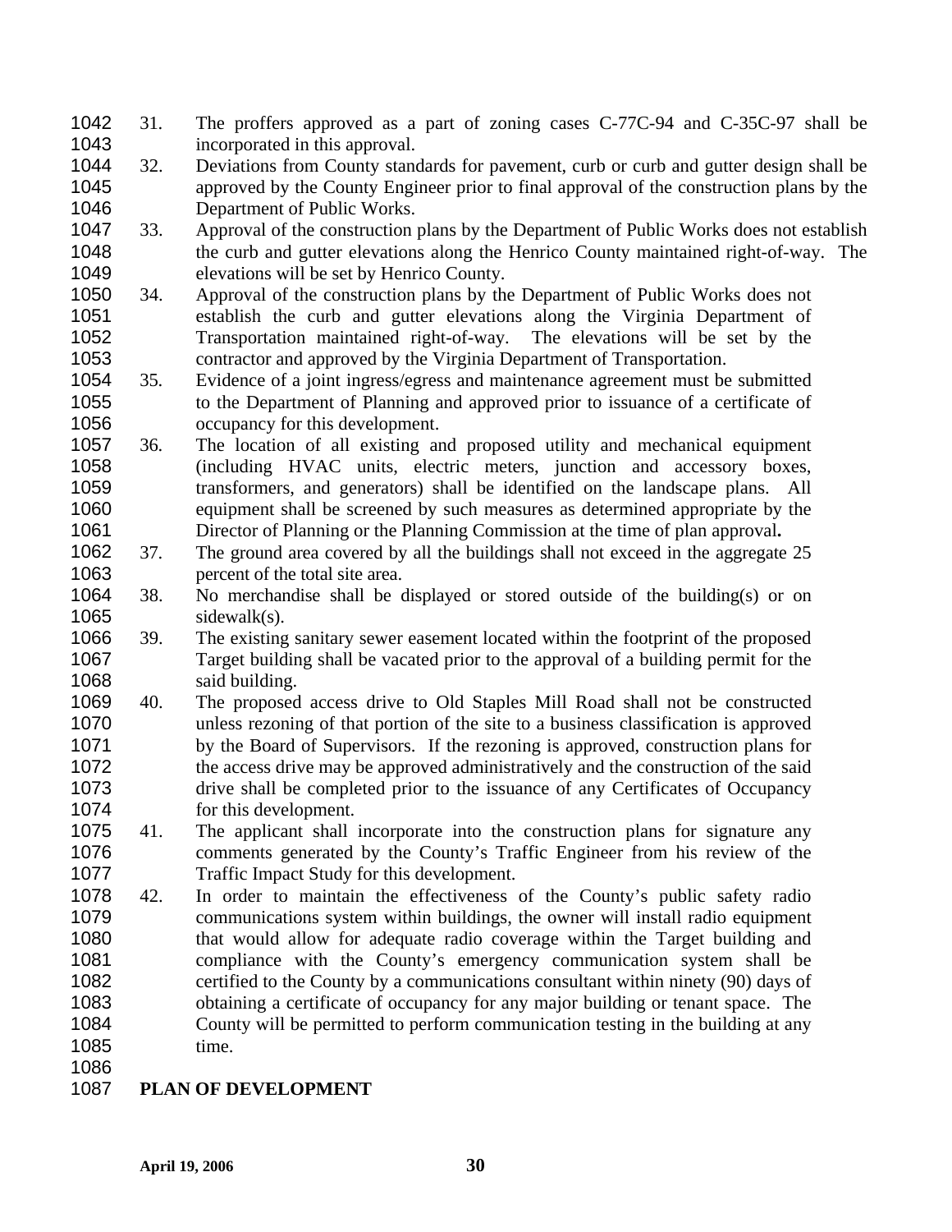31. The proffers approved as a part of zoning cases C-77C-94 and C-35C-97 shall be incorporated in this approval.
32. Deviations from County standards for pavement, curb or curb and gutter design shall be approved by the County Engineer prior to final approval of the construction plans by the Department of Public Works.
33. Approval of the construction plans by the Department of Public Works does not establish the curb and gutter elevations along the Henrico County maintained right-of-way. The elevations will be set by Henrico County.
34. Approval of the construction plans by the Department of Public Works does not establish the curb and gutter elevations along the Virginia Department of Transportation maintained right-of-way. The elevations will be set by the contractor and approved by the Virginia Department of Transportation.
35. Evidence of a joint ingress/egress and maintenance agreement must be submitted to the Department of Planning and approved prior to issuance of a certificate of occupancy for this development.
36. The location of all existing and proposed utility and mechanical equipment (including HVAC units, electric meters, junction and accessory boxes, transformers, and generators) shall be identified on the landscape plans. All equipment shall be screened by such measures as determined appropriate by the Director of Planning or the Planning Commission at the time of plan approval**.**
37. The ground area covered by all the buildings shall not exceed in the aggregate 25 percent of the total site area.
38. No merchandise shall be displayed or stored outside of the building(s) or on sidewalk(s).
39. The existing sanitary sewer easement located within the footprint of the proposed Target building shall be vacated prior to the approval of a building permit for the said building.
40. The proposed access drive to Old Staples Mill Road shall not be constructed unless rezoning of that portion of the site to a business classification is approved by the Board of Supervisors. If the rezoning is approved, construction plans for the access drive may be approved administratively and the construction of the said drive shall be completed prior to the issuance of any Certificates of Occupancy for this development.
41. The applicant shall incorporate into the construction plans for signature any comments generated by the County's Traffic Engineer from his review of the Traffic Impact Study for this development.
42. In order to maintain the effectiveness of the County's public safety radio communications system within buildings, the owner will install radio equipment that would allow for adequate radio coverage within the Target building and compliance with the County's emergency communication system shall be certified to the County by a communications consultant within ninety (90) days of obtaining a certificate of occupancy for any major building or tenant space. The County will be permitted to perform communication testing in the building at any time.

**PLAN OF DEVELOPMENT**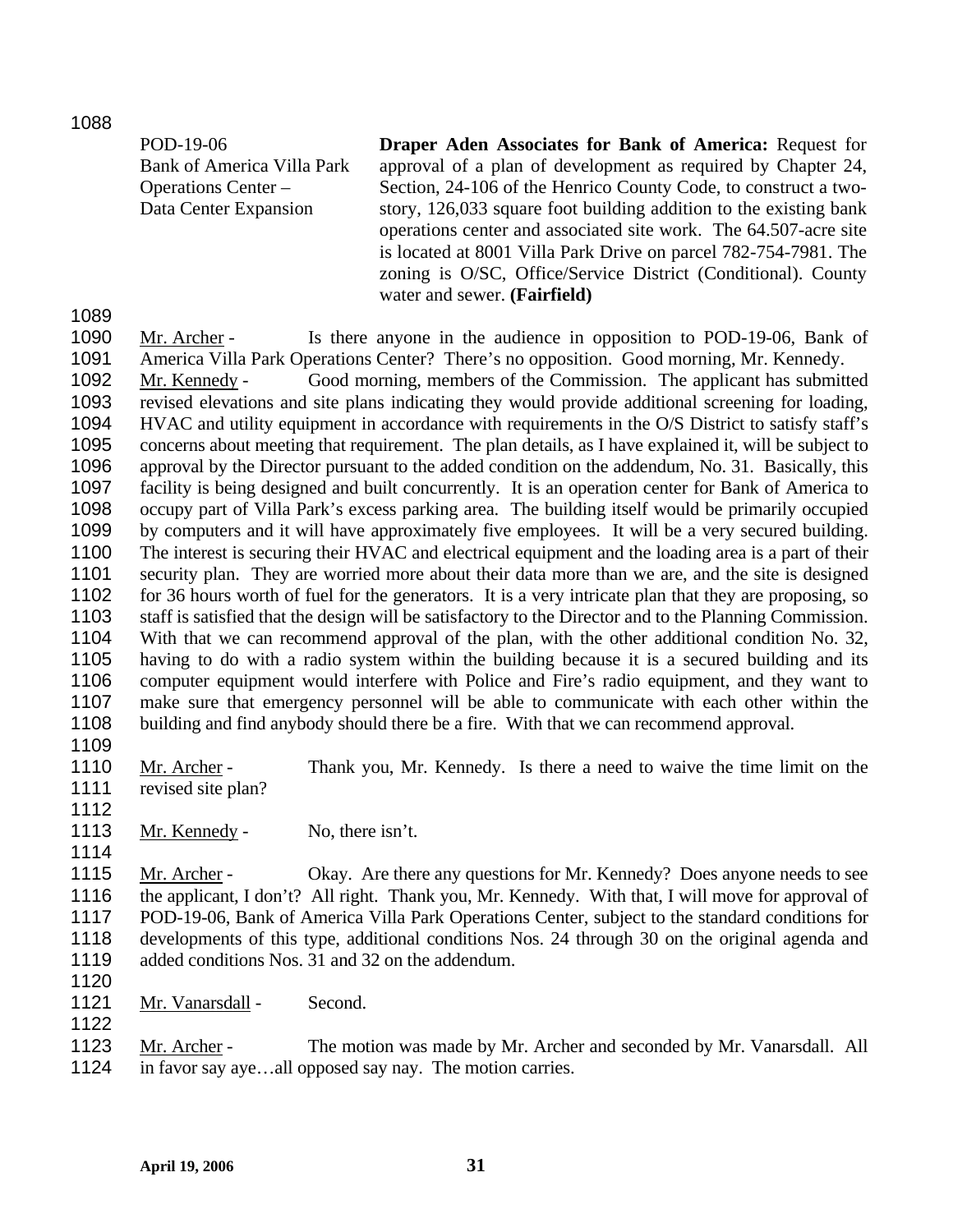POD-19-06 Bank of America Villa Park Operations Center – Data Center Expansion

**Draper Aden Associates for Bank of America:** Request for approval of a plan of development as required by Chapter 24, Section, 24-106 of the Henrico County Code, to construct a two-story, 126,033 square foot building addition to the existing bank operations center and associated site work. The 64.507-acre site is located at 8001 Villa Park Drive on parcel 782-754-7981. The zoning is O/SC, Office/Service District (Conditional). County water and sewer. **(Fairfield)**

Mr. Archer - Is there anyone in the audience in opposition to POD-19-06, Bank of America Villa Park Operations Center? There's no opposition. Good morning, Mr. Kennedy.

Mr. Kennedy - Good morning, members of the Commission. The applicant has submitted revised elevations and site plans indicating they would provide additional screening for loading, HVAC and utility equipment in accordance with requirements in the O/S District to satisfy staff's concerns about meeting that requirement. The plan details, as I have explained it, will be subject to approval by the Director pursuant to the added condition on the addendum, No. 31. Basically, this facility is being designed and built concurrently. It is an operation center for Bank of America to occupy part of Villa Park's excess parking area. The building itself would be primarily occupied by computers and it will have approximately five employees. It will be a very secured building. The interest is securing their HVAC and electrical equipment and the loading area is a part of their security plan. They are worried more about their data more than we are, and the site is designed for 36 hours worth of fuel for the generators. It is a very intricate plan that they are proposing, so staff is satisfied that the design will be satisfactory to the Director and to the Planning Commission. With that we can recommend approval of the plan, with the other additional condition No. 32, having to do with a radio system within the building because it is a secured building and its computer equipment would interfere with Police and Fire's radio equipment, and they want to make sure that emergency personnel will be able to communicate with each other within the building and find anybody should there be a fire. With that we can recommend approval.

Mr. Archer - Thank you, Mr. Kennedy. Is there a need to waive the time limit on the revised site plan?

Mr. Kennedy - No, there isn't.

Mr. Archer - Okay. Are there any questions for Mr. Kennedy? Does anyone needs to see the applicant, I don't? All right. Thank you, Mr. Kennedy. With that, I will move for approval of POD-19-06, Bank of America Villa Park Operations Center, subject to the standard conditions for developments of this type, additional conditions Nos. 24 through 30 on the original agenda and added conditions Nos. 31 and 32 on the addendum.

Mr. Vanarsdall - Second.

Mr. Archer - The motion was made by Mr. Archer and seconded by Mr. Vanarsdall. All in favor say aye…all opposed say nay. The motion carries.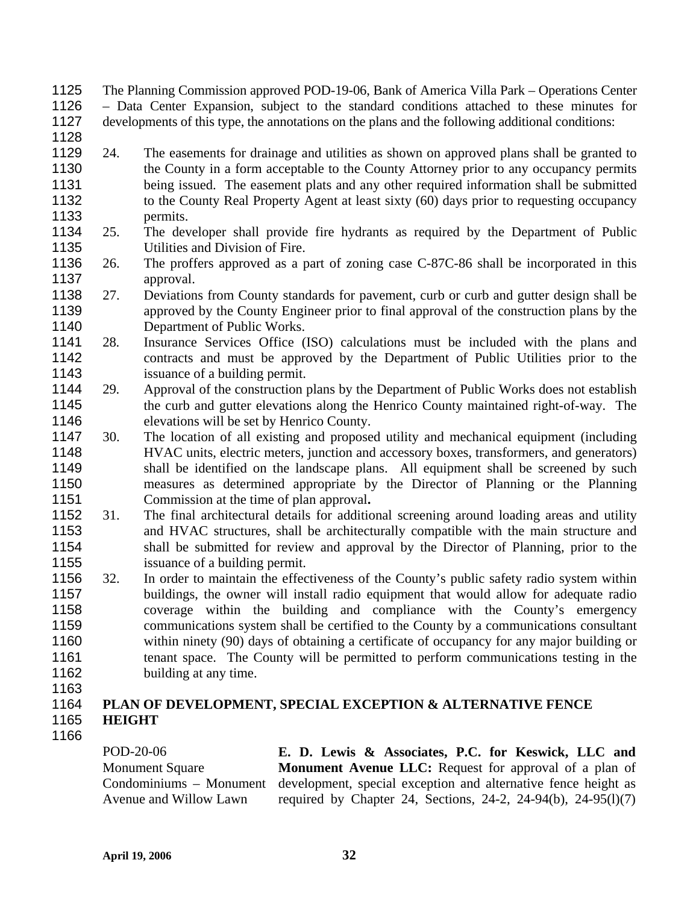The Planning Commission approved POD-19-06, Bank of America Villa Park – Operations Center – Data Center Expansion, subject to the standard conditions attached to these minutes for developments of this type, the annotations on the plans and the following additional conditions:

24. The easements for drainage and utilities as shown on approved plans shall be granted to the County in a form acceptable to the County Attorney prior to any occupancy permits being issued. The easement plats and any other required information shall be submitted to the County Real Property Agent at least sixty (60) days prior to requesting occupancy permits.
25. The developer shall provide fire hydrants as required by the Department of Public Utilities and Division of Fire.
26. The proffers approved as a part of zoning case C-87C-86 shall be incorporated in this approval.
27. Deviations from County standards for pavement, curb or curb and gutter design shall be approved by the County Engineer prior to final approval of the construction plans by the Department of Public Works.
28. Insurance Services Office (ISO) calculations must be included with the plans and contracts and must be approved by the Department of Public Utilities prior to the issuance of a building permit.
29. Approval of the construction plans by the Department of Public Works does not establish the curb and gutter elevations along the Henrico County maintained right-of-way. The elevations will be set by Henrico County.
30. The location of all existing and proposed utility and mechanical equipment (including HVAC units, electric meters, junction and accessory boxes, transformers, and generators) shall be identified on the landscape plans. All equipment shall be screened by such measures as determined appropriate by the Director of Planning or the Planning Commission at the time of plan approval**.**
31. The final architectural details for additional screening around loading areas and utility and HVAC structures, shall be architecturally compatible with the main structure and shall be submitted for review and approval by the Director of Planning, prior to the issuance of a building permit.
32. In order to maintain the effectiveness of the County's public safety radio system within buildings, the owner will install radio equipment that would allow for adequate radio coverage within the building and compliance with the County's emergency communications system shall be certified to the County by a communications consultant within ninety (90) days of obtaining a certificate of occupancy for any major building or tenant space. The County will be permitted to perform communications testing in the building at any time.

**PLAN OF DEVELOPMENT, SPECIAL EXCEPTION & ALTERNATIVE FENCE HEIGHT**

POD-20-06
Monument Square Condominiums – Monument Avenue and Willow Lawn

**E. D. Lewis & Associates, P.C. for Keswick, LLC and Monument Avenue LLC:** Request for approval of a plan of development, special exception and alternative fence height as required by Chapter 24, Sections, 24-2, 24-94(b), 24-95(l)(7)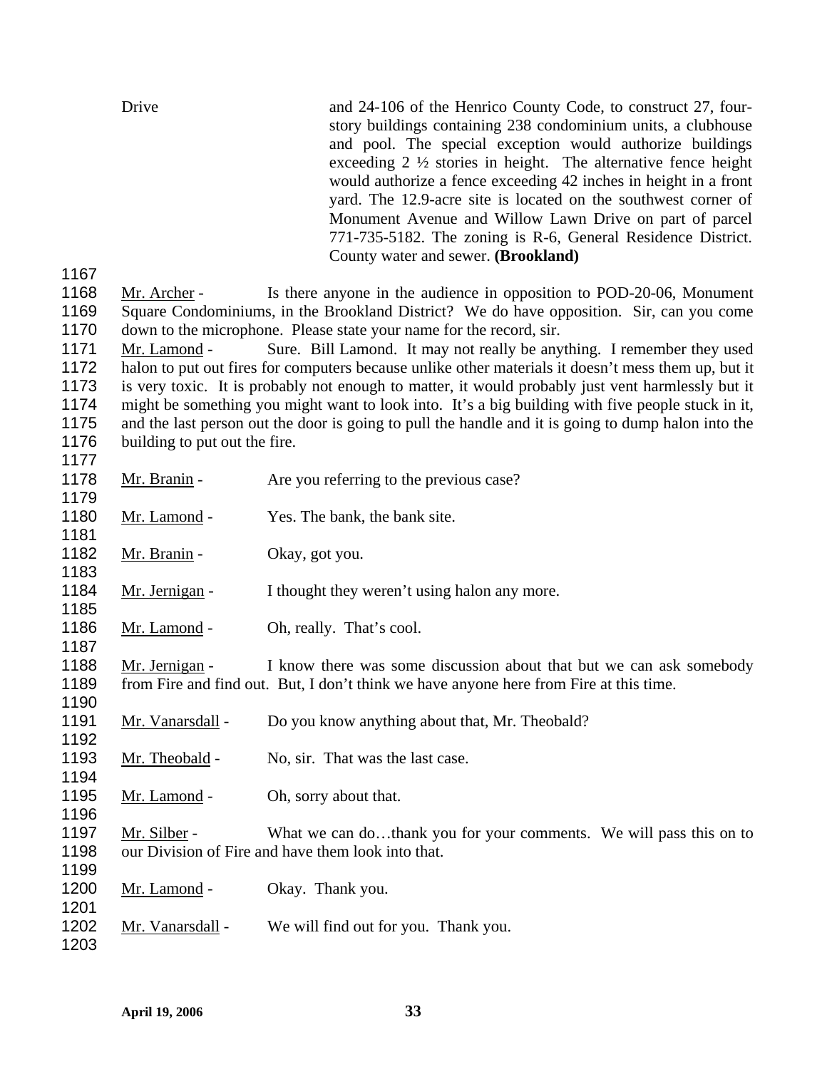Drive and 24-106 of the Henrico County Code, to construct 27, four-story buildings containing 238 condominium units, a clubhouse and pool. The special exception would authorize buildings exceeding 2 ½ stories in height. The alternative fence height would authorize a fence exceeding 42 inches in height in a front yard. The 12.9-acre site is located on the southwest corner of Monument Avenue and Willow Lawn Drive on part of parcel 771-735-5182. The zoning is R-6, General Residence District. County water and sewer. **(Brookland)**

Mr. Archer - Is there anyone in the audience in opposition to POD-20-06, Monument Square Condominiums, in the Brookland District? We do have opposition. Sir, can you come down to the microphone. Please state your name for the record, sir.

Mr. Lamond - Sure. Bill Lamond. It may not really be anything. I remember they used halon to put out fires for computers because unlike other materials it doesn't mess them up, but it is very toxic. It is probably not enough to matter, it would probably just vent harmlessly but it might be something you might want to look into. It's a big building with five people stuck in it, and the last person out the door is going to pull the handle and it is going to dump halon into the building to put out the fire.

Mr. Branin - Are you referring to the previous case?

Mr. Lamond - Yes. The bank, the bank site.

Mr. Branin - Okay, got you.

Mr. Jernigan - I thought they weren't using halon any more.

Mr. Lamond - Oh, really. That's cool.

Mr. Jernigan - I know there was some discussion about that but we can ask somebody from Fire and find out. But, I don't think we have anyone here from Fire at this time.

Mr. Vanarsdall - Do you know anything about that, Mr. Theobald?

Mr. Theobald - No, sir. That was the last case.

Mr. Lamond - Oh, sorry about that.

Mr. Silber - What we can do…thank you for your comments. We will pass this on to our Division of Fire and have them look into that.

Mr. Lamond - Okay. Thank you.

Mr. Vanarsdall - We will find out for you. Thank you.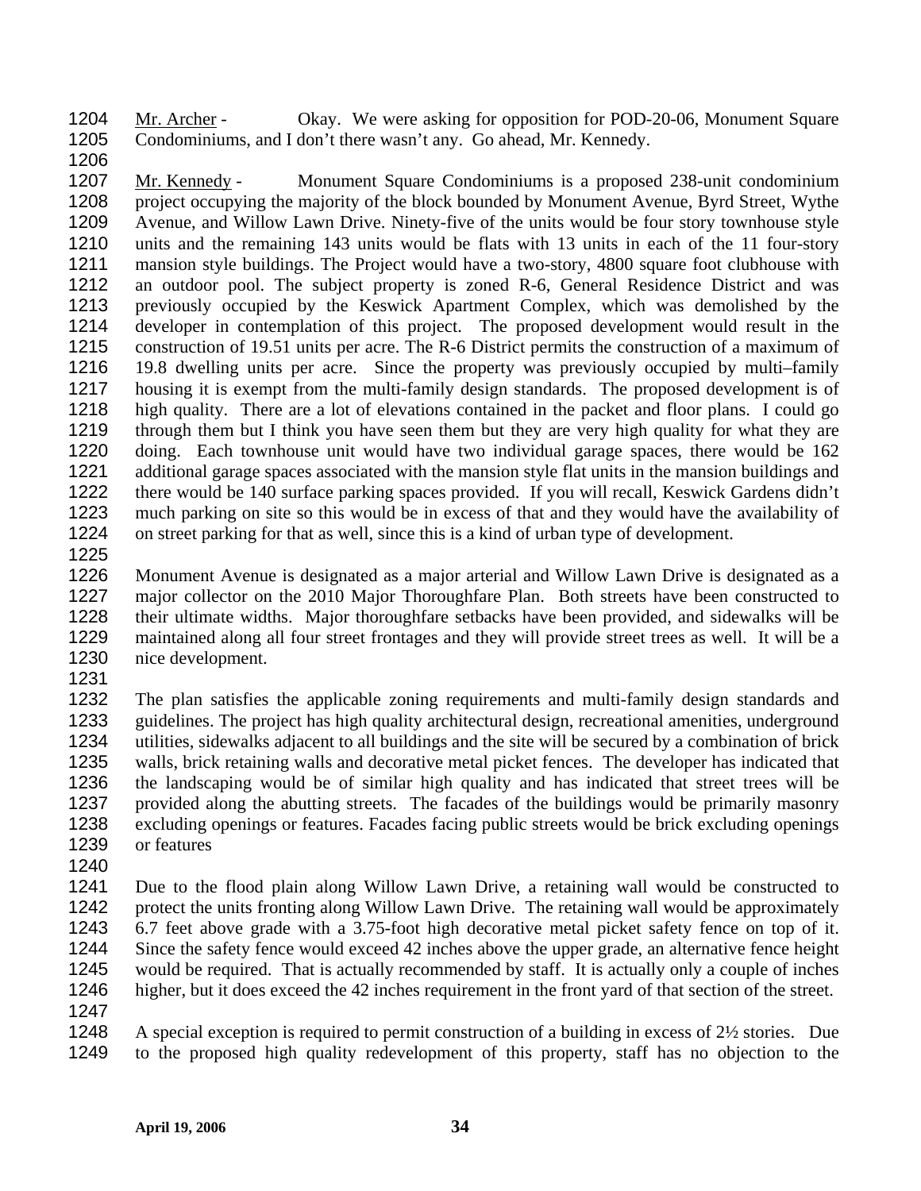Mr. Archer - Okay. We were asking for opposition for POD-20-06, Monument Square Condominiums, and I don't there wasn't any. Go ahead, Mr. Kennedy.

Mr. Kennedy - Monument Square Condominiums is a proposed 238-unit condominium project occupying the majority of the block bounded by Monument Avenue, Byrd Street, Wythe Avenue, and Willow Lawn Drive. Ninety-five of the units would be four story townhouse style units and the remaining 143 units would be flats with 13 units in each of the 11 four-story mansion style buildings. The Project would have a two-story, 4800 square foot clubhouse with an outdoor pool. The subject property is zoned R-6, General Residence District and was previously occupied by the Keswick Apartment Complex, which was demolished by the developer in contemplation of this project. The proposed development would result in the construction of 19.51 units per acre. The R-6 District permits the construction of a maximum of 19.8 dwelling units per acre. Since the property was previously occupied by multi–family housing it is exempt from the multi-family design standards. The proposed development is of high quality. There are a lot of elevations contained in the packet and floor plans. I could go through them but I think you have seen them but they are very high quality for what they are doing. Each townhouse unit would have two individual garage spaces, there would be 162 additional garage spaces associated with the mansion style flat units in the mansion buildings and there would be 140 surface parking spaces provided. If you will recall, Keswick Gardens didn't much parking on site so this would be in excess of that and they would have the availability of on street parking for that as well, since this is a kind of urban type of development.

Monument Avenue is designated as a major arterial and Willow Lawn Drive is designated as a major collector on the 2010 Major Thoroughfare Plan. Both streets have been constructed to their ultimate widths. Major thoroughfare setbacks have been provided, and sidewalks will be maintained along all four street frontages and they will provide street trees as well. It will be a nice development.

The plan satisfies the applicable zoning requirements and multi-family design standards and guidelines. The project has high quality architectural design, recreational amenities, underground utilities, sidewalks adjacent to all buildings and the site will be secured by a combination of brick walls, brick retaining walls and decorative metal picket fences. The developer has indicated that the landscaping would be of similar high quality and has indicated that street trees will be provided along the abutting streets. The facades of the buildings would be primarily masonry excluding openings or features. Facades facing public streets would be brick excluding openings or features

Due to the flood plain along Willow Lawn Drive, a retaining wall would be constructed to protect the units fronting along Willow Lawn Drive. The retaining wall would be approximately 6.7 feet above grade with a 3.75-foot high decorative metal picket safety fence on top of it. Since the safety fence would exceed 42 inches above the upper grade, an alternative fence height would be required. That is actually recommended by staff. It is actually only a couple of inches higher, but it does exceed the 42 inches requirement in the front yard of that section of the street.

A special exception is required to permit construction of a building in excess of 2½ stories. Due to the proposed high quality redevelopment of this property, staff has no objection to the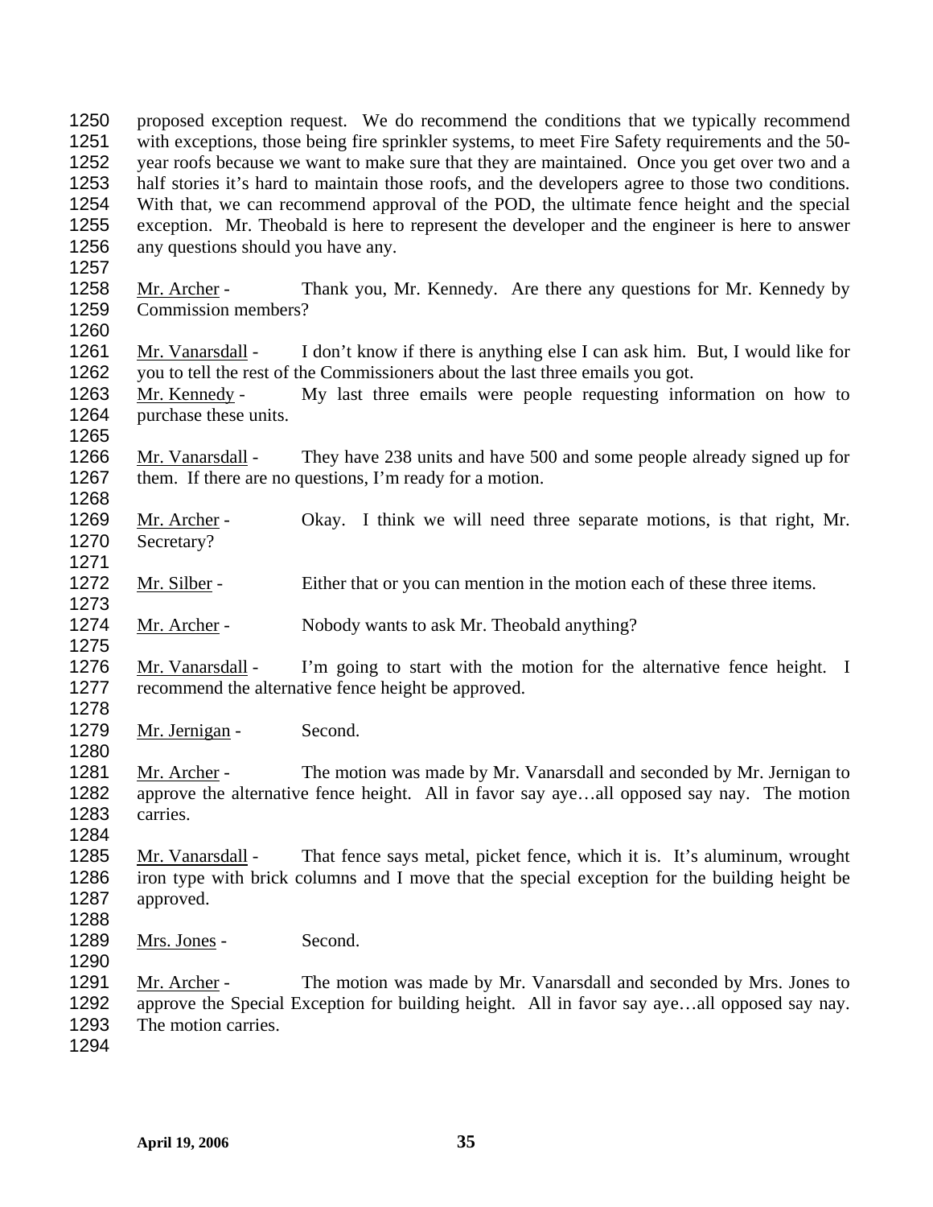proposed exception request. We do recommend the conditions that we typically recommend with exceptions, those being fire sprinkler systems, to meet Fire Safety requirements and the 50-year roofs because we want to make sure that they are maintained. Once you get over two and a half stories it's hard to maintain those roofs, and the developers agree to those two conditions. With that, we can recommend approval of the POD, the ultimate fence height and the special exception. Mr. Theobald is here to represent the developer and the engineer is here to answer any questions should you have any.

Mr. Archer - Thank you, Mr. Kennedy. Are there any questions for Mr. Kennedy by Commission members?

Mr. Vanarsdall - I don't know if there is anything else I can ask him. But, I would like for you to tell the rest of the Commissioners about the last three emails you got.

Mr. Kennedy - My last three emails were people requesting information on how to purchase these units.

Mr. Vanarsdall - They have 238 units and have 500 and some people already signed up for them. If there are no questions, I'm ready for a motion.

Mr. Archer - Okay. I think we will need three separate motions, is that right, Mr. Secretary?

Mr. Silber - Either that or you can mention in the motion each of these three items.

Mr. Archer - Nobody wants to ask Mr. Theobald anything?

Mr. Vanarsdall - I'm going to start with the motion for the alternative fence height. I recommend the alternative fence height be approved.

Mr. Jernigan - Second.

Mr. Archer - The motion was made by Mr. Vanarsdall and seconded by Mr. Jernigan to approve the alternative fence height. All in favor say aye…all opposed say nay. The motion carries.

Mr. Vanarsdall - That fence says metal, picket fence, which it is. It's aluminum, wrought iron type with brick columns and I move that the special exception for the building height be approved.

Mrs. Jones - Second.

Mr. Archer - The motion was made by Mr. Vanarsdall and seconded by Mrs. Jones to approve the Special Exception for building height. All in favor say aye…all opposed say nay. The motion carries.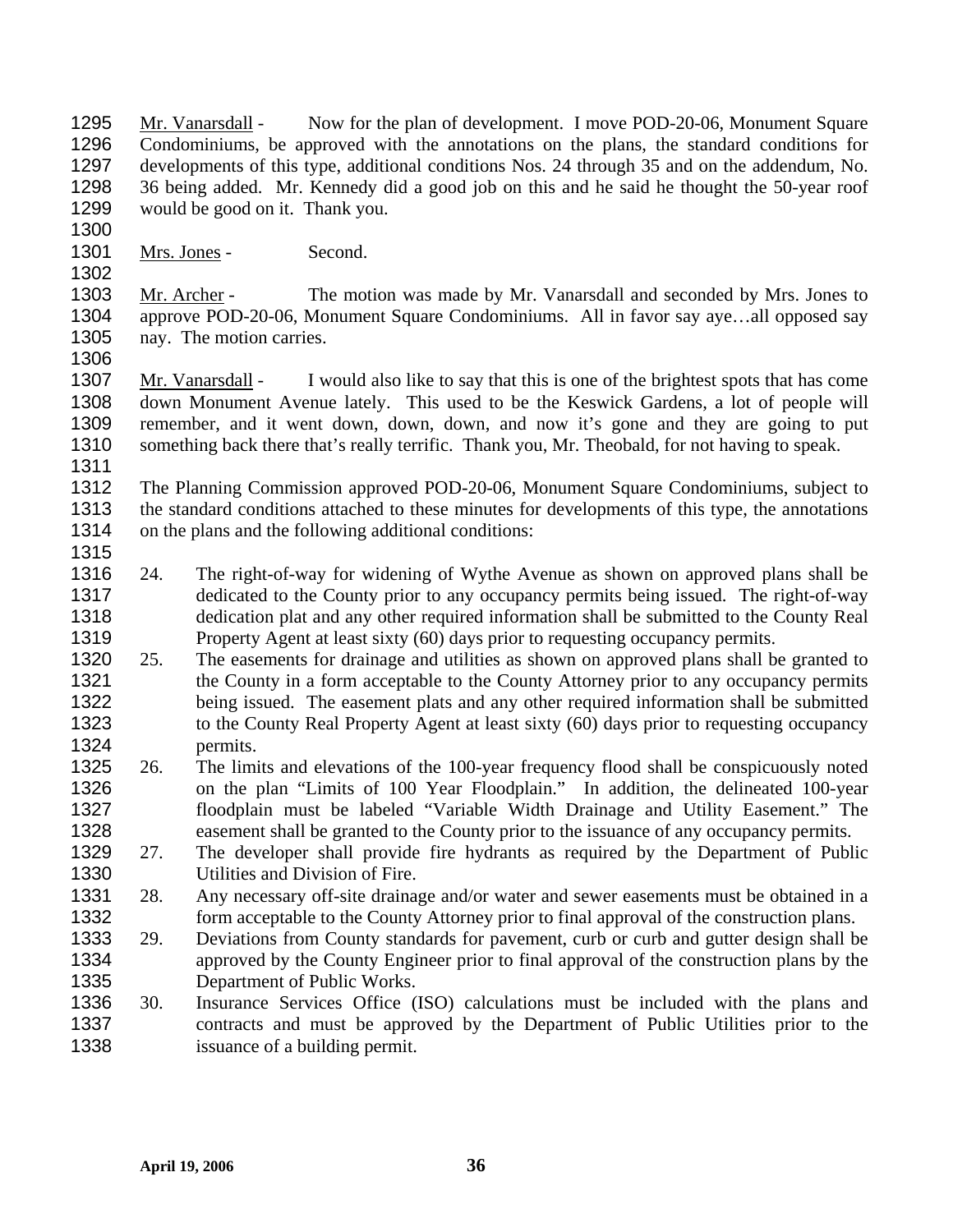Mr. Vanarsdall - Now for the plan of development. I move POD-20-06, Monument Square Condominiums, be approved with the annotations on the plans, the standard conditions for developments of this type, additional conditions Nos. 24 through 35 and on the addendum, No. 36 being added. Mr. Kennedy did a good job on this and he said he thought the 50-year roof would be good on it. Thank you.

Mrs. Jones - Second.

Mr. Archer - The motion was made by Mr. Vanarsdall and seconded by Mrs. Jones to approve POD-20-06, Monument Square Condominiums. All in favor say aye…all opposed say nay. The motion carries.

Mr. Vanarsdall - I would also like to say that this is one of the brightest spots that has come down Monument Avenue lately. This used to be the Keswick Gardens, a lot of people will remember, and it went down, down, down, and now it's gone and they are going to put something back there that's really terrific. Thank you, Mr. Theobald, for not having to speak.

The Planning Commission approved POD-20-06, Monument Square Condominiums, subject to the standard conditions attached to these minutes for developments of this type, the annotations on the plans and the following additional conditions:

24. The right-of-way for widening of Wythe Avenue as shown on approved plans shall be dedicated to the County prior to any occupancy permits being issued. The right-of-way dedication plat and any other required information shall be submitted to the County Real Property Agent at least sixty (60) days prior to requesting occupancy permits.
25. The easements for drainage and utilities as shown on approved plans shall be granted to the County in a form acceptable to the County Attorney prior to any occupancy permits being issued. The easement plats and any other required information shall be submitted to the County Real Property Agent at least sixty (60) days prior to requesting occupancy permits.
26. The limits and elevations of the 100-year frequency flood shall be conspicuously noted on the plan "Limits of 100 Year Floodplain." In addition, the delineated 100-year floodplain must be labeled "Variable Width Drainage and Utility Easement." The easement shall be granted to the County prior to the issuance of any occupancy permits.
27. The developer shall provide fire hydrants as required by the Department of Public Utilities and Division of Fire.
28. Any necessary off-site drainage and/or water and sewer easements must be obtained in a form acceptable to the County Attorney prior to final approval of the construction plans.
29. Deviations from County standards for pavement, curb or curb and gutter design shall be approved by the County Engineer prior to final approval of the construction plans by the Department of Public Works.
30. Insurance Services Office (ISO) calculations must be included with the plans and contracts and must be approved by the Department of Public Utilities prior to the issuance of a building permit.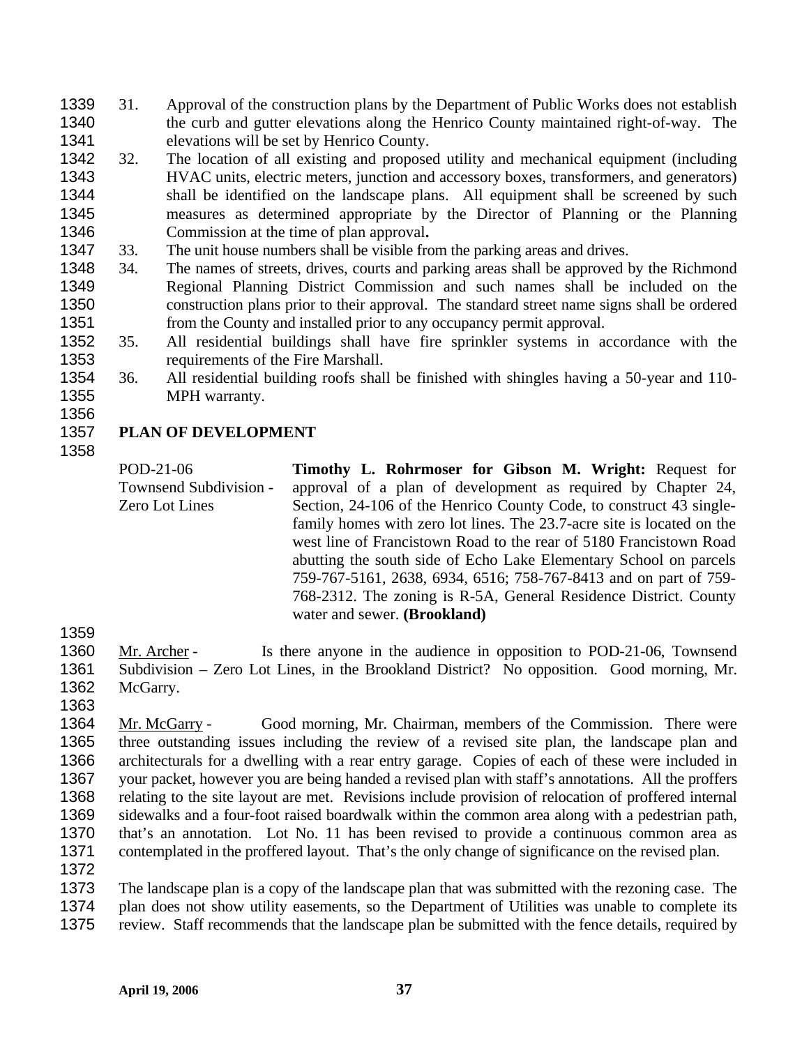31. Approval of the construction plans by the Department of Public Works does not establish the curb and gutter elevations along the Henrico County maintained right-of-way. The elevations will be set by Henrico County.
32. The location of all existing and proposed utility and mechanical equipment (including HVAC units, electric meters, junction and accessory boxes, transformers, and generators) shall be identified on the landscape plans. All equipment shall be screened by such measures as determined appropriate by the Director of Planning or the Planning Commission at the time of plan approval**.**
33. The unit house numbers shall be visible from the parking areas and drives.
34. The names of streets, drives, courts and parking areas shall be approved by the Richmond Regional Planning District Commission and such names shall be included on the construction plans prior to their approval. The standard street name signs shall be ordered from the County and installed prior to any occupancy permit approval.
35. All residential buildings shall have fire sprinkler systems in accordance with the requirements of the Fire Marshall.
36. All residential building roofs shall be finished with shingles having a 50-year and 110-MPH warranty.

**PLAN OF DEVELOPMENT**

POD-21-06
Townsend Subdivision - Zero Lot Lines

**Timothy L. Rohrmoser for Gibson M. Wright:** Request for approval of a plan of development as required by Chapter 24, Section, 24-106 of the Henrico County Code, to construct 43 single-family homes with zero lot lines. The 23.7-acre site is located on the west line of Francistown Road to the rear of 5180 Francistown Road abutting the south side of Echo Lake Elementary School on parcels 759-767-5161, 2638, 6934, 6516; 758-767-8413 and on part of 759-768-2312. The zoning is R-5A, General Residence District. County water and sewer. **(Brookland)**

Mr. Archer - Is there anyone in the audience in opposition to POD-21-06, Townsend Subdivision – Zero Lot Lines, in the Brookland District? No opposition. Good morning, Mr. McGarry.

Mr. McGarry - Good morning, Mr. Chairman, members of the Commission. There were three outstanding issues including the review of a revised site plan, the landscape plan and architecturals for a dwelling with a rear entry garage. Copies of each of these were included in your packet, however you are being handed a revised plan with staff's annotations. All the proffers relating to the site layout are met. Revisions include provision of relocation of proffered internal sidewalks and a four-foot raised boardwalk within the common area along with a pedestrian path, that's an annotation. Lot No. 11 has been revised to provide a continuous common area as contemplated in the proffered layout. That's the only change of significance on the revised plan.

The landscape plan is a copy of the landscape plan that was submitted with the rezoning case. The plan does not show utility easements, so the Department of Utilities was unable to complete its review. Staff recommends that the landscape plan be submitted with the fence details, required by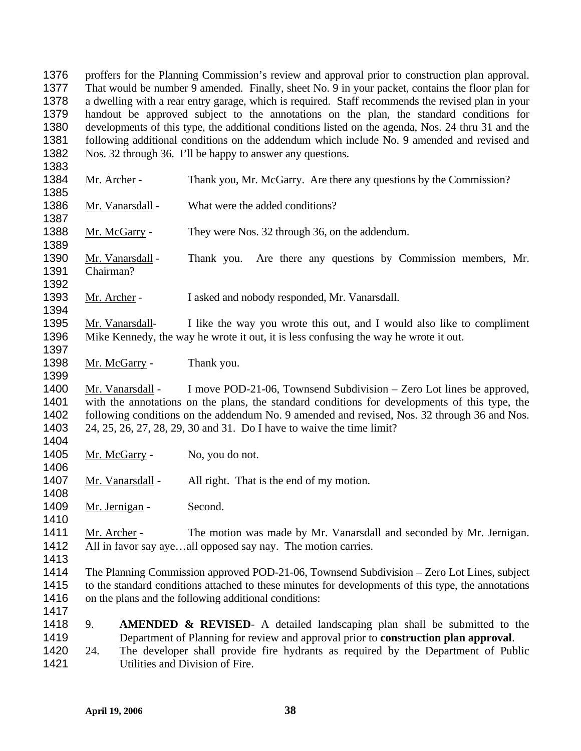proffers for the Planning Commission's review and approval prior to construction plan approval. That would be number 9 amended. Finally, sheet No. 9 in your packet, contains the floor plan for a dwelling with a rear entry garage, which is required. Staff recommends the revised plan in your handout be approved subject to the annotations on the plan, the standard conditions for developments of this type, the additional conditions listed on the agenda, Nos. 24 thru 31 and the following additional conditions on the addendum which include No. 9 amended and revised and Nos. 32 through 36. I'll be happy to answer any questions.

Mr. Archer - Thank you, Mr. McGarry. Are there any questions by the Commission?

Mr. Vanarsdall - What were the added conditions?

Mr. McGarry - They were Nos. 32 through 36, on the addendum.

Mr. Vanarsdall - Thank you. Are there any questions by Commission members, Mr. Chairman?

Mr. Archer - I asked and nobody responded, Mr. Vanarsdall.

Mr. Vanarsdall- I like the way you wrote this out, and I would also like to compliment Mike Kennedy, the way he wrote it out, it is less confusing the way he wrote it out.

Mr. McGarry - Thank you.

Mr. Vanarsdall - I move POD-21-06, Townsend Subdivision – Zero Lot lines be approved, with the annotations on the plans, the standard conditions for developments of this type, the following conditions on the addendum No. 9 amended and revised, Nos. 32 through 36 and Nos. 24, 25, 26, 27, 28, 29, 30 and 31. Do I have to waive the time limit?

Mr. McGarry - No, you do not.

Mr. Vanarsdall - All right. That is the end of my motion.

Mr. Jernigan - Second.

Mr. Archer - The motion was made by Mr. Vanarsdall and seconded by Mr. Jernigan. All in favor say aye…all opposed say nay. The motion carries.

The Planning Commission approved POD-21-06, Townsend Subdivision – Zero Lot Lines, subject to the standard conditions attached to these minutes for developments of this type, the annotations on the plans and the following additional conditions:

9. **AMENDED & REVISED**- A detailed landscaping plan shall be submitted to the Department of Planning for review and approval prior to **construction plan approval**.
24. The developer shall provide fire hydrants as required by the Department of Public Utilities and Division of Fire.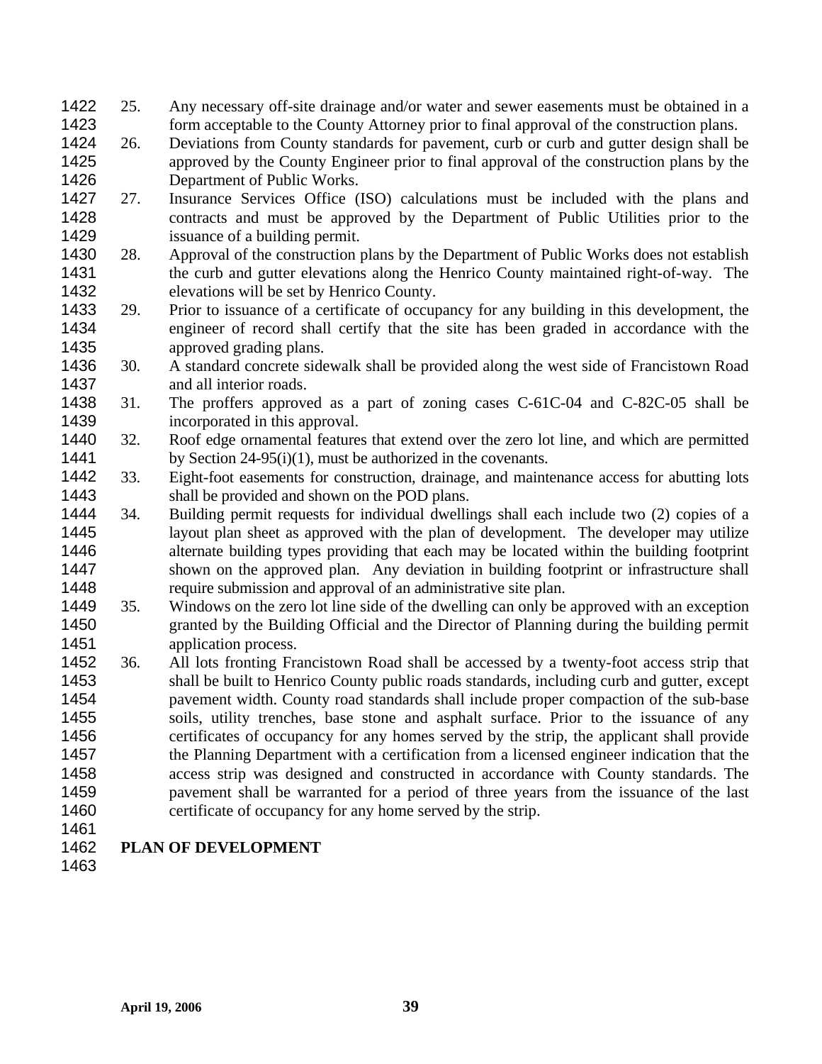25. Any necessary off-site drainage and/or water and sewer easements must be obtained in a form acceptable to the County Attorney prior to final approval of the construction plans.
26. Deviations from County standards for pavement, curb or curb and gutter design shall be approved by the County Engineer prior to final approval of the construction plans by the Department of Public Works.
27. Insurance Services Office (ISO) calculations must be included with the plans and contracts and must be approved by the Department of Public Utilities prior to the issuance of a building permit.
28. Approval of the construction plans by the Department of Public Works does not establish the curb and gutter elevations along the Henrico County maintained right-of-way. The elevations will be set by Henrico County.
29. Prior to issuance of a certificate of occupancy for any building in this development, the engineer of record shall certify that the site has been graded in accordance with the approved grading plans.
30. A standard concrete sidewalk shall be provided along the west side of Francistown Road and all interior roads.
31. The proffers approved as a part of zoning cases C-61C-04 and C-82C-05 shall be incorporated in this approval.
32. Roof edge ornamental features that extend over the zero lot line, and which are permitted by Section 24-95(i)(1), must be authorized in the covenants.
33. Eight-foot easements for construction, drainage, and maintenance access for abutting lots shall be provided and shown on the POD plans.
34. Building permit requests for individual dwellings shall each include two (2) copies of a layout plan sheet as approved with the plan of development. The developer may utilize alternate building types providing that each may be located within the building footprint shown on the approved plan. Any deviation in building footprint or infrastructure shall require submission and approval of an administrative site plan.
35. Windows on the zero lot line side of the dwelling can only be approved with an exception granted by the Building Official and the Director of Planning during the building permit application process.
36. All lots fronting Francistown Road shall be accessed by a twenty-foot access strip that shall be built to Henrico County public roads standards, including curb and gutter, except pavement width. County road standards shall include proper compaction of the sub-base soils, utility trenches, base stone and asphalt surface. Prior to the issuance of any certificates of occupancy for any homes served by the strip, the applicant shall provide the Planning Department with a certification from a licensed engineer indication that the access strip was designed and constructed in accordance with County standards. The pavement shall be warranted for a period of three years from the issuance of the last certificate of occupancy for any home served by the strip.

**PLAN OF DEVELOPMENT**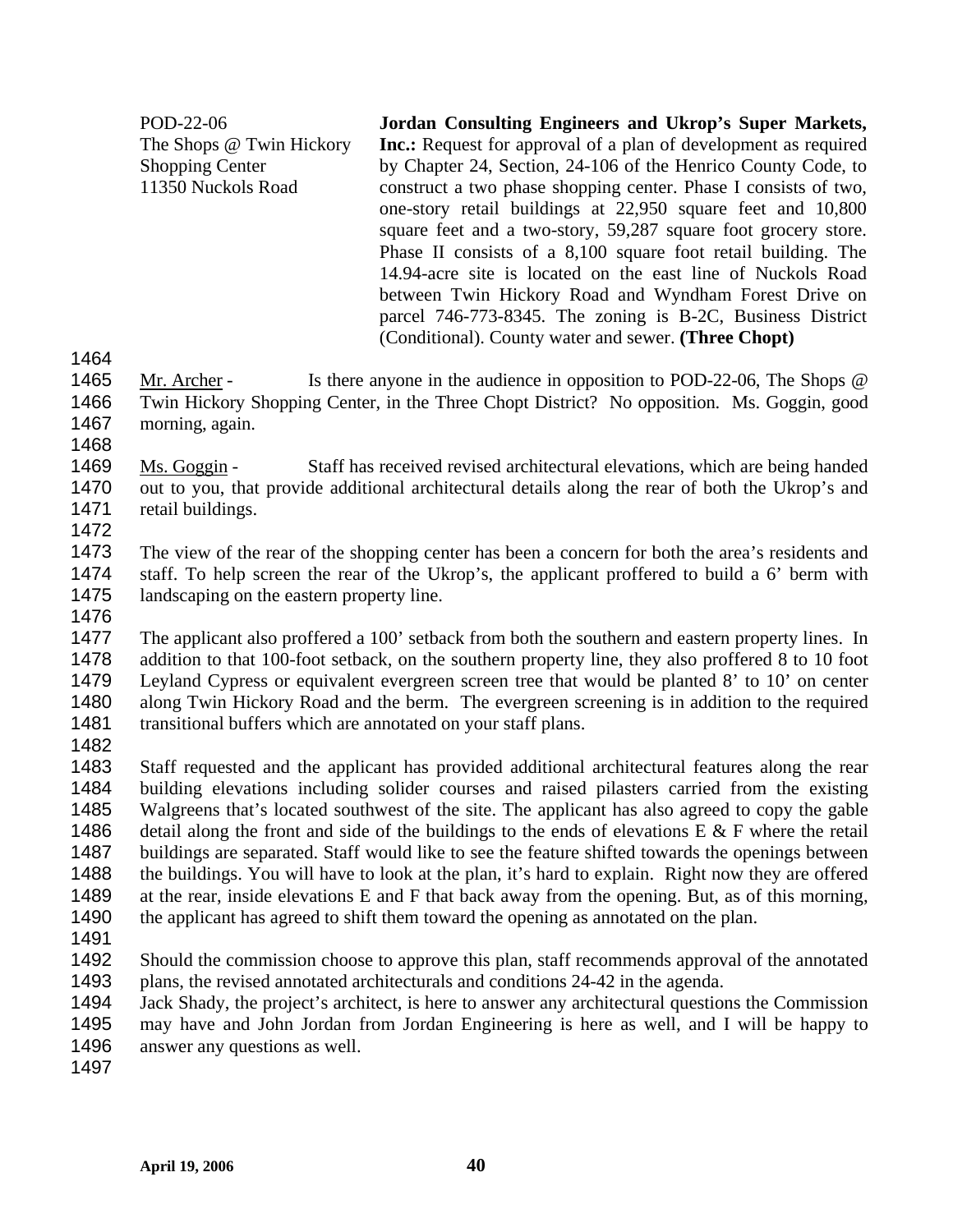POD-22-06
The Shops @ Twin Hickory
Shopping Center
11350 Nuckols Road

**Jordan Consulting Engineers and Ukrop's Super Markets, Inc.:** Request for approval of a plan of development as required by Chapter 24, Section, 24-106 of the Henrico County Code, to construct a two phase shopping center. Phase I consists of two, one-story retail buildings at 22,950 square feet and 10,800 square feet and a two-story, 59,287 square foot grocery store. Phase II consists of a 8,100 square foot retail building. The 14.94-acre site is located on the east line of Nuckols Road between Twin Hickory Road and Wyndham Forest Drive on parcel 746-773-8345. The zoning is B-2C, Business District (Conditional). County water and sewer. **(Three Chopt)**

1464

1465 Mr. Archer - Is there anyone in the audience in opposition to POD-22-06, The Shops @
1466 Twin Hickory Shopping Center, in the Three Chopt District? No opposition. Ms. Goggin, good
1467 morning, again.

1468

1469 Ms. Goggin - Staff has received revised architectural elevations, which are being handed
1470 out to you, that provide additional architectural details along the rear of both the Ukrop's and
1471 retail buildings.

1472

1473 The view of the rear of the shopping center has been a concern for both the area's residents and
1474 staff. To help screen the rear of the Ukrop's, the applicant proffered to build a 6' berm with
1475 landscaping on the eastern property line.

1476

1477 The applicant also proffered a 100' setback from both the southern and eastern property lines. In
1478 addition to that 100-foot setback, on the southern property line, they also proffered 8 to 10 foot
1479 Leyland Cypress or equivalent evergreen screen tree that would be planted 8' to 10' on center
1480 along Twin Hickory Road and the berm. The evergreen screening is in addition to the required
1481 transitional buffers which are annotated on your staff plans.

1482

1483 Staff requested and the applicant has provided additional architectural features along the rear
1484 building elevations including solider courses and raised pilasters carried from the existing
1485 Walgreens that's located southwest of the site. The applicant has also agreed to copy the gable
1486 detail along the front and side of the buildings to the ends of elevations E & F where the retail
1487 buildings are separated. Staff would like to see the feature shifted towards the openings between
1488 the buildings. You will have to look at the plan, it's hard to explain. Right now they are offered
1489 at the rear, inside elevations E and F that back away from the opening. But, as of this morning,
1490 the applicant has agreed to shift them toward the opening as annotated on the plan.

1491

1492 Should the commission choose to approve this plan, staff recommends approval of the annotated
1493 plans, the revised annotated architecturals and conditions 24-42 in the agenda.
1494 Jack Shady, the project's architect, is here to answer any architectural questions the Commission
1495 may have and John Jordan from Jordan Engineering is here as well, and I will be happy to
1496 answer any questions as well.

1497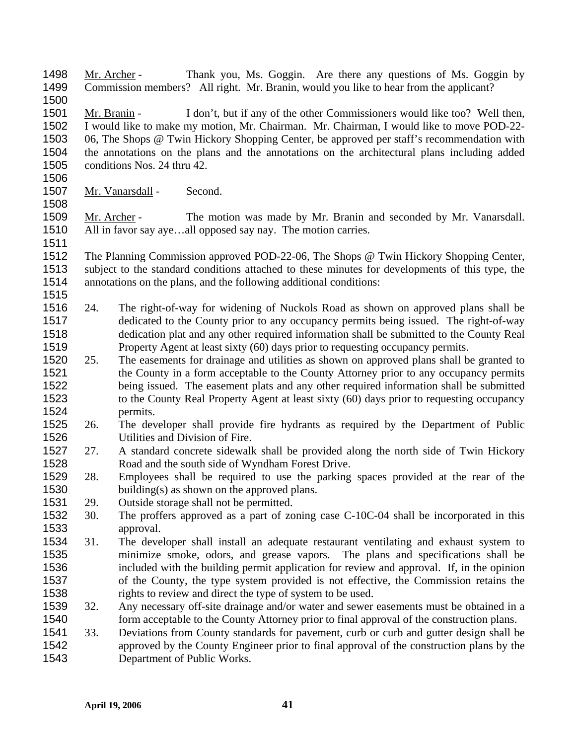Mr. Archer - Thank you, Ms. Goggin. Are there any questions of Ms. Goggin by Commission members? All right. Mr. Branin, would you like to hear from the applicant?

Mr. Branin - I don't, but if any of the other Commissioners would like too? Well then, I would like to make my motion, Mr. Chairman. Mr. Chairman, I would like to move POD-22-06, The Shops @ Twin Hickory Shopping Center, be approved per staff's recommendation with the annotations on the plans and the annotations on the architectural plans including added conditions Nos. 24 thru 42.

Mr. Vanarsdall - Second.

Mr. Archer - The motion was made by Mr. Branin and seconded by Mr. Vanarsdall. All in favor say aye…all opposed say nay. The motion carries.

The Planning Commission approved POD-22-06, The Shops @ Twin Hickory Shopping Center, subject to the standard conditions attached to these minutes for developments of this type, the annotations on the plans, and the following additional conditions:

24. The right-of-way for widening of Nuckols Road as shown on approved plans shall be dedicated to the County prior to any occupancy permits being issued. The right-of-way dedication plat and any other required information shall be submitted to the County Real Property Agent at least sixty (60) days prior to requesting occupancy permits.
25. The easements for drainage and utilities as shown on approved plans shall be granted to the County in a form acceptable to the County Attorney prior to any occupancy permits being issued. The easement plats and any other required information shall be submitted to the County Real Property Agent at least sixty (60) days prior to requesting occupancy permits.
26. The developer shall provide fire hydrants as required by the Department of Public Utilities and Division of Fire.
27. A standard concrete sidewalk shall be provided along the north side of Twin Hickory Road and the south side of Wyndham Forest Drive.
28. Employees shall be required to use the parking spaces provided at the rear of the building(s) as shown on the approved plans.
29. Outside storage shall not be permitted.
30. The proffers approved as a part of zoning case C-10C-04 shall be incorporated in this approval.
31. The developer shall install an adequate restaurant ventilating and exhaust system to minimize smoke, odors, and grease vapors. The plans and specifications shall be included with the building permit application for review and approval. If, in the opinion of the County, the type system provided is not effective, the Commission retains the rights to review and direct the type of system to be used.
32. Any necessary off-site drainage and/or water and sewer easements must be obtained in a form acceptable to the County Attorney prior to final approval of the construction plans.
33. Deviations from County standards for pavement, curb or curb and gutter design shall be approved by the County Engineer prior to final approval of the construction plans by the Department of Public Works.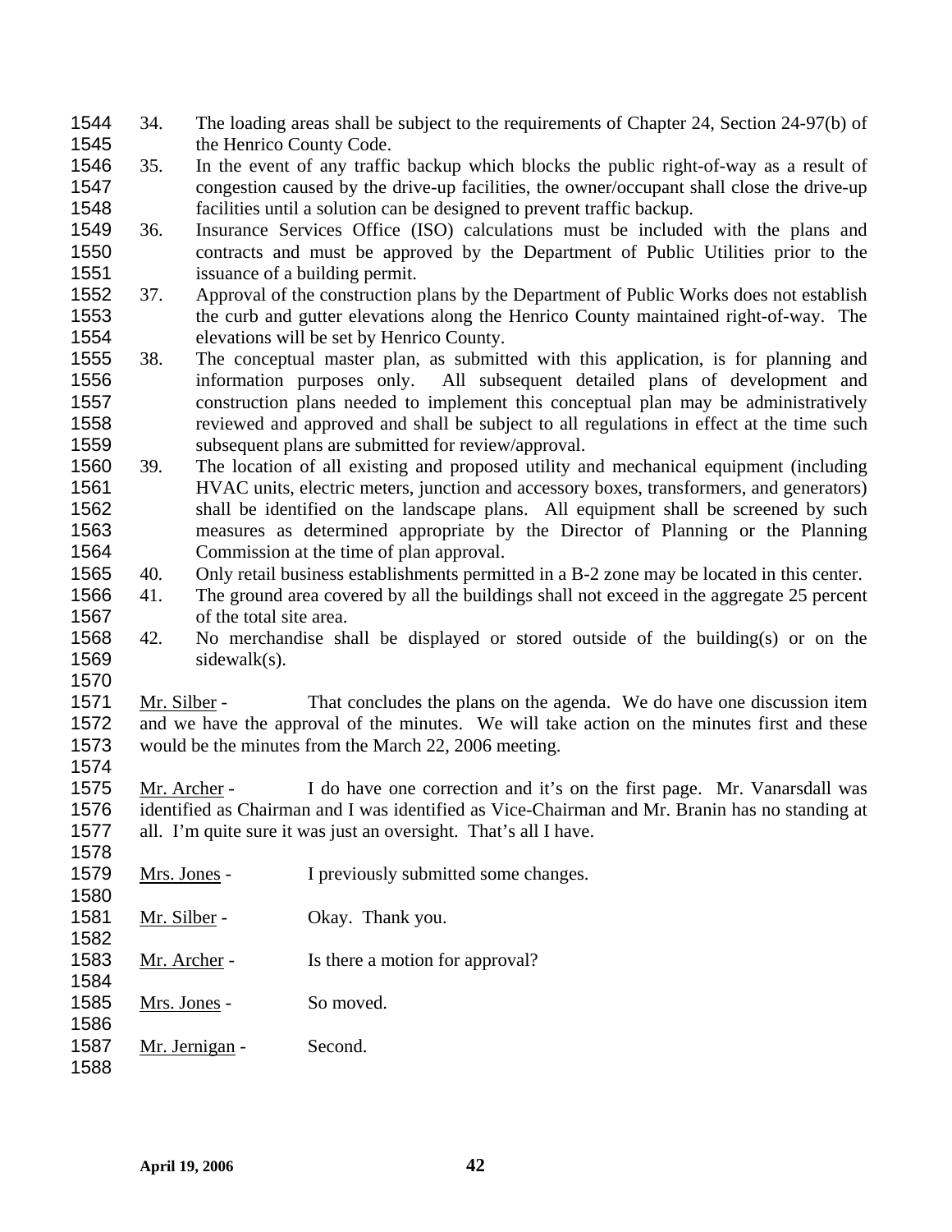34. The loading areas shall be subject to the requirements of Chapter 24, Section 24-97(b) of the Henrico County Code.
35. In the event of any traffic backup which blocks the public right-of-way as a result of congestion caused by the drive-up facilities, the owner/occupant shall close the drive-up facilities until a solution can be designed to prevent traffic backup.
36. Insurance Services Office (ISO) calculations must be included with the plans and contracts and must be approved by the Department of Public Utilities prior to the issuance of a building permit.
37. Approval of the construction plans by the Department of Public Works does not establish the curb and gutter elevations along the Henrico County maintained right-of-way. The elevations will be set by Henrico County.
38. The conceptual master plan, as submitted with this application, is for planning and information purposes only. All subsequent detailed plans of development and construction plans needed to implement this conceptual plan may be administratively reviewed and approved and shall be subject to all regulations in effect at the time such subsequent plans are submitted for review/approval.
39. The location of all existing and proposed utility and mechanical equipment (including HVAC units, electric meters, junction and accessory boxes, transformers, and generators) shall be identified on the landscape plans. All equipment shall be screened by such measures as determined appropriate by the Director of Planning or the Planning Commission at the time of plan approval.
40. Only retail business establishments permitted in a B-2 zone may be located in this center.
41. The ground area covered by all the buildings shall not exceed in the aggregate 25 percent of the total site area.
42. No merchandise shall be displayed or stored outside of the building(s) or on the sidewalk(s).

Mr. Silber - That concludes the plans on the agenda. We do have one discussion item and we have the approval of the minutes. We will take action on the minutes first and these would be the minutes from the March 22, 2006 meeting.

Mr. Archer - I do have one correction and it's on the first page. Mr. Vanarsdall was identified as Chairman and I was identified as Vice-Chairman and Mr. Branin has no standing at all. I'm quite sure it was just an oversight. That's all I have.

Mrs. Jones - I previously submitted some changes.

Mr. Silber - Okay. Thank you.

Mr. Archer - Is there a motion for approval?

Mrs. Jones - So moved.

Mr. Jernigan - Second.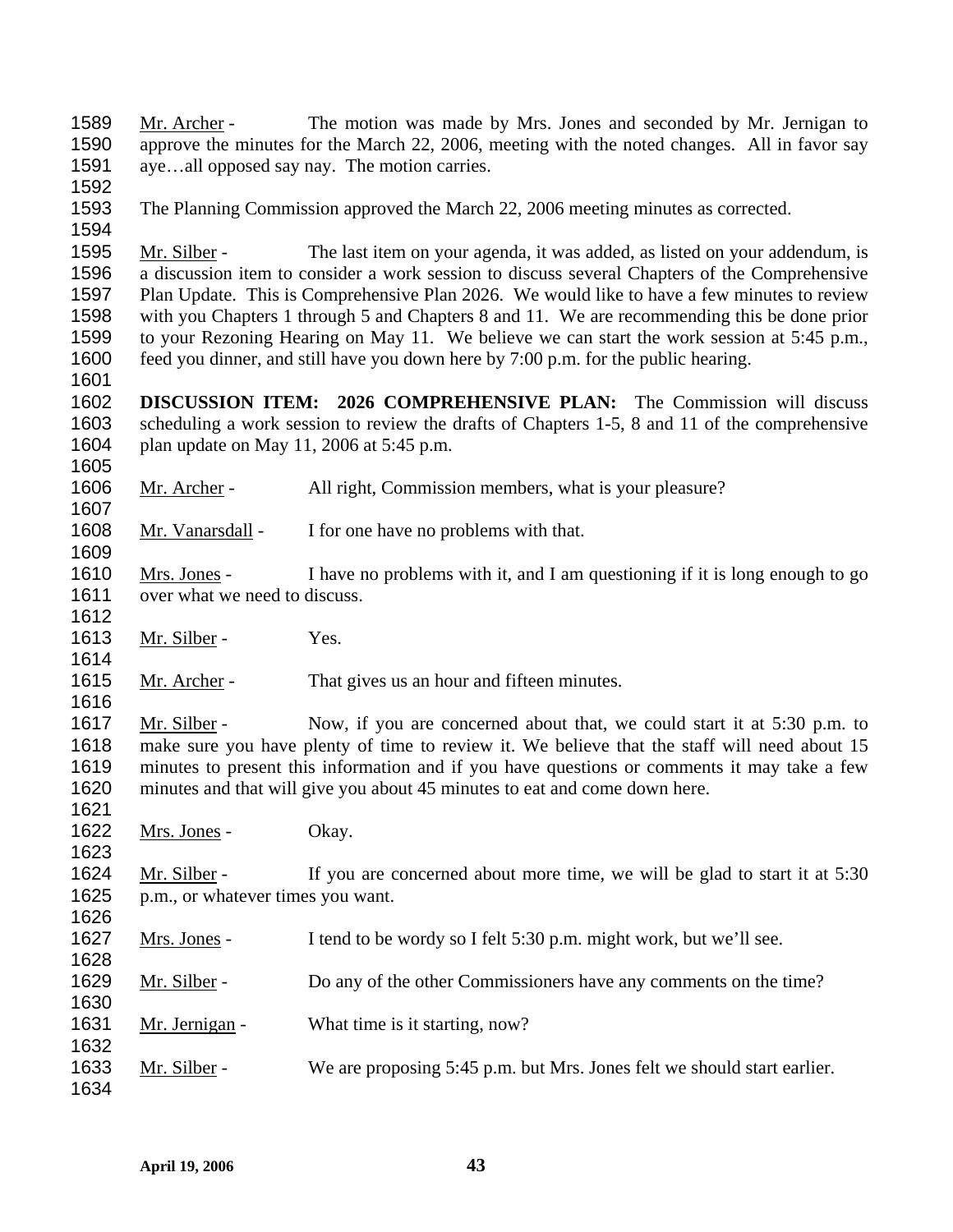Mr. Archer - The motion was made by Mrs. Jones and seconded by Mr. Jernigan to approve the minutes for the March 22, 2006, meeting with the noted changes. All in favor say aye…all opposed say nay. The motion carries.

The Planning Commission approved the March 22, 2006 meeting minutes as corrected.

Mr. Silber - The last item on your agenda, it was added, as listed on your addendum, is a discussion item to consider a work session to discuss several Chapters of the Comprehensive Plan Update. This is Comprehensive Plan 2026. We would like to have a few minutes to review with you Chapters 1 through 5 and Chapters 8 and 11. We are recommending this be done prior to your Rezoning Hearing on May 11. We believe we can start the work session at 5:45 p.m., feed you dinner, and still have you down here by 7:00 p.m. for the public hearing.

**DISCUSSION ITEM: 2026 COMPREHENSIVE PLAN:** The Commission will discuss scheduling a work session to review the drafts of Chapters 1-5, 8 and 11 of the comprehensive plan update on May 11, 2006 at 5:45 p.m.

Mr. Archer - All right, Commission members, what is your pleasure?

Mr. Vanarsdall - I for one have no problems with that.

Mrs. Jones - I have no problems with it, and I am questioning if it is long enough to go over what we need to discuss.

Mr. Silber - Yes.

Mr. Archer - That gives us an hour and fifteen minutes.

Mr. Silber - Now, if you are concerned about that, we could start it at 5:30 p.m. to make sure you have plenty of time to review it. We believe that the staff will need about 15 minutes to present this information and if you have questions or comments it may take a few minutes and that will give you about 45 minutes to eat and come down here.

Mrs. Jones - Okay.

Mr. Silber - If you are concerned about more time, we will be glad to start it at 5:30 p.m., or whatever times you want.

Mrs. Jones - I tend to be wordy so I felt 5:30 p.m. might work, but we'll see.

Mr. Silber - Do any of the other Commissioners have any comments on the time?

Mr. Jernigan - What time is it starting, now?

Mr. Silber - We are proposing 5:45 p.m. but Mrs. Jones felt we should start earlier.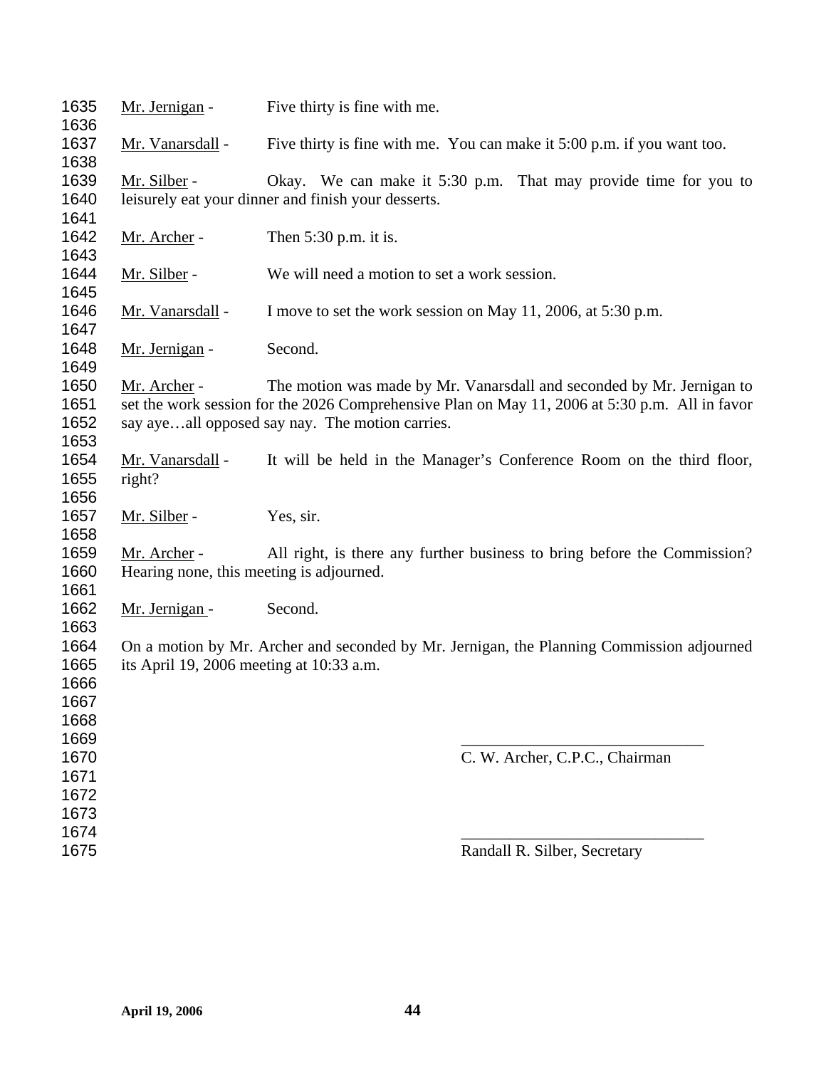Mr. Jernigan - Five thirty is fine with me.

Mr. Vanarsdall - Five thirty is fine with me. You can make it 5:00 p.m. if you want too.

Mr. Silber - Okay. We can make it 5:30 p.m. That may provide time for you to leisurely eat your dinner and finish your desserts.

Mr. Archer - Then 5:30 p.m. it is.

Mr. Silber - We will need a motion to set a work session.

Mr. Vanarsdall - I move to set the work session on May 11, 2006, at 5:30 p.m.

Mr. Jernigan - Second.

Mr. Archer - The motion was made by Mr. Vanarsdall and seconded by Mr. Jernigan to set the work session for the 2026 Comprehensive Plan on May 11, 2006 at 5:30 p.m. All in favor say aye…all opposed say nay. The motion carries.

Mr. Vanarsdall - It will be held in the Manager's Conference Room on the third floor, right?

Mr. Silber - Yes, sir.

Mr. Archer - All right, is there any further business to bring before the Commission? Hearing none, this meeting is adjourned.

Mr. Jernigan - Second.

On a motion by Mr. Archer and seconded by Mr. Jernigan, the Planning Commission adjourned its April 19, 2006 meeting at 10:33 a.m.

\_\_\_\_\_\_\_\_\_\_\_\_\_\_\_\_\_\_\_\_\_\_\_\_\_\_\_\_\_\_

C. W. Archer, C.P.C., Chairman

\_\_\_\_\_\_\_\_\_\_\_\_\_\_\_\_\_\_\_\_\_\_\_\_\_\_\_\_\_\_

Randall R. Silber, Secretary